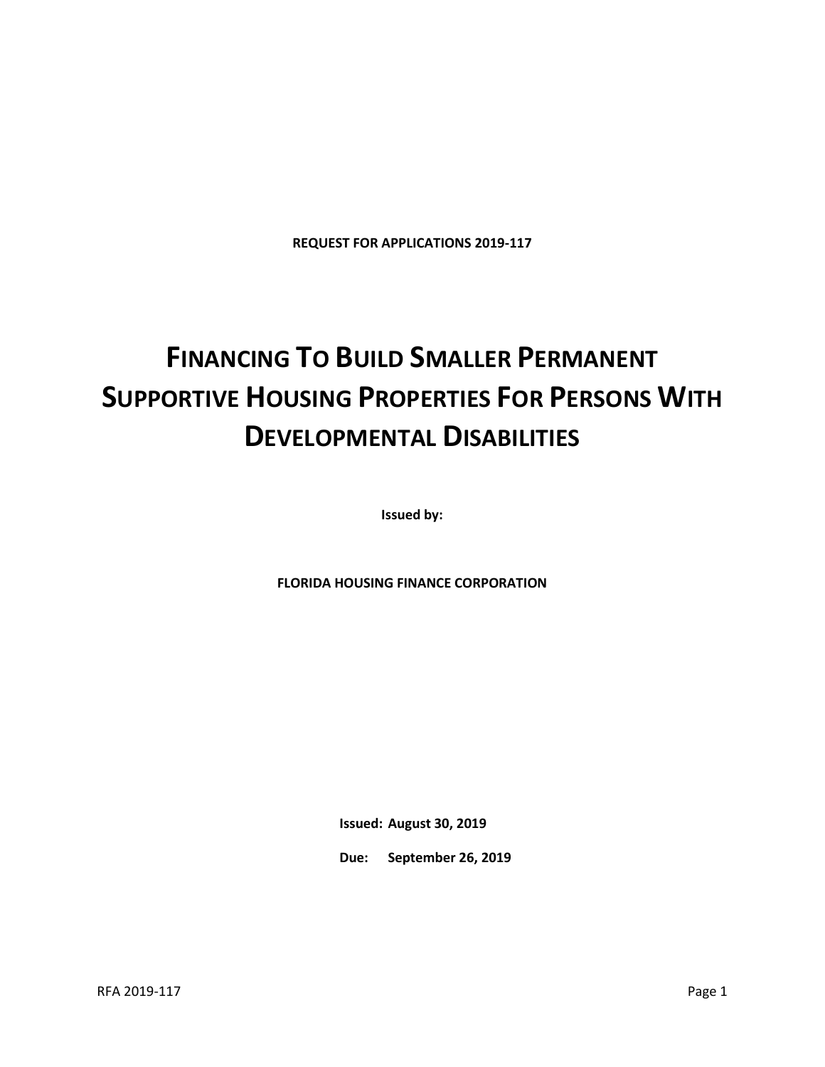**REQUEST FOR APPLICATIONS 2019-117**

# FINANCING TO BUILD SMALLER PERMANENT SUPPORTIVE HOUSING PROPERTIES FOR PERSONS WITH DEVELOPMENTAL DISABILITIES

**Issued by:**

**FLORIDA HOUSING FINANCE CORPORATION**

**Issued: August 30, 2019**

**Due: September 26, 2019**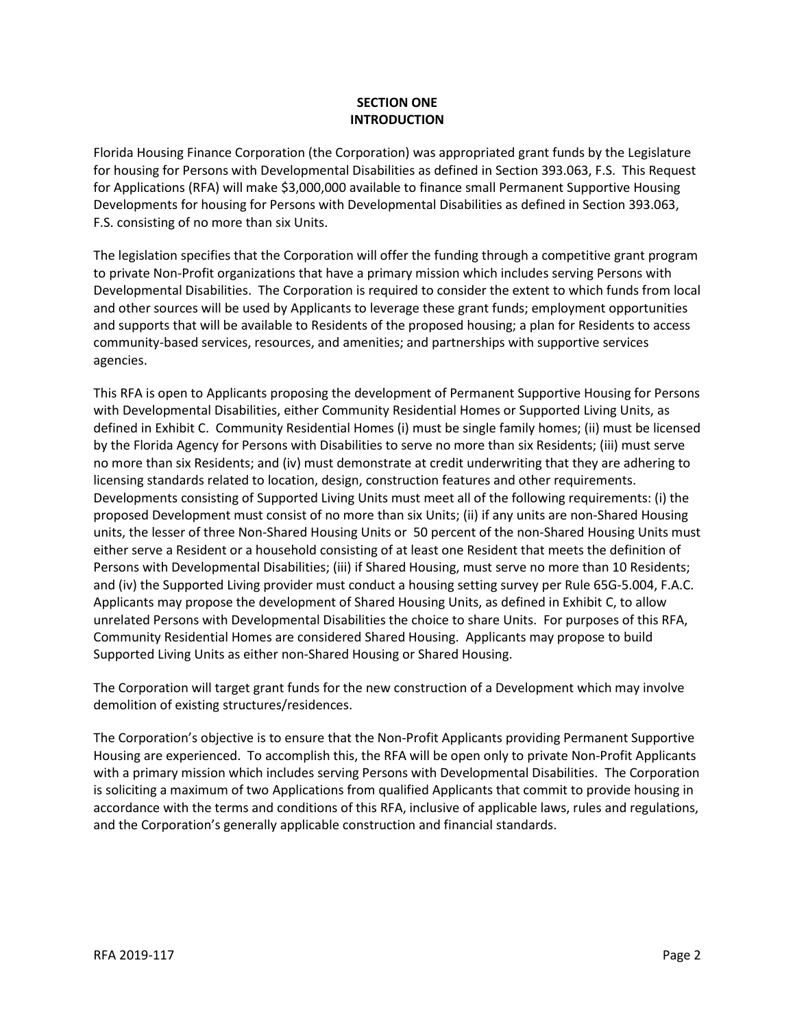# SECTION ONE
# INTRODUCTION

Florida Housing Finance Corporation (the Corporation) was appropriated grant funds by the Legislature for housing for Persons with Developmental Disabilities as defined in Section 393.063, F.S. This Request for Applications (RFA) will make $3,000,000 available to finance small Permanent Supportive Housing Developments for housing for Persons with Developmental Disabilities as defined in Section 393.063, F.S. consisting of no more than six Units.

The legislation specifies that the Corporation will offer the funding through a competitive grant program to private Non-Profit organizations that have a primary mission which includes serving Persons with Developmental Disabilities. The Corporation is required to consider the extent to which funds from local and other sources will be used by Applicants to leverage these grant funds; employment opportunities and supports that will be available to Residents of the proposed housing; a plan for Residents to access community-based services, resources, and amenities; and partnerships with supportive services agencies.

This RFA is open to Applicants proposing the development of Permanent Supportive Housing for Persons with Developmental Disabilities, either Community Residential Homes or Supported Living Units, as defined in Exhibit C. Community Residential Homes (i) must be single family homes; (ii) must be licensed by the Florida Agency for Persons with Disabilities to serve no more than six Residents; (iii) must serve no more than six Residents; and (iv) must demonstrate at credit underwriting that they are adhering to licensing standards related to location, design, construction features and other requirements. Developments consisting of Supported Living Units must meet all of the following requirements: (i) the proposed Development must consist of no more than six Units; (ii) if any units are non-Shared Housing units, the lesser of three Non-Shared Housing Units or 50 percent of the non-Shared Housing Units must either serve a Resident or a household consisting of at least one Resident that meets the definition of Persons with Developmental Disabilities; (iii) if Shared Housing, must serve no more than 10 Residents; and (iv) the Supported Living provider must conduct a housing setting survey per Rule 65G-5.004, F.A.C. Applicants may propose the development of Shared Housing Units, as defined in Exhibit C, to allow unrelated Persons with Developmental Disabilities the choice to share Units. For purposes of this RFA, Community Residential Homes are considered Shared Housing. Applicants may propose to build Supported Living Units as either non-Shared Housing or Shared Housing.

The Corporation will target grant funds for the new construction of a Development which may involve demolition of existing structures/residences.

The Corporation's objective is to ensure that the Non-Profit Applicants providing Permanent Supportive Housing are experienced. To accomplish this, the RFA will be open only to private Non-Profit Applicants with a primary mission which includes serving Persons with Developmental Disabilities. The Corporation is soliciting a maximum of two Applications from qualified Applicants that commit to provide housing in accordance with the terms and conditions of this RFA, inclusive of applicable laws, rules and regulations, and the Corporation's generally applicable construction and financial standards.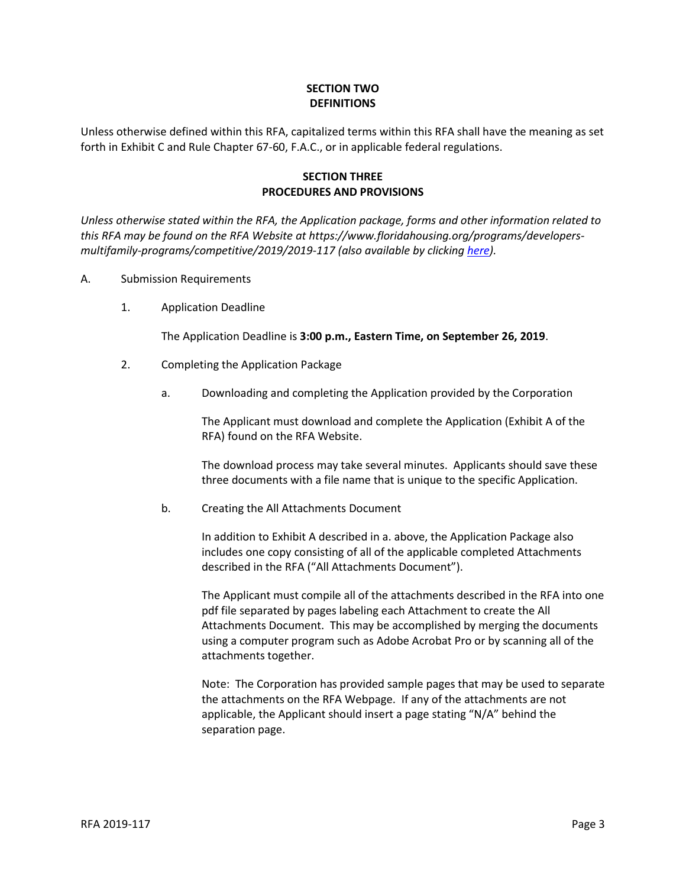## SECTION TWO
## DEFINITIONS

Unless otherwise defined within this RFA, capitalized terms within this RFA shall have the meaning as set forth in Exhibit C and Rule Chapter 67-60, F.A.C., or in applicable federal regulations.

## SECTION THREE
## PROCEDURES AND PROVISIONS

*Unless otherwise stated within the RFA, the Application package, forms and other information related to this RFA may be found on the RFA Website at https://www.floridahousing.org/programs/developers-multifamily-programs/competitive/2019/2019-117 (also available by clicking here).*

A. Submission Requirements

1. Application Deadline

   The Application Deadline is **3:00 p.m., Eastern Time, on September 26, 2019**.

2. Completing the Application Package

   a. Downloading and completing the Application provided by the Corporation

      The Applicant must download and complete the Application (Exhibit A of the RFA) found on the RFA Website.

      The download process may take several minutes. Applicants should save these three documents with a file name that is unique to the specific Application.

   b. Creating the All Attachments Document

      In addition to Exhibit A described in a. above, the Application Package also includes one copy consisting of all of the applicable completed Attachments described in the RFA ("All Attachments Document").

      The Applicant must compile all of the attachments described in the RFA into one pdf file separated by pages labeling each Attachment to create the All Attachments Document. This may be accomplished by merging the documents using a computer program such as Adobe Acrobat Pro or by scanning all of the attachments together.

      Note: The Corporation has provided sample pages that may be used to separate the attachments on the RFA Webpage. If any of the attachments are not applicable, the Applicant should insert a page stating "N/A" behind the separation page.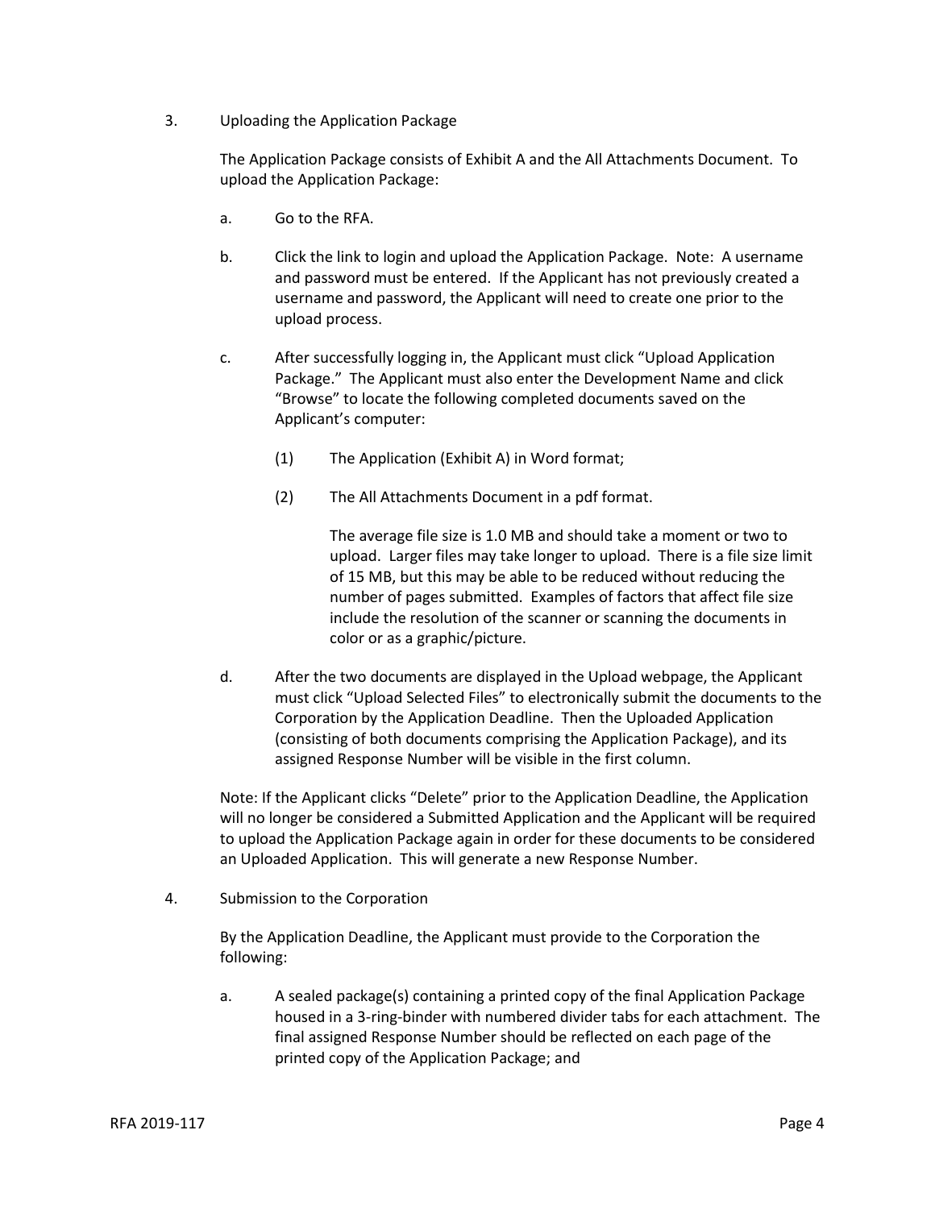3. Uploading the Application Package

   The Application Package consists of Exhibit A and the All Attachments Document. To upload the Application Package:

   a. Go to the RFA.

   b. Click the link to login and upload the Application Package. Note: A username and password must be entered. If the Applicant has not previously created a username and password, the Applicant will need to create one prior to the upload process.

   c. After successfully logging in, the Applicant must click "Upload Application Package." The Applicant must also enter the Development Name and click "Browse" to locate the following completed documents saved on the Applicant's computer:

      (1) The Application (Exhibit A) in Word format;

      (2) The All Attachments Document in a pdf format.

         The average file size is 1.0 MB and should take a moment or two to upload. Larger files may take longer to upload. There is a file size limit of 15 MB, but this may be able to be reduced without reducing the number of pages submitted. Examples of factors that affect file size include the resolution of the scanner or scanning the documents in color or as a graphic/picture.

   d. After the two documents are displayed in the Upload webpage, the Applicant must click "Upload Selected Files" to electronically submit the documents to the Corporation by the Application Deadline. Then the Uploaded Application (consisting of both documents comprising the Application Package), and its assigned Response Number will be visible in the first column.

   Note: If the Applicant clicks "Delete" prior to the Application Deadline, the Application will no longer be considered a Submitted Application and the Applicant will be required to upload the Application Package again in order for these documents to be considered an Uploaded Application. This will generate a new Response Number.

4. Submission to the Corporation

   By the Application Deadline, the Applicant must provide to the Corporation the following:

   a. A sealed package(s) containing a printed copy of the final Application Package housed in a 3-ring-binder with numbered divider tabs for each attachment. The final assigned Response Number should be reflected on each page of the printed copy of the Application Package; and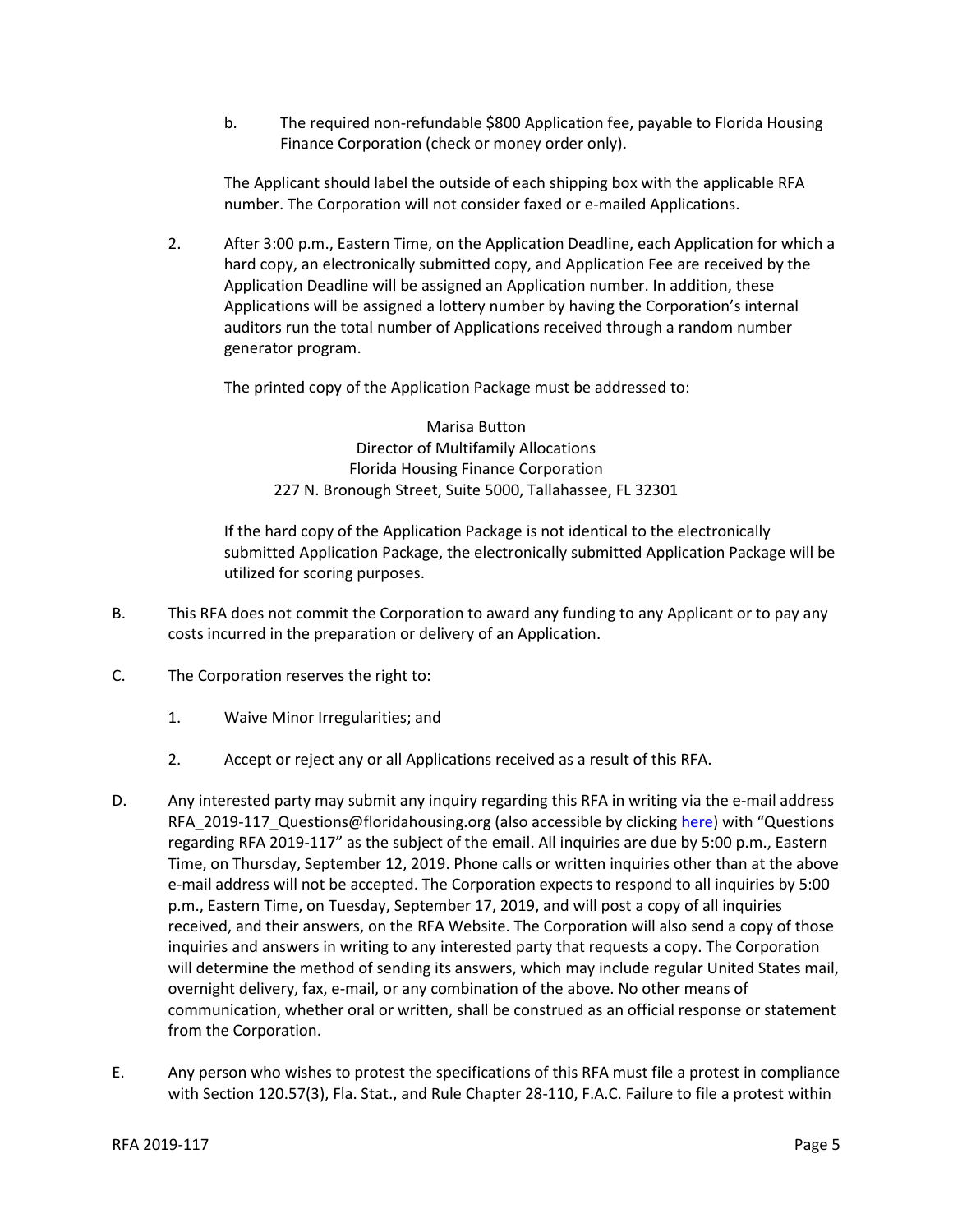b. The required non-refundable $800 Application fee, payable to Florida Housing Finance Corporation (check or money order only).

The Applicant should label the outside of each shipping box with the applicable RFA number. The Corporation will not consider faxed or e-mailed Applications.

2. After 3:00 p.m., Eastern Time, on the Application Deadline, each Application for which a hard copy, an electronically submitted copy, and Application Fee are received by the Application Deadline will be assigned an Application number. In addition, these Applications will be assigned a lottery number by having the Corporation's internal auditors run the total number of Applications received through a random number generator program.

The printed copy of the Application Package must be addressed to:

Marisa Button
Director of Multifamily Allocations
Florida Housing Finance Corporation
227 N. Bronough Street, Suite 5000, Tallahassee, FL 32301

If the hard copy of the Application Package is not identical to the electronically submitted Application Package, the electronically submitted Application Package will be utilized for scoring purposes.

B. This RFA does not commit the Corporation to award any funding to any Applicant or to pay any costs incurred in the preparation or delivery of an Application.

C. The Corporation reserves the right to:

1. Waive Minor Irregularities; and

2. Accept or reject any or all Applications received as a result of this RFA.

D. Any interested party may submit any inquiry regarding this RFA in writing via the e-mail address RFA_2019-117_Questions@floridahousing.org (also accessible by clicking here) with "Questions regarding RFA 2019-117" as the subject of the email. All inquiries are due by 5:00 p.m., Eastern Time, on Thursday, September 12, 2019. Phone calls or written inquiries other than at the above e-mail address will not be accepted. The Corporation expects to respond to all inquiries by 5:00 p.m., Eastern Time, on Tuesday, September 17, 2019, and will post a copy of all inquiries received, and their answers, on the RFA Website. The Corporation will also send a copy of those inquiries and answers in writing to any interested party that requests a copy. The Corporation will determine the method of sending its answers, which may include regular United States mail, overnight delivery, fax, e-mail, or any combination of the above. No other means of communication, whether oral or written, shall be construed as an official response or statement from the Corporation.

E. Any person who wishes to protest the specifications of this RFA must file a protest in compliance with Section 120.57(3), Fla. Stat., and Rule Chapter 28-110, F.A.C. Failure to file a protest within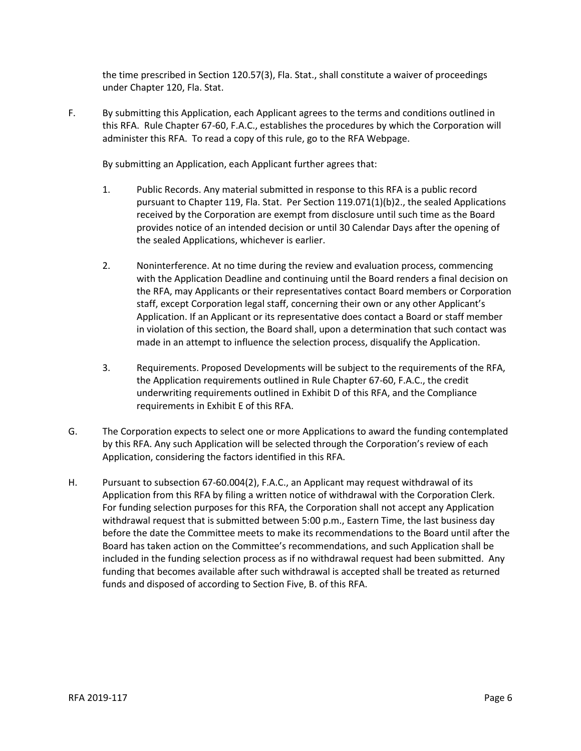the time prescribed in Section 120.57(3), Fla. Stat., shall constitute a waiver of proceedings under Chapter 120, Fla. Stat.

F. By submitting this Application, each Applicant agrees to the terms and conditions outlined in this RFA. Rule Chapter 67-60, F.A.C., establishes the procedures by which the Corporation will administer this RFA. To read a copy of this rule, go to the RFA Webpage.

   By submitting an Application, each Applicant further agrees that:

   1. Public Records. Any material submitted in response to this RFA is a public record pursuant to Chapter 119, Fla. Stat. Per Section 119.071(1)(b)2., the sealed Applications received by the Corporation are exempt from disclosure until such time as the Board provides notice of an intended decision or until 30 Calendar Days after the opening of the sealed Applications, whichever is earlier.

   2. Noninterference. At no time during the review and evaluation process, commencing with the Application Deadline and continuing until the Board renders a final decision on the RFA, may Applicants or their representatives contact Board members or Corporation staff, except Corporation legal staff, concerning their own or any other Applicant's Application. If an Applicant or its representative does contact a Board or staff member in violation of this section, the Board shall, upon a determination that such contact was made in an attempt to influence the selection process, disqualify the Application.

   3. Requirements. Proposed Developments will be subject to the requirements of the RFA, the Application requirements outlined in Rule Chapter 67-60, F.A.C., the credit underwriting requirements outlined in Exhibit D of this RFA, and the Compliance requirements in Exhibit E of this RFA.

G. The Corporation expects to select one or more Applications to award the funding contemplated by this RFA. Any such Application will be selected through the Corporation's review of each Application, considering the factors identified in this RFA.

H. Pursuant to subsection 67-60.004(2), F.A.C., an Applicant may request withdrawal of its Application from this RFA by filing a written notice of withdrawal with the Corporation Clerk. For funding selection purposes for this RFA, the Corporation shall not accept any Application withdrawal request that is submitted between 5:00 p.m., Eastern Time, the last business day before the date the Committee meets to make its recommendations to the Board until after the Board has taken action on the Committee's recommendations, and such Application shall be included in the funding selection process as if no withdrawal request had been submitted. Any funding that becomes available after such withdrawal is accepted shall be treated as returned funds and disposed of according to Section Five, B. of this RFA.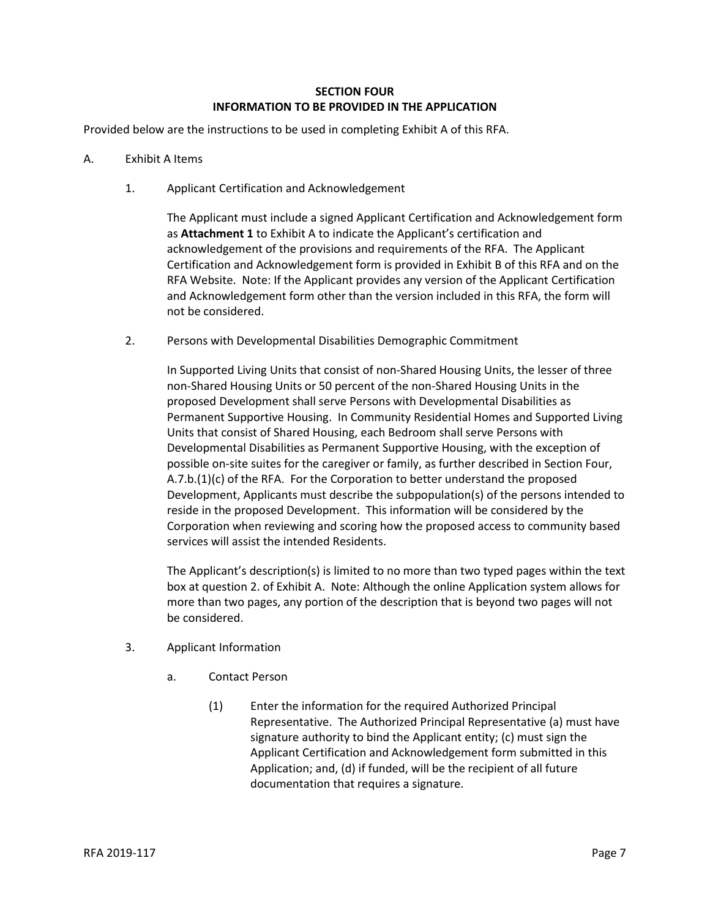# SECTION FOUR
# INFORMATION TO BE PROVIDED IN THE APPLICATION

Provided below are the instructions to be used in completing Exhibit A of this RFA.

A. Exhibit A Items

1. Applicant Certification and Acknowledgement

   The Applicant must include a signed Applicant Certification and Acknowledgement form as **Attachment 1** to Exhibit A to indicate the Applicant's certification and acknowledgement of the provisions and requirements of the RFA. The Applicant Certification and Acknowledgement form is provided in Exhibit B of this RFA and on the RFA Website. Note: If the Applicant provides any version of the Applicant Certification and Acknowledgement form other than the version included in this RFA, the form will not be considered.

2. Persons with Developmental Disabilities Demographic Commitment

   In Supported Living Units that consist of non-Shared Housing Units, the lesser of three non-Shared Housing Units or 50 percent of the non-Shared Housing Units in the proposed Development shall serve Persons with Developmental Disabilities as Permanent Supportive Housing. In Community Residential Homes and Supported Living Units that consist of Shared Housing, each Bedroom shall serve Persons with Developmental Disabilities as Permanent Supportive Housing, with the exception of possible on-site suites for the caregiver or family, as further described in Section Four, A.7.b.(1)(c) of the RFA. For the Corporation to better understand the proposed Development, Applicants must describe the subpopulation(s) of the persons intended to reside in the proposed Development. This information will be considered by the Corporation when reviewing and scoring how the proposed access to community based services will assist the intended Residents.

   The Applicant's description(s) is limited to no more than two typed pages within the text box at question 2. of Exhibit A. Note: Although the online Application system allows for more than two pages, any portion of the description that is beyond two pages will not be considered.

3. Applicant Information

   a. Contact Person

      (1) Enter the information for the required Authorized Principal Representative. The Authorized Principal Representative (a) must have signature authority to bind the Applicant entity; (c) must sign the Applicant Certification and Acknowledgement form submitted in this Application; and, (d) if funded, will be the recipient of all future documentation that requires a signature.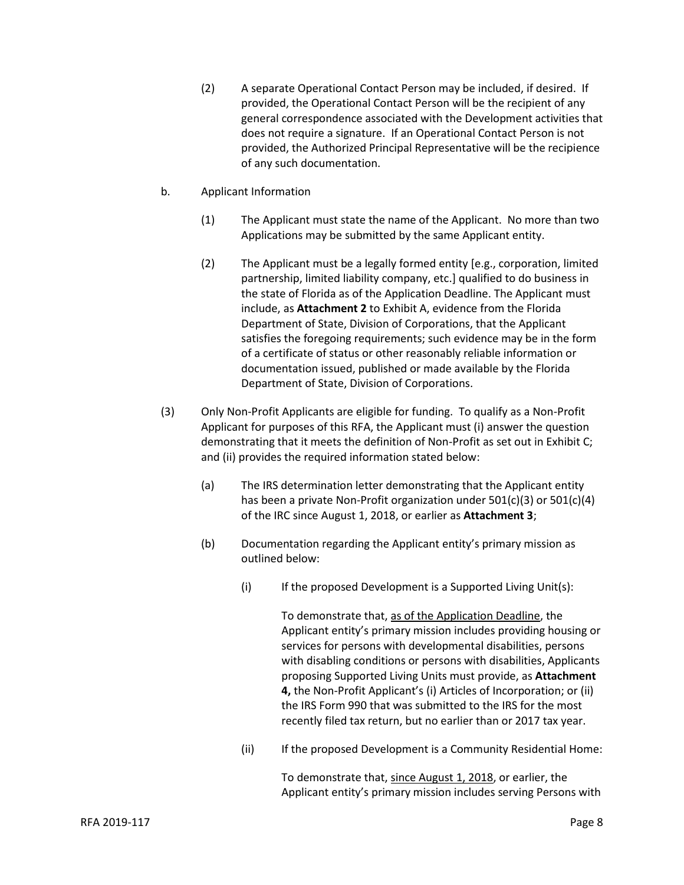(2) A separate Operational Contact Person may be included, if desired. If provided, the Operational Contact Person will be the recipient of any general correspondence associated with the Development activities that does not require a signature. If an Operational Contact Person is not provided, the Authorized Principal Representative will be the recipience of any such documentation.

b. Applicant Information

(1) The Applicant must state the name of the Applicant. No more than two Applications may be submitted by the same Applicant entity.

(2) The Applicant must be a legally formed entity [e.g., corporation, limited partnership, limited liability company, etc.] qualified to do business in the state of Florida as of the Application Deadline. The Applicant must include, as **Attachment 2** to Exhibit A, evidence from the Florida Department of State, Division of Corporations, that the Applicant satisfies the foregoing requirements; such evidence may be in the form of a certificate of status or other reasonably reliable information or documentation issued, published or made available by the Florida Department of State, Division of Corporations.

(3) Only Non-Profit Applicants are eligible for funding. To qualify as a Non-Profit Applicant for purposes of this RFA, the Applicant must (i) answer the question demonstrating that it meets the definition of Non-Profit as set out in Exhibit C; and (ii) provides the required information stated below:

(a) The IRS determination letter demonstrating that the Applicant entity has been a private Non-Profit organization under 501(c)(3) or 501(c)(4) of the IRC since August 1, 2018, or earlier as **Attachment 3**;

(b) Documentation regarding the Applicant entity's primary mission as outlined below:

(i) If the proposed Development is a Supported Living Unit(s):

To demonstrate that, <u>as of the Application Deadline</u>, the Applicant entity's primary mission includes providing housing or services for persons with developmental disabilities, persons with disabling conditions or persons with disabilities, Applicants proposing Supported Living Units must provide, as **Attachment 4,** the Non-Profit Applicant's (i) Articles of Incorporation; or (ii) the IRS Form 990 that was submitted to the IRS for the most recently filed tax return, but no earlier than or 2017 tax year.

(ii) If the proposed Development is a Community Residential Home:

To demonstrate that, <u>since August 1, 2018</u>, or earlier, the Applicant entity's primary mission includes serving Persons with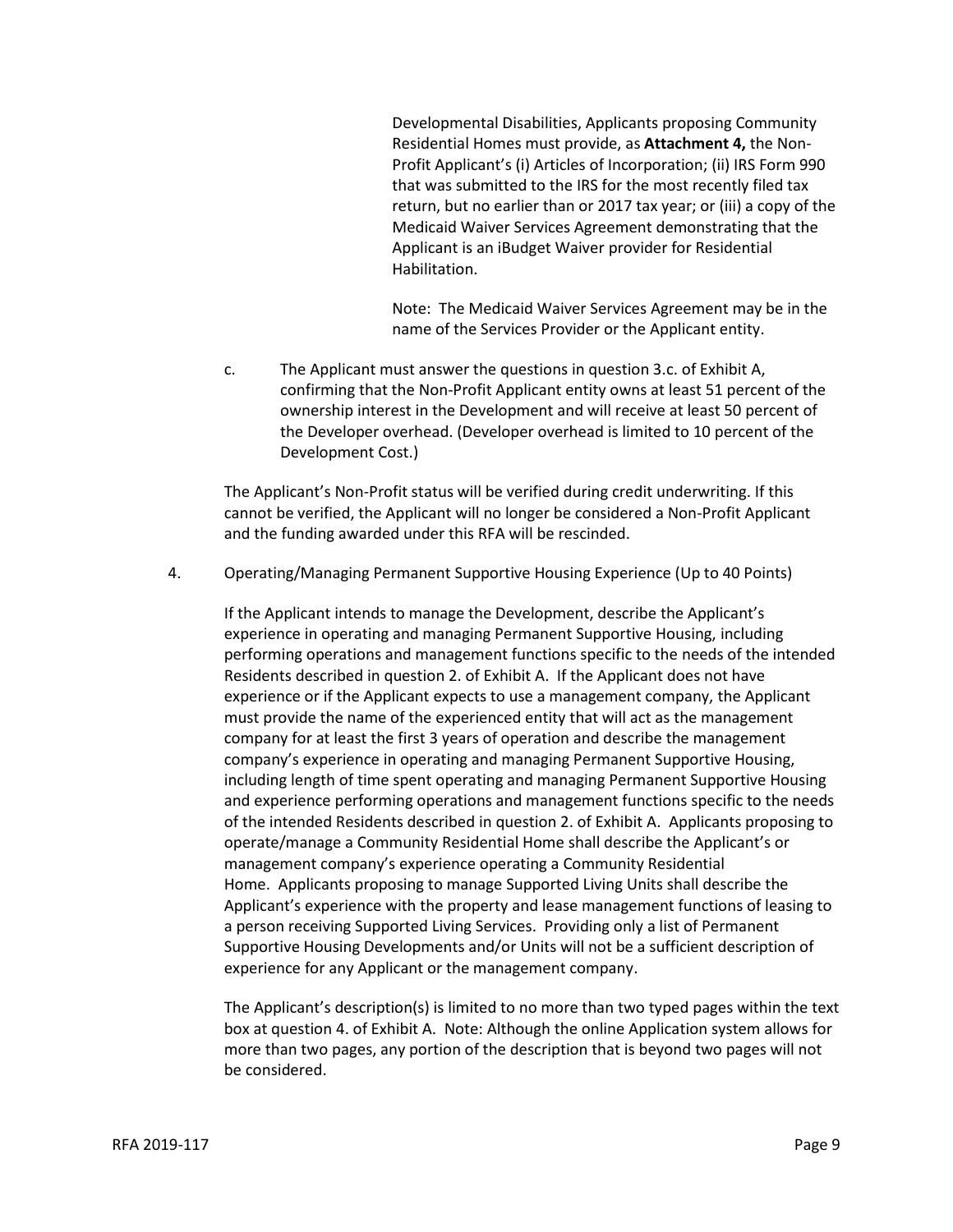Developmental Disabilities, Applicants proposing Community Residential Homes must provide, as **Attachment 4,** the Non-Profit Applicant's (i) Articles of Incorporation; (ii) IRS Form 990 that was submitted to the IRS for the most recently filed tax return, but no earlier than or 2017 tax year; or (iii) a copy of the Medicaid Waiver Services Agreement demonstrating that the Applicant is an iBudget Waiver provider for Residential Habilitation.

Note: The Medicaid Waiver Services Agreement may be in the name of the Services Provider or the Applicant entity.

c. The Applicant must answer the questions in question 3.c. of Exhibit A, confirming that the Non-Profit Applicant entity owns at least 51 percent of the ownership interest in the Development and will receive at least 50 percent of the Developer overhead. (Developer overhead is limited to 10 percent of the Development Cost.)

The Applicant's Non-Profit status will be verified during credit underwriting. If this cannot be verified, the Applicant will no longer be considered a Non-Profit Applicant and the funding awarded under this RFA will be rescinded.

4. Operating/Managing Permanent Supportive Housing Experience (Up to 40 Points)

If the Applicant intends to manage the Development, describe the Applicant's experience in operating and managing Permanent Supportive Housing, including performing operations and management functions specific to the needs of the intended Residents described in question 2. of Exhibit A. If the Applicant does not have experience or if the Applicant expects to use a management company, the Applicant must provide the name of the experienced entity that will act as the management company for at least the first 3 years of operation and describe the management company's experience in operating and managing Permanent Supportive Housing, including length of time spent operating and managing Permanent Supportive Housing and experience performing operations and management functions specific to the needs of the intended Residents described in question 2. of Exhibit A. Applicants proposing to operate/manage a Community Residential Home shall describe the Applicant's or management company's experience operating a Community Residential Home. Applicants proposing to manage Supported Living Units shall describe the Applicant's experience with the property and lease management functions of leasing to a person receiving Supported Living Services. Providing only a list of Permanent Supportive Housing Developments and/or Units will not be a sufficient description of experience for any Applicant or the management company.

The Applicant's description(s) is limited to no more than two typed pages within the text box at question 4. of Exhibit A. Note: Although the online Application system allows for more than two pages, any portion of the description that is beyond two pages will not be considered.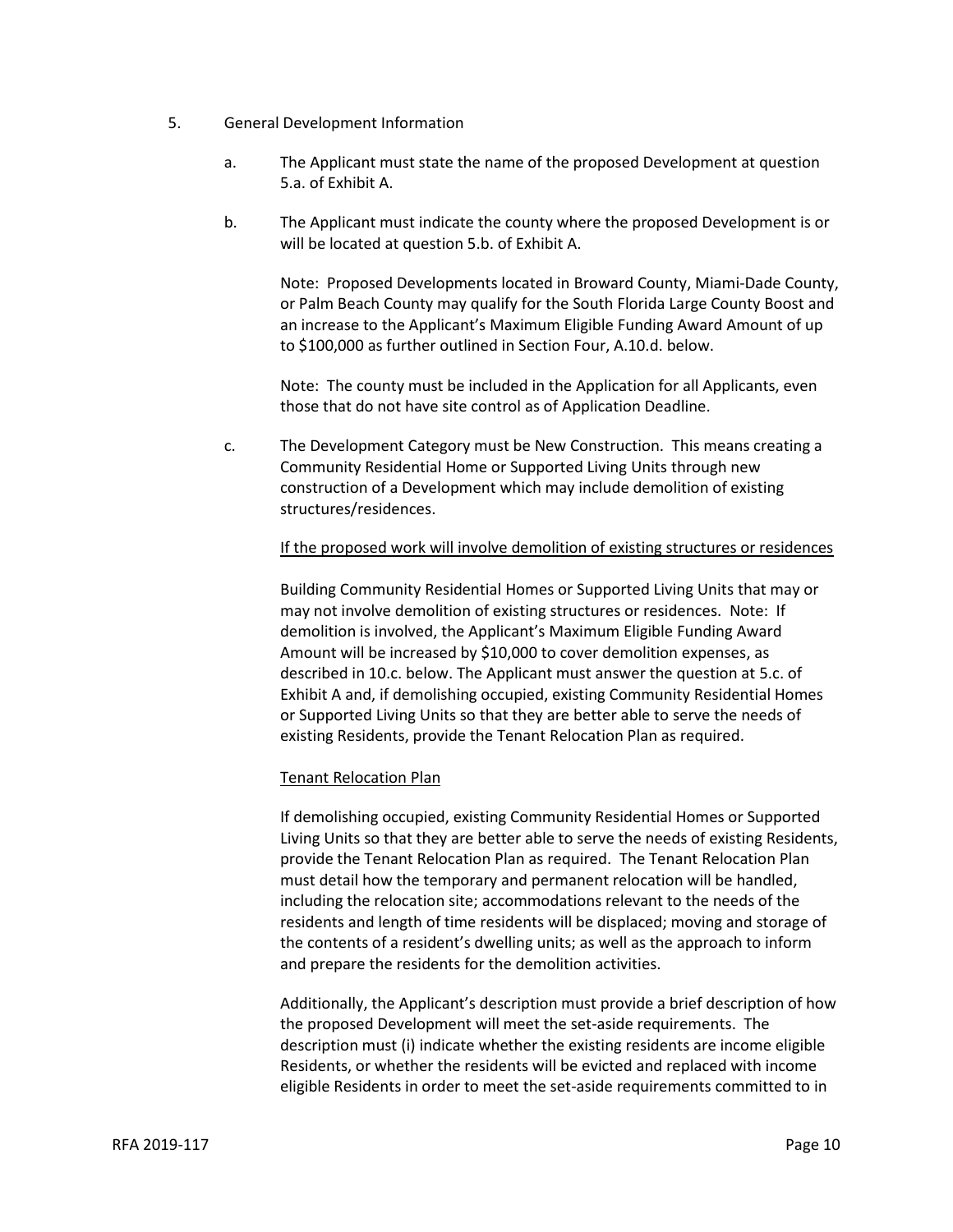5. General Development Information

   a. The Applicant must state the name of the proposed Development at question 5.a. of Exhibit A.

   b. The Applicant must indicate the county where the proposed Development is or will be located at question 5.b. of Exhibit A.

      Note: Proposed Developments located in Broward County, Miami-Dade County, or Palm Beach County may qualify for the South Florida Large County Boost and an increase to the Applicant's Maximum Eligible Funding Award Amount of up to $100,000 as further outlined in Section Four, A.10.d. below.

      Note: The county must be included in the Application for all Applicants, even those that do not have site control as of Application Deadline.

   c. The Development Category must be New Construction. This means creating a Community Residential Home or Supported Living Units through new construction of a Development which may include demolition of existing structures/residences.

      <u>If the proposed work will involve demolition of existing structures or residences</u>

      Building Community Residential Homes or Supported Living Units that may or may not involve demolition of existing structures or residences. Note: If demolition is involved, the Applicant's Maximum Eligible Funding Award Amount will be increased by $10,000 to cover demolition expenses, as described in 10.c. below. The Applicant must answer the question at 5.c. of Exhibit A and, if demolishing occupied, existing Community Residential Homes or Supported Living Units so that they are better able to serve the needs of existing Residents, provide the Tenant Relocation Plan as required.

      <u>Tenant Relocation Plan</u>

      If demolishing occupied, existing Community Residential Homes or Supported Living Units so that they are better able to serve the needs of existing Residents, provide the Tenant Relocation Plan as required. The Tenant Relocation Plan must detail how the temporary and permanent relocation will be handled, including the relocation site; accommodations relevant to the needs of the residents and length of time residents will be displaced; moving and storage of the contents of a resident's dwelling units; as well as the approach to inform and prepare the residents for the demolition activities.

      Additionally, the Applicant's description must provide a brief description of how the proposed Development will meet the set-aside requirements. The description must (i) indicate whether the existing residents are income eligible Residents, or whether the residents will be evicted and replaced with income eligible Residents in order to meet the set-aside requirements committed to in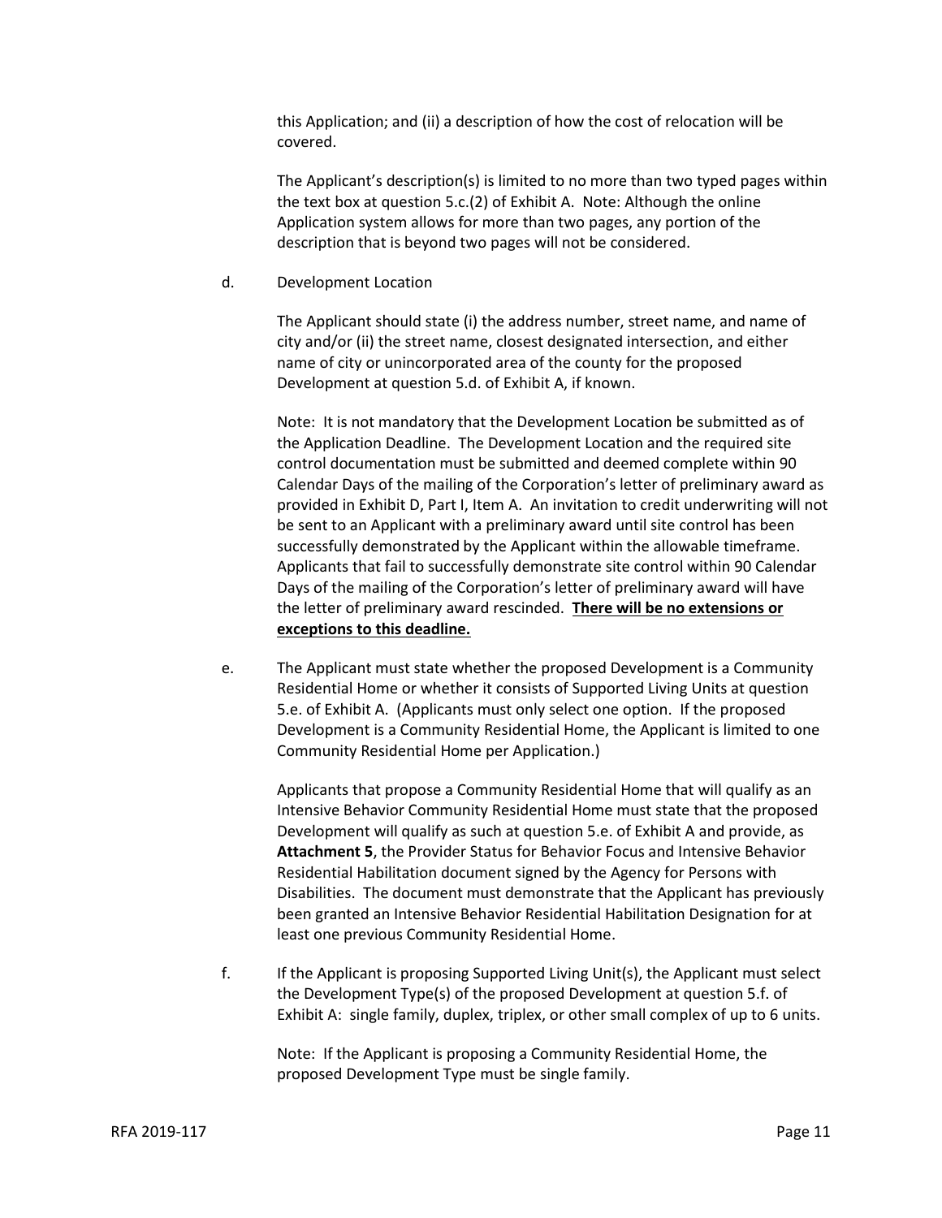this Application; and (ii) a description of how the cost of relocation will be covered.

The Applicant's description(s) is limited to no more than two typed pages within the text box at question 5.c.(2) of Exhibit A. Note: Although the online Application system allows for more than two pages, any portion of the description that is beyond two pages will not be considered.

d. Development Location

The Applicant should state (i) the address number, street name, and name of city and/or (ii) the street name, closest designated intersection, and either name of city or unincorporated area of the county for the proposed Development at question 5.d. of Exhibit A, if known.

Note: It is not mandatory that the Development Location be submitted as of the Application Deadline. The Development Location and the required site control documentation must be submitted and deemed complete within 90 Calendar Days of the mailing of the Corporation's letter of preliminary award as provided in Exhibit D, Part I, Item A. An invitation to credit underwriting will not be sent to an Applicant with a preliminary award until site control has been successfully demonstrated by the Applicant within the allowable timeframe. Applicants that fail to successfully demonstrate site control within 90 Calendar Days of the mailing of the Corporation's letter of preliminary award will have the letter of preliminary award rescinded. **<u>There will be no extensions or exceptions to this deadline.</u>**

e. The Applicant must state whether the proposed Development is a Community Residential Home or whether it consists of Supported Living Units at question 5.e. of Exhibit A. (Applicants must only select one option. If the proposed Development is a Community Residential Home, the Applicant is limited to one Community Residential Home per Application.)

Applicants that propose a Community Residential Home that will qualify as an Intensive Behavior Community Residential Home must state that the proposed Development will qualify as such at question 5.e. of Exhibit A and provide, as **Attachment 5**, the Provider Status for Behavior Focus and Intensive Behavior Residential Habilitation document signed by the Agency for Persons with Disabilities. The document must demonstrate that the Applicant has previously been granted an Intensive Behavior Residential Habilitation Designation for at least one previous Community Residential Home.

f. If the Applicant is proposing Supported Living Unit(s), the Applicant must select the Development Type(s) of the proposed Development at question 5.f. of Exhibit A: single family, duplex, triplex, or other small complex of up to 6 units.

Note: If the Applicant is proposing a Community Residential Home, the proposed Development Type must be single family.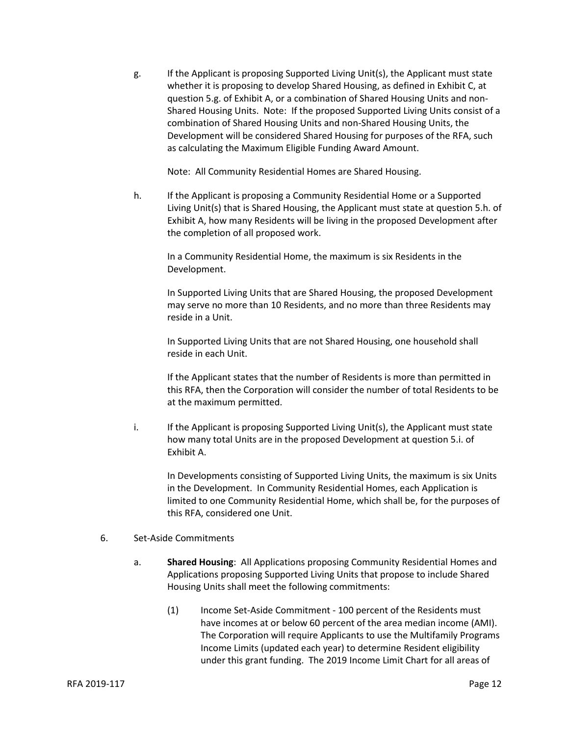g. If the Applicant is proposing Supported Living Unit(s), the Applicant must state whether it is proposing to develop Shared Housing, as defined in Exhibit C, at question 5.g. of Exhibit A, or a combination of Shared Housing Units and non-Shared Housing Units. Note: If the proposed Supported Living Units consist of a combination of Shared Housing Units and non-Shared Housing Units, the Development will be considered Shared Housing for purposes of the RFA, such as calculating the Maximum Eligible Funding Award Amount.

Note: All Community Residential Homes are Shared Housing.

h. If the Applicant is proposing a Community Residential Home or a Supported Living Unit(s) that is Shared Housing, the Applicant must state at question 5.h. of Exhibit A, how many Residents will be living in the proposed Development after the completion of all proposed work.

In a Community Residential Home, the maximum is six Residents in the Development.

In Supported Living Units that are Shared Housing, the proposed Development may serve no more than 10 Residents, and no more than three Residents may reside in a Unit.

In Supported Living Units that are not Shared Housing, one household shall reside in each Unit.

If the Applicant states that the number of Residents is more than permitted in this RFA, then the Corporation will consider the number of total Residents to be at the maximum permitted.

i. If the Applicant is proposing Supported Living Unit(s), the Applicant must state how many total Units are in the proposed Development at question 5.i. of Exhibit A.

In Developments consisting of Supported Living Units, the maximum is six Units in the Development. In Community Residential Homes, each Application is limited to one Community Residential Home, which shall be, for the purposes of this RFA, considered one Unit.

6. Set-Aside Commitments

a. **Shared Housing**: All Applications proposing Community Residential Homes and Applications proposing Supported Living Units that propose to include Shared Housing Units shall meet the following commitments:

(1) Income Set-Aside Commitment - 100 percent of the Residents must have incomes at or below 60 percent of the area median income (AMI). The Corporation will require Applicants to use the Multifamily Programs Income Limits (updated each year) to determine Resident eligibility under this grant funding. The 2019 Income Limit Chart for all areas of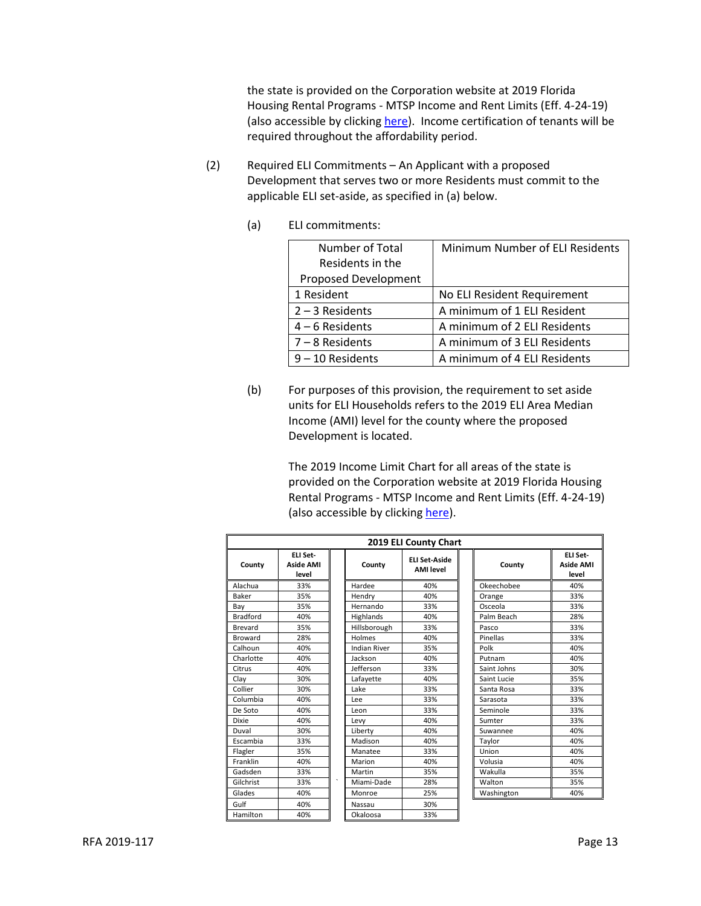the state is provided on the Corporation website at 2019 Florida Housing Rental Programs - MTSP Income and Rent Limits (Eff. 4-24-19) (also accessible by clicking here). Income certification of tenants will be required throughout the affordability period.

(2) Required ELI Commitments – An Applicant with a proposed Development that serves two or more Residents must commit to the applicable ELI set-aside, as specified in (a) below.

(a) ELI commitments:

| Number of Total Residents in the Proposed Development | Minimum Number of ELI Residents |
|---|---|
| 1 Resident | No ELI Resident Requirement |
| 2 – 3 Residents | A minimum of 1 ELI Resident |
| 4 – 6 Residents | A minimum of 2 ELI Residents |
| 7 – 8 Residents | A minimum of 3 ELI Residents |
| 9 – 10 Residents | A minimum of 4 ELI Residents |

(b) For purposes of this provision, the requirement to set aside units for ELI Households refers to the 2019 ELI Area Median Income (AMI) level for the county where the proposed Development is located.

The 2019 Income Limit Chart for all areas of the state is provided on the Corporation website at 2019 Florida Housing Rental Programs - MTSP Income and Rent Limits (Eff. 4-24-19) (also accessible by clicking here).

**2019 ELI County Chart**

| County | ELI Set-Aside AMI level | County | ELI Set-Aside AMI level | County | ELI Set-Aside AMI level |
|---|---|---|---|---|---|
| Alachua | 33% | Hardee | 40% | Okeechobee | 40% |
| Baker | 35% | Hendry | 40% | Orange | 33% |
| Bay | 35% | Hernando | 33% | Osceola | 33% |
| Bradford | 40% | Highlands | 40% | Palm Beach | 28% |
| Brevard | 35% | Hillsborough | 33% | Pasco | 33% |
| Broward | 28% | Holmes | 40% | Pinellas | 33% |
| Calhoun | 40% | Indian River | 35% | Polk | 40% |
| Charlotte | 40% | Jackson | 40% | Putnam | 40% |
| Citrus | 40% | Jefferson | 33% | Saint Johns | 30% |
| Clay | 30% | Lafayette | 40% | Saint Lucie | 35% |
| Collier | 30% | Lake | 33% | Santa Rosa | 33% |
| Columbia | 40% | Lee | 33% | Sarasota | 33% |
| De Soto | 40% | Leon | 33% | Seminole | 33% |
| Dixie | 40% | Levy | 40% | Sumter | 33% |
| Duval | 30% | Liberty | 40% | Suwannee | 40% |
| Escambia | 33% | Madison | 40% | Taylor | 40% |
| Flagler | 35% | Manatee | 33% | Union | 40% |
| Franklin | 40% | Marion | 40% | Volusia | 40% |
| Gadsden | 33% | Martin | 35% | Wakulla | 35% |
| Gilchrist | 33% | Miami-Dade | 28% | Walton | 35% |
| Glades | 40% | Monroe | 25% | Washington | 40% |
| Gulf | 40% | Nassau | 30% | | |
| Hamilton | 40% | Okaloosa | 33% | | |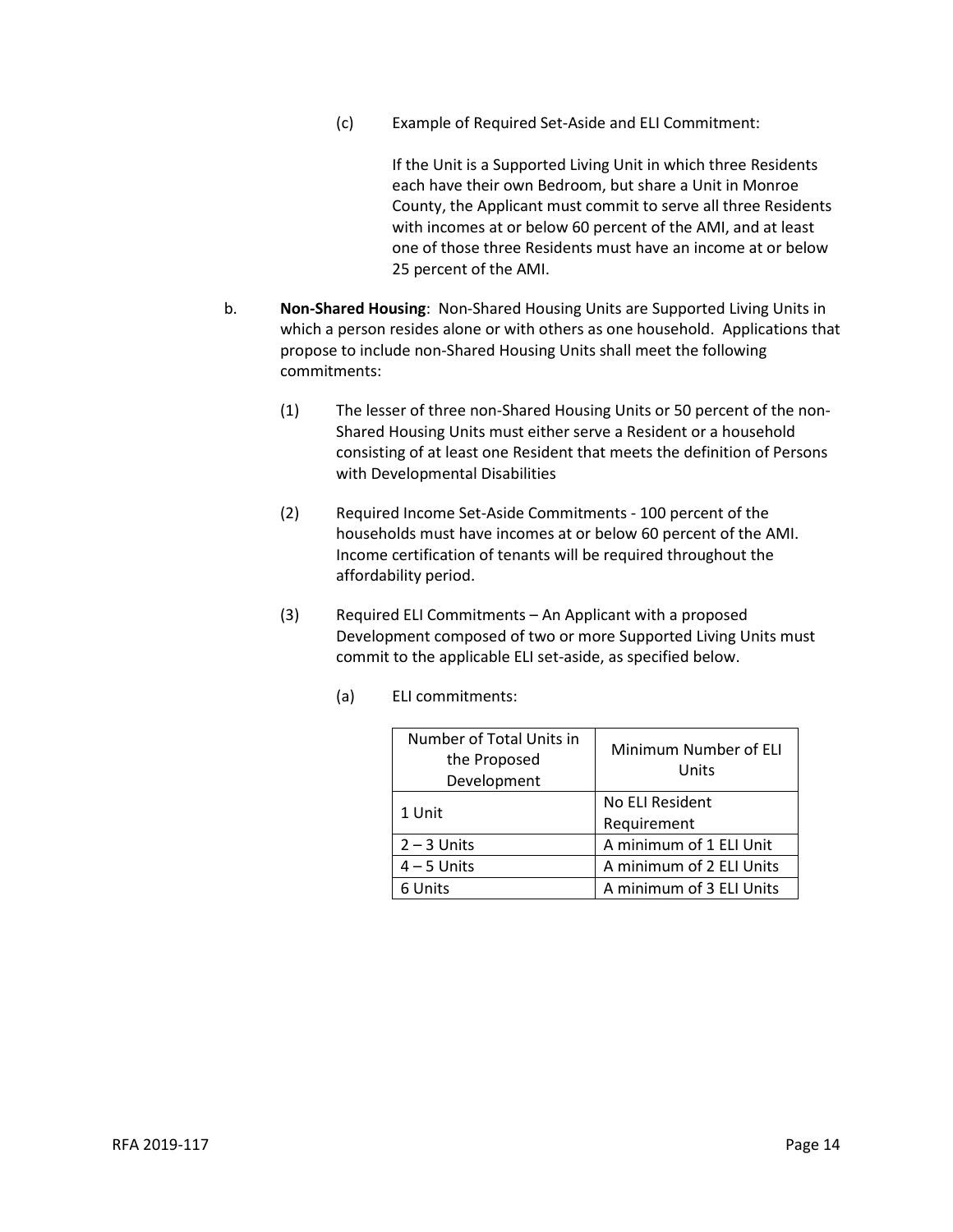(c) Example of Required Set-Aside and ELI Commitment:

If the Unit is a Supported Living Unit in which three Residents each have their own Bedroom, but share a Unit in Monroe County, the Applicant must commit to serve all three Residents with incomes at or below 60 percent of the AMI, and at least one of those three Residents must have an income at or below 25 percent of the AMI.

b. **Non-Shared Housing**: Non-Shared Housing Units are Supported Living Units in which a person resides alone or with others as one household. Applications that propose to include non-Shared Housing Units shall meet the following commitments:

(1) The lesser of three non-Shared Housing Units or 50 percent of the non-Shared Housing Units must either serve a Resident or a household consisting of at least one Resident that meets the definition of Persons with Developmental Disabilities

(2) Required Income Set-Aside Commitments - 100 percent of the households must have incomes at or below 60 percent of the AMI. Income certification of tenants will be required throughout the affordability period.

(3) Required ELI Commitments – An Applicant with a proposed Development composed of two or more Supported Living Units must commit to the applicable ELI set-aside, as specified below.

(a) ELI commitments:

| Number of Total Units in the Proposed Development | Minimum Number of ELI Units |
|---|---|
| 1 Unit | No ELI Resident Requirement |
| 2 – 3 Units | A minimum of 1 ELI Unit |
| 4 – 5 Units | A minimum of 2 ELI Units |
| 6 Units | A minimum of 3 ELI Units |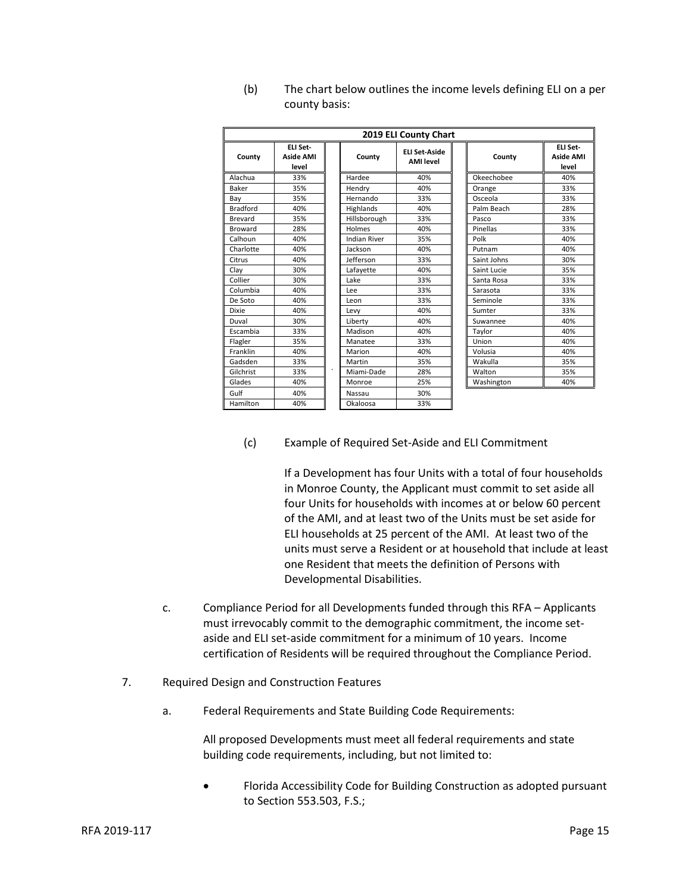(b) The chart below outlines the income levels defining ELI on a per county basis:

| 2019 ELI County Chart | | | | | |
|---|---|---|---|---|---|
| County | ELI Set-Aside AMI level | County | ELI Set-Aside AMI level | County | ELI Set-Aside AMI level |
| Alachua | 33% | Hardee | 40% | Okeechobee | 40% |
| Baker | 35% | Hendry | 40% | Orange | 33% |
| Bay | 35% | Hernando | 33% | Osceola | 33% |
| Bradford | 40% | Highlands | 40% | Palm Beach | 28% |
| Brevard | 35% | Hillsborough | 33% | Pasco | 33% |
| Broward | 28% | Holmes | 40% | Pinellas | 33% |
| Calhoun | 40% | Indian River | 35% | Polk | 40% |
| Charlotte | 40% | Jackson | 40% | Putnam | 40% |
| Citrus | 40% | Jefferson | 33% | Saint Johns | 30% |
| Clay | 30% | Lafayette | 40% | Saint Lucie | 35% |
| Collier | 30% | Lake | 33% | Santa Rosa | 33% |
| Columbia | 40% | Lee | 33% | Sarasota | 33% |
| De Soto | 40% | Leon | 33% | Seminole | 33% |
| Dixie | 40% | Levy | 40% | Sumter | 33% |
| Duval | 30% | Liberty | 40% | Suwannee | 40% |
| Escambia | 33% | Madison | 40% | Taylor | 40% |
| Flagler | 35% | Manatee | 33% | Union | 40% |
| Franklin | 40% | Marion | 40% | Volusia | 40% |
| Gadsden | 33% | Martin | 35% | Wakulla | 35% |
| Gilchrist | 33% | Miami-Dade | 28% | Walton | 35% |
| Glades | 40% | Monroe | 25% | Washington | 40% |
| Gulf | 40% | Nassau | 30% | | |
| Hamilton | 40% | Okaloosa | 33% | | |

(c) Example of Required Set-Aside and ELI Commitment

If a Development has four Units with a total of four households in Monroe County, the Applicant must commit to set aside all four Units for households with incomes at or below 60 percent of the AMI, and at least two of the Units must be set aside for ELI households at 25 percent of the AMI. At least two of the units must serve a Resident or at household that include at least one Resident that meets the definition of Persons with Developmental Disabilities.

c. Compliance Period for all Developments funded through this RFA – Applicants must irrevocably commit to the demographic commitment, the income set-aside and ELI set-aside commitment for a minimum of 10 years. Income certification of Residents will be required throughout the Compliance Period.

7. Required Design and Construction Features

a. Federal Requirements and State Building Code Requirements:

All proposed Developments must meet all federal requirements and state building code requirements, including, but not limited to:

- Florida Accessibility Code for Building Construction as adopted pursuant to Section 553.503, F.S.;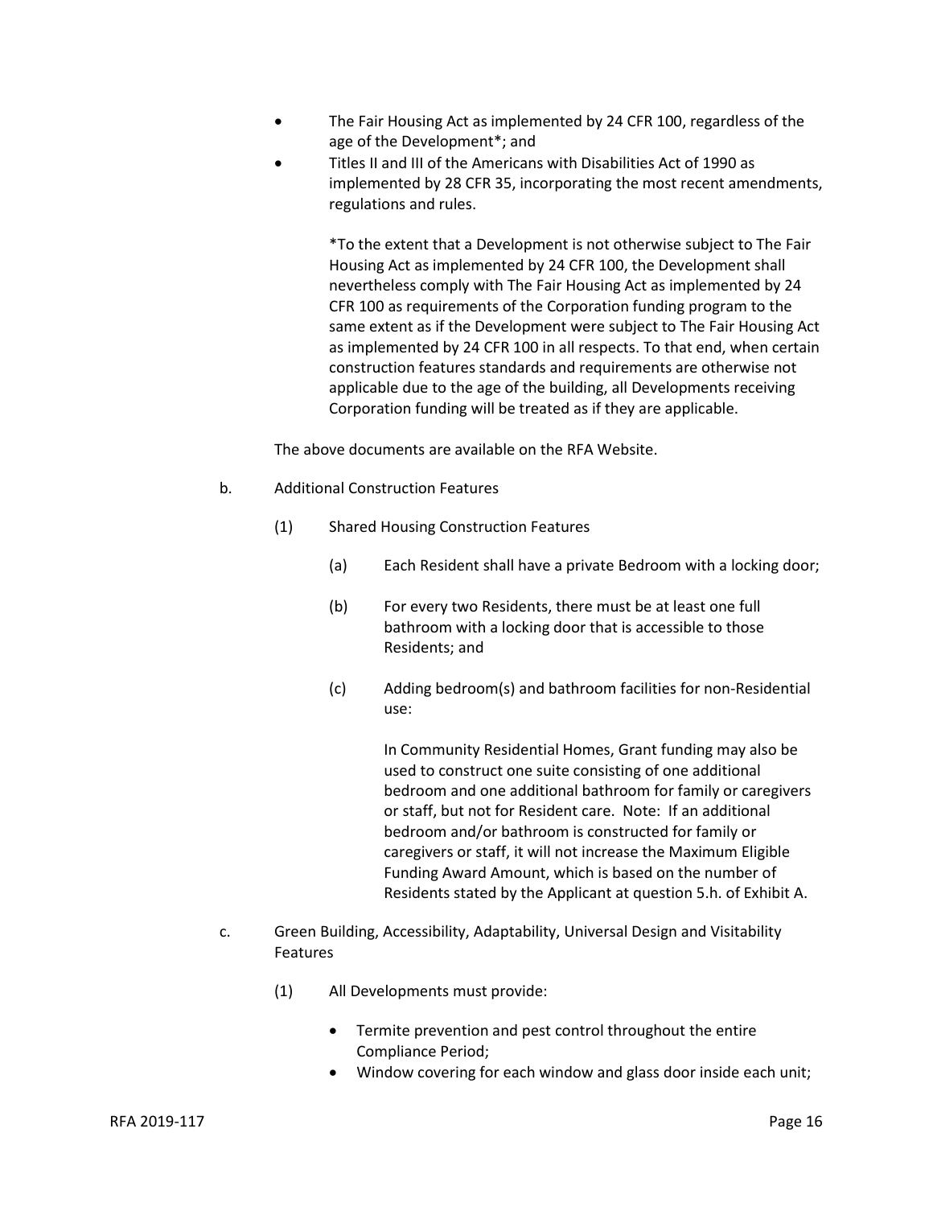- The Fair Housing Act as implemented by 24 CFR 100, regardless of the age of the Development*; and
- Titles II and III of the Americans with Disabilities Act of 1990 as implemented by 28 CFR 35, incorporating the most recent amendments, regulations and rules.

  *To the extent that a Development is not otherwise subject to The Fair Housing Act as implemented by 24 CFR 100, the Development shall nevertheless comply with The Fair Housing Act as implemented by 24 CFR 100 as requirements of the Corporation funding program to the same extent as if the Development were subject to The Fair Housing Act as implemented by 24 CFR 100 in all respects. To that end, when certain construction features standards and requirements are otherwise not applicable due to the age of the building, all Developments receiving Corporation funding will be treated as if they are applicable.

The above documents are available on the RFA Website.

b. Additional Construction Features

(1) Shared Housing Construction Features

(a) Each Resident shall have a private Bedroom with a locking door;

(b) For every two Residents, there must be at least one full bathroom with a locking door that is accessible to those Residents; and

(c) Adding bedroom(s) and bathroom facilities for non-Residential use:

In Community Residential Homes, Grant funding may also be used to construct one suite consisting of one additional bedroom and one additional bathroom for family or caregivers or staff, but not for Resident care. Note: If an additional bedroom and/or bathroom is constructed for family or caregivers or staff, it will not increase the Maximum Eligible Funding Award Amount, which is based on the number of Residents stated by the Applicant at question 5.h. of Exhibit A.

c. Green Building, Accessibility, Adaptability, Universal Design and Visitability Features

(1) All Developments must provide:

- Termite prevention and pest control throughout the entire Compliance Period;
- Window covering for each window and glass door inside each unit;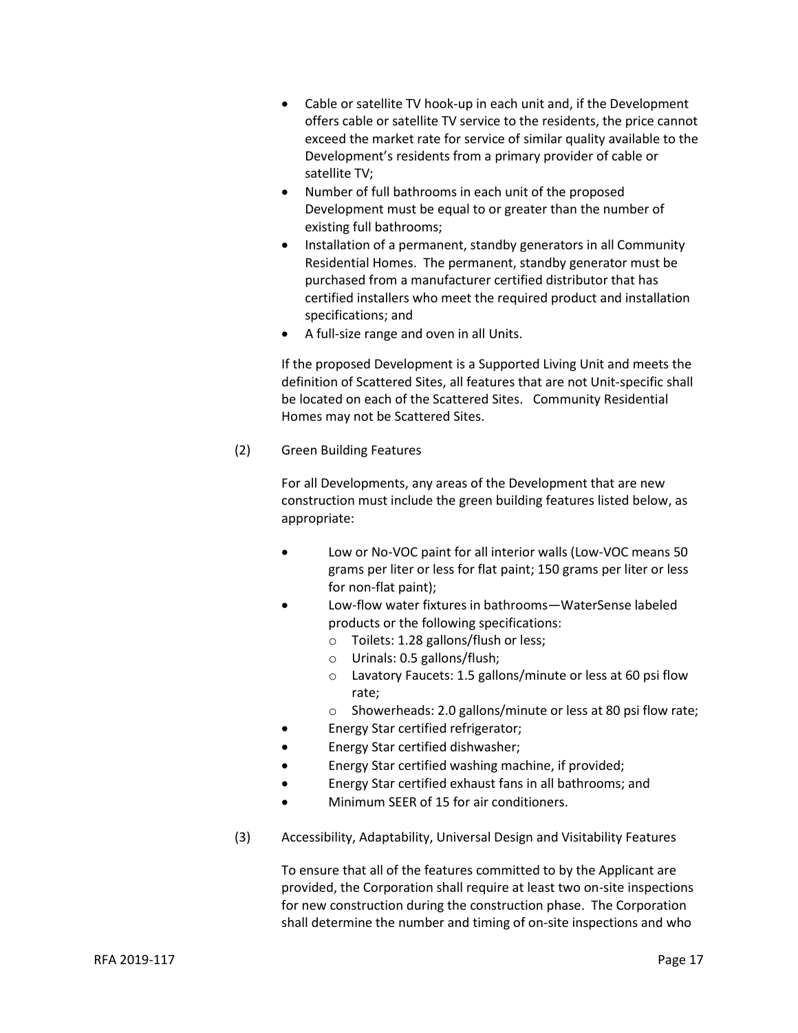- Cable or satellite TV hook-up in each unit and, if the Development offers cable or satellite TV service to the residents, the price cannot exceed the market rate for service of similar quality available to the Development's residents from a primary provider of cable or satellite TV;
- Number of full bathrooms in each unit of the proposed Development must be equal to or greater than the number of existing full bathrooms;
- Installation of a permanent, standby generators in all Community Residential Homes. The permanent, standby generator must be purchased from a manufacturer certified distributor that has certified installers who meet the required product and installation specifications; and
- A full-size range and oven in all Units.

If the proposed Development is a Supported Living Unit and meets the definition of Scattered Sites, all features that are not Unit-specific shall be located on each of the Scattered Sites. Community Residential Homes may not be Scattered Sites.

(2) Green Building Features

For all Developments, any areas of the Development that are new construction must include the green building features listed below, as appropriate:

- Low or No-VOC paint for all interior walls (Low-VOC means 50 grams per liter or less for flat paint; 150 grams per liter or less for non-flat paint);
- Low-flow water fixtures in bathrooms—WaterSense labeled products or the following specifications:
  - Toilets: 1.28 gallons/flush or less;
  - Urinals: 0.5 gallons/flush;
  - Lavatory Faucets: 1.5 gallons/minute or less at 60 psi flow rate;
  - Showerheads: 2.0 gallons/minute or less at 80 psi flow rate;
- Energy Star certified refrigerator;
- Energy Star certified dishwasher;
- Energy Star certified washing machine, if provided;
- Energy Star certified exhaust fans in all bathrooms; and
- Minimum SEER of 15 for air conditioners.

(3) Accessibility, Adaptability, Universal Design and Visitability Features

To ensure that all of the features committed to by the Applicant are provided, the Corporation shall require at least two on-site inspections for new construction during the construction phase. The Corporation shall determine the number and timing of on-site inspections and who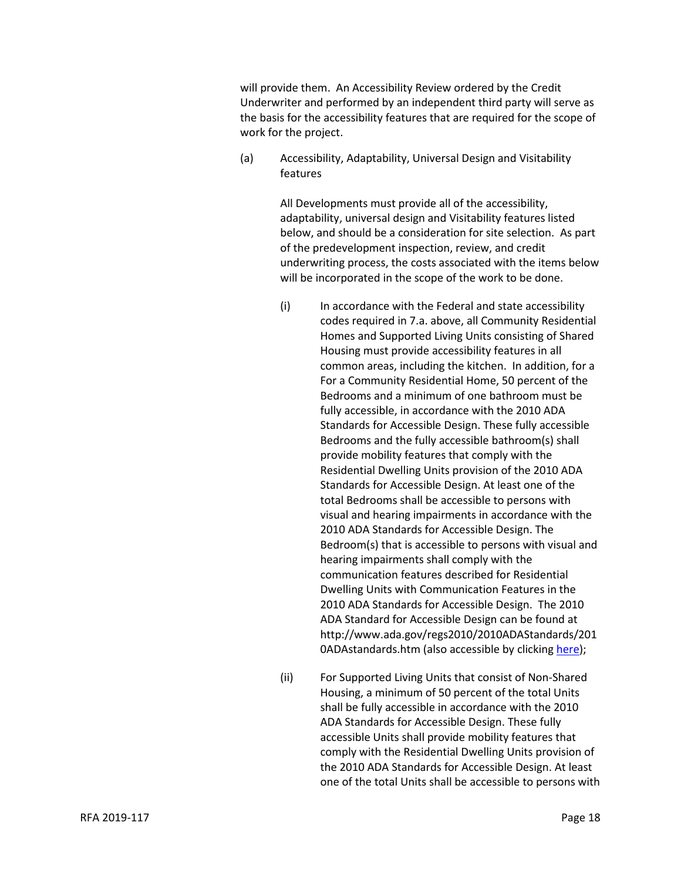will provide them. An Accessibility Review ordered by the Credit Underwriter and performed by an independent third party will serve as the basis for the accessibility features that are required for the scope of work for the project.

(a) Accessibility, Adaptability, Universal Design and Visitability features

All Developments must provide all of the accessibility, adaptability, universal design and Visitability features listed below, and should be a consideration for site selection. As part of the predevelopment inspection, review, and credit underwriting process, the costs associated with the items below will be incorporated in the scope of the work to be done.

(i) In accordance with the Federal and state accessibility codes required in 7.a. above, all Community Residential Homes and Supported Living Units consisting of Shared Housing must provide accessibility features in all common areas, including the kitchen. In addition, for a For a Community Residential Home, 50 percent of the Bedrooms and a minimum of one bathroom must be fully accessible, in accordance with the 2010 ADA Standards for Accessible Design. These fully accessible Bedrooms and the fully accessible bathroom(s) shall provide mobility features that comply with the Residential Dwelling Units provision of the 2010 ADA Standards for Accessible Design. At least one of the total Bedrooms shall be accessible to persons with visual and hearing impairments in accordance with the 2010 ADA Standards for Accessible Design. The Bedroom(s) that is accessible to persons with visual and hearing impairments shall comply with the communication features described for Residential Dwelling Units with Communication Features in the 2010 ADA Standards for Accessible Design. The 2010 ADA Standard for Accessible Design can be found at http://www.ada.gov/regs2010/2010ADAStandards/2010ADAstandards.htm (also accessible by clicking here);

(ii) For Supported Living Units that consist of Non-Shared Housing, a minimum of 50 percent of the total Units shall be fully accessible in accordance with the 2010 ADA Standards for Accessible Design. These fully accessible Units shall provide mobility features that comply with the Residential Dwelling Units provision of the 2010 ADA Standards for Accessible Design. At least one of the total Units shall be accessible to persons with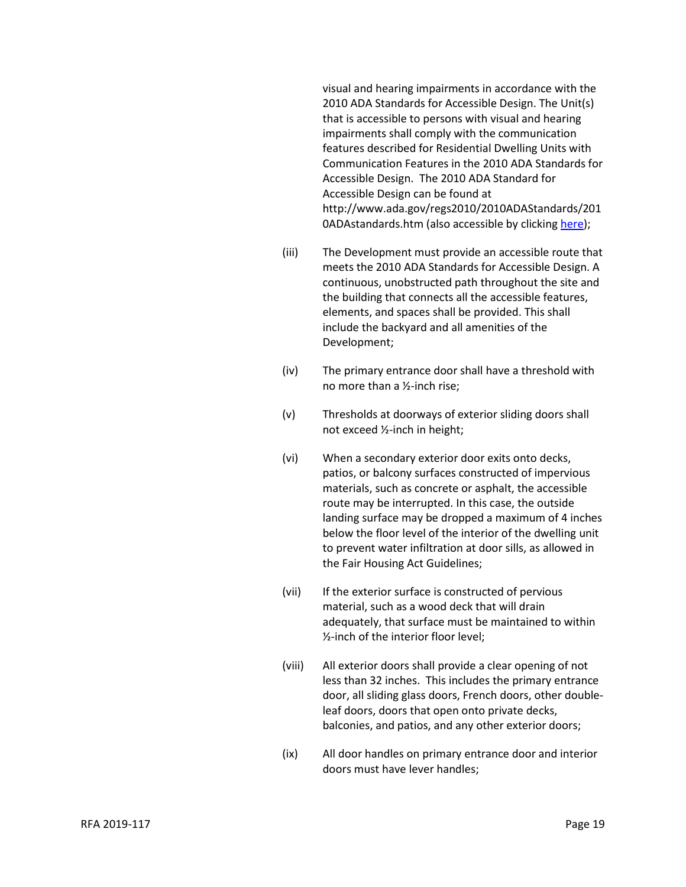visual and hearing impairments in accordance with the 2010 ADA Standards for Accessible Design. The Unit(s) that is accessible to persons with visual and hearing impairments shall comply with the communication features described for Residential Dwelling Units with Communication Features in the 2010 ADA Standards for Accessible Design. The 2010 ADA Standard for Accessible Design can be found at http://www.ada.gov/regs2010/2010ADAStandards/2010ADAstandards.htm (also accessible by clicking here);

(iii) The Development must provide an accessible route that meets the 2010 ADA Standards for Accessible Design. A continuous, unobstructed path throughout the site and the building that connects all the accessible features, elements, and spaces shall be provided. This shall include the backyard and all amenities of the Development;

(iv) The primary entrance door shall have a threshold with no more than a ½-inch rise;

(v) Thresholds at doorways of exterior sliding doors shall not exceed ½-inch in height;

(vi) When a secondary exterior door exits onto decks, patios, or balcony surfaces constructed of impervious materials, such as concrete or asphalt, the accessible route may be interrupted. In this case, the outside landing surface may be dropped a maximum of 4 inches below the floor level of the interior of the dwelling unit to prevent water infiltration at door sills, as allowed in the Fair Housing Act Guidelines;

(vii) If the exterior surface is constructed of pervious material, such as a wood deck that will drain adequately, that surface must be maintained to within ½-inch of the interior floor level;

(viii) All exterior doors shall provide a clear opening of not less than 32 inches. This includes the primary entrance door, all sliding glass doors, French doors, other double-leaf doors, doors that open onto private decks, balconies, and patios, and any other exterior doors;

(ix) All door handles on primary entrance door and interior doors must have lever handles;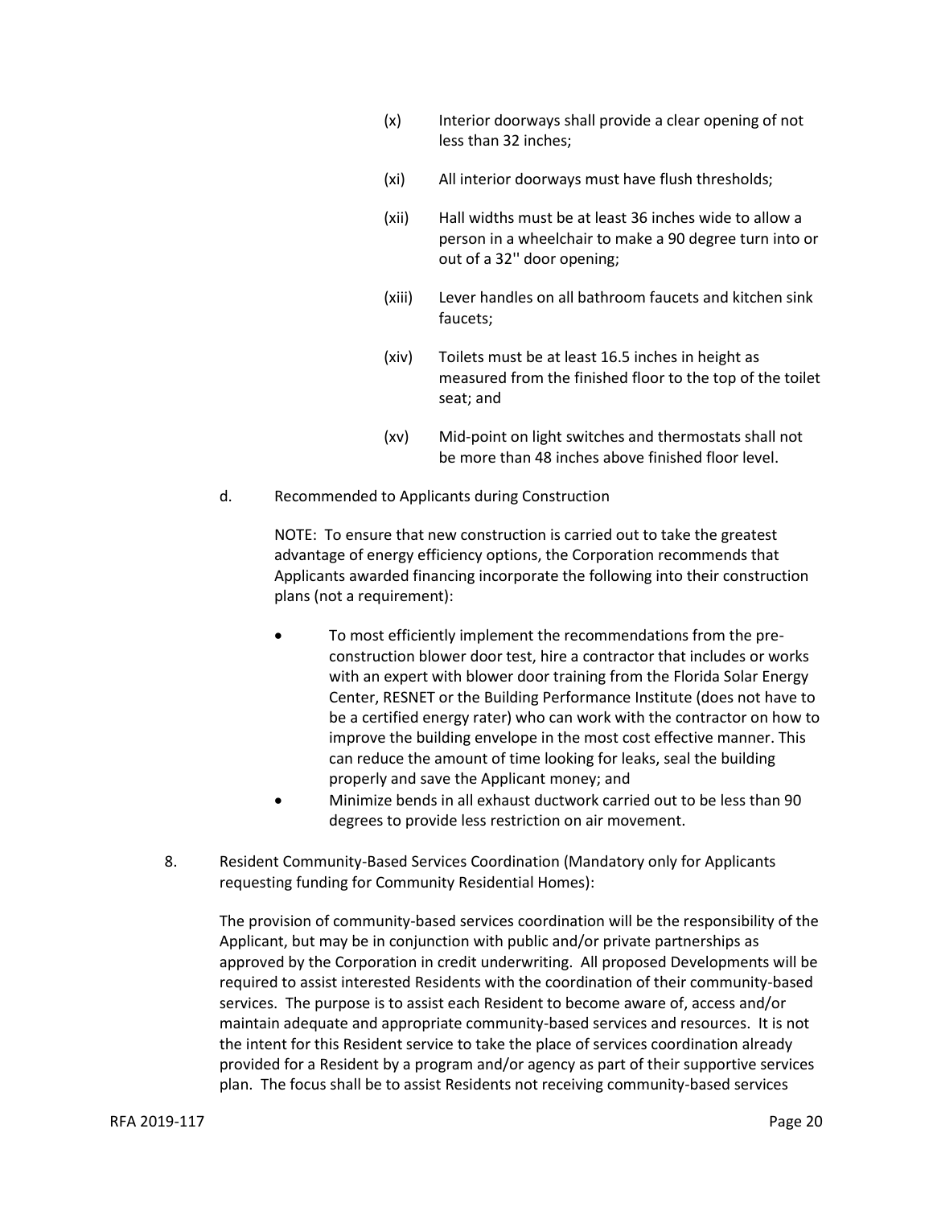(x) Interior doorways shall provide a clear opening of not less than 32 inches;

(xi) All interior doorways must have flush thresholds;

(xii) Hall widths must be at least 36 inches wide to allow a person in a wheelchair to make a 90 degree turn into or out of a 32'' door opening;

(xiii) Lever handles on all bathroom faucets and kitchen sink faucets;

(xiv) Toilets must be at least 16.5 inches in height as measured from the finished floor to the top of the toilet seat; and

(xv) Mid-point on light switches and thermostats shall not be more than 48 inches above finished floor level.

d. Recommended to Applicants during Construction

NOTE: To ensure that new construction is carried out to take the greatest advantage of energy efficiency options, the Corporation recommends that Applicants awarded financing incorporate the following into their construction plans (not a requirement):

- To most efficiently implement the recommendations from the pre-construction blower door test, hire a contractor that includes or works with an expert with blower door training from the Florida Solar Energy Center, RESNET or the Building Performance Institute (does not have to be a certified energy rater) who can work with the contractor on how to improve the building envelope in the most cost effective manner. This can reduce the amount of time looking for leaks, seal the building properly and save the Applicant money; and
- Minimize bends in all exhaust ductwork carried out to be less than 90 degrees to provide less restriction on air movement.

8. Resident Community-Based Services Coordination (Mandatory only for Applicants requesting funding for Community Residential Homes):

The provision of community-based services coordination will be the responsibility of the Applicant, but may be in conjunction with public and/or private partnerships as approved by the Corporation in credit underwriting. All proposed Developments will be required to assist interested Residents with the coordination of their community-based services. The purpose is to assist each Resident to become aware of, access and/or maintain adequate and appropriate community-based services and resources. It is not the intent for this Resident service to take the place of services coordination already provided for a Resident by a program and/or agency as part of their supportive services plan. The focus shall be to assist Residents not receiving community-based services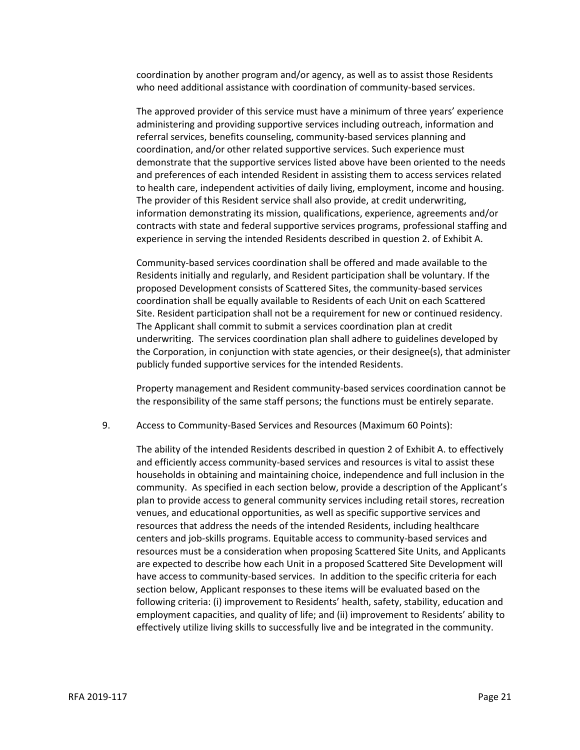coordination by another program and/or agency, as well as to assist those Residents who need additional assistance with coordination of community-based services.

The approved provider of this service must have a minimum of three years' experience administering and providing supportive services including outreach, information and referral services, benefits counseling, community-based services planning and coordination, and/or other related supportive services. Such experience must demonstrate that the supportive services listed above have been oriented to the needs and preferences of each intended Resident in assisting them to access services related to health care, independent activities of daily living, employment, income and housing. The provider of this Resident service shall also provide, at credit underwriting, information demonstrating its mission, qualifications, experience, agreements and/or contracts with state and federal supportive services programs, professional staffing and experience in serving the intended Residents described in question 2. of Exhibit A.

Community-based services coordination shall be offered and made available to the Residents initially and regularly, and Resident participation shall be voluntary. If the proposed Development consists of Scattered Sites, the community-based services coordination shall be equally available to Residents of each Unit on each Scattered Site. Resident participation shall not be a requirement for new or continued residency. The Applicant shall commit to submit a services coordination plan at credit underwriting. The services coordination plan shall adhere to guidelines developed by the Corporation, in conjunction with state agencies, or their designee(s), that administer publicly funded supportive services for the intended Residents.

Property management and Resident community-based services coordination cannot be the responsibility of the same staff persons; the functions must be entirely separate.

9. Access to Community-Based Services and Resources (Maximum 60 Points):

The ability of the intended Residents described in question 2 of Exhibit A. to effectively and efficiently access community-based services and resources is vital to assist these households in obtaining and maintaining choice, independence and full inclusion in the community. As specified in each section below, provide a description of the Applicant's plan to provide access to general community services including retail stores, recreation venues, and educational opportunities, as well as specific supportive services and resources that address the needs of the intended Residents, including healthcare centers and job-skills programs. Equitable access to community-based services and resources must be a consideration when proposing Scattered Site Units, and Applicants are expected to describe how each Unit in a proposed Scattered Site Development will have access to community-based services. In addition to the specific criteria for each section below, Applicant responses to these items will be evaluated based on the following criteria: (i) improvement to Residents' health, safety, stability, education and employment capacities, and quality of life; and (ii) improvement to Residents' ability to effectively utilize living skills to successfully live and be integrated in the community.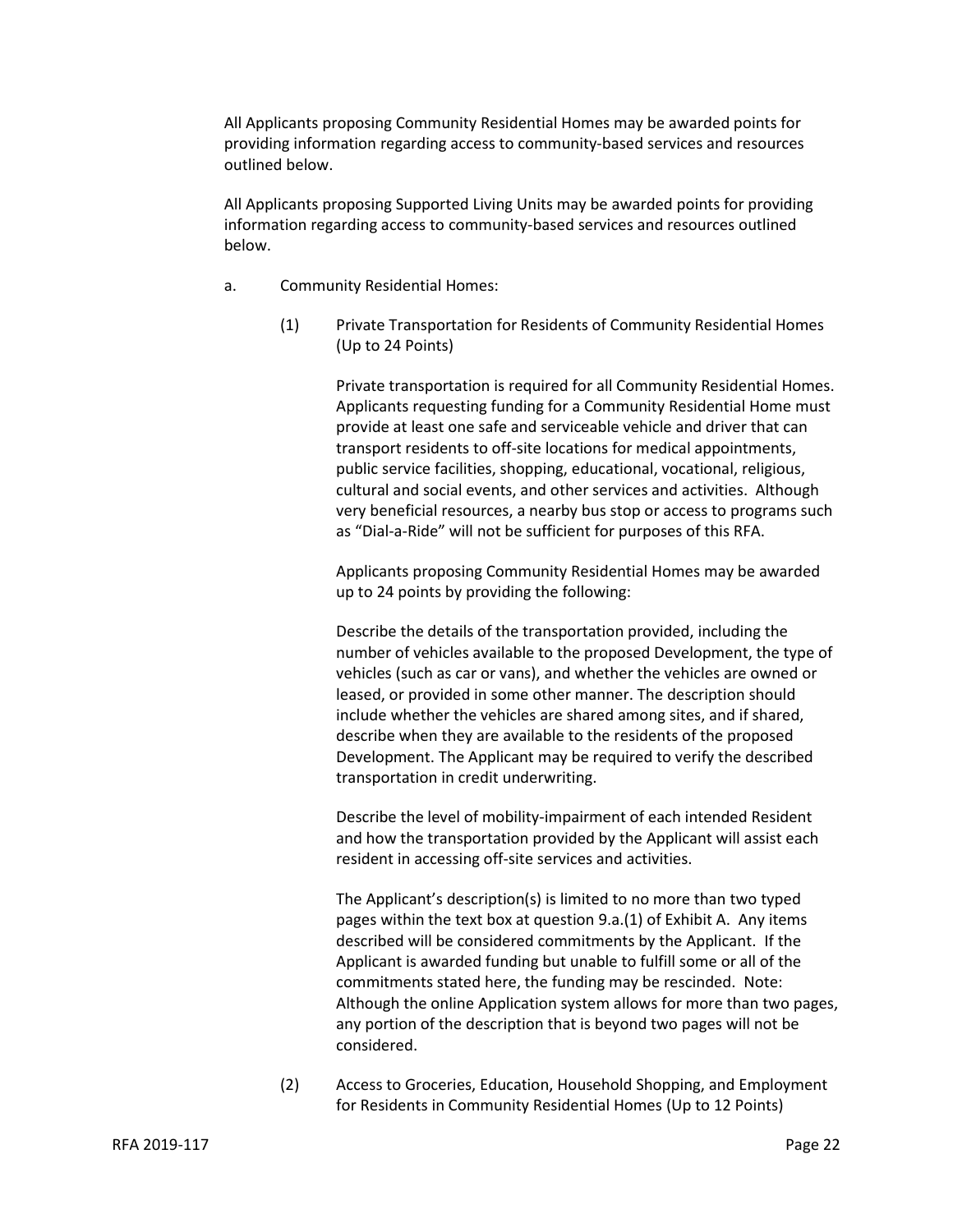All Applicants proposing Community Residential Homes may be awarded points for providing information regarding access to community-based services and resources outlined below.

All Applicants proposing Supported Living Units may be awarded points for providing information regarding access to community-based services and resources outlined below.

a. Community Residential Homes:

(1) Private Transportation for Residents of Community Residential Homes (Up to 24 Points)

Private transportation is required for all Community Residential Homes. Applicants requesting funding for a Community Residential Home must provide at least one safe and serviceable vehicle and driver that can transport residents to off-site locations for medical appointments, public service facilities, shopping, educational, vocational, religious, cultural and social events, and other services and activities. Although very beneficial resources, a nearby bus stop or access to programs such as "Dial-a-Ride" will not be sufficient for purposes of this RFA.

Applicants proposing Community Residential Homes may be awarded up to 24 points by providing the following:

Describe the details of the transportation provided, including the number of vehicles available to the proposed Development, the type of vehicles (such as car or vans), and whether the vehicles are owned or leased, or provided in some other manner. The description should include whether the vehicles are shared among sites, and if shared, describe when they are available to the residents of the proposed Development. The Applicant may be required to verify the described transportation in credit underwriting.

Describe the level of mobility-impairment of each intended Resident and how the transportation provided by the Applicant will assist each resident in accessing off-site services and activities.

The Applicant's description(s) is limited to no more than two typed pages within the text box at question 9.a.(1) of Exhibit A. Any items described will be considered commitments by the Applicant. If the Applicant is awarded funding but unable to fulfill some or all of the commitments stated here, the funding may be rescinded. Note: Although the online Application system allows for more than two pages, any portion of the description that is beyond two pages will not be considered.

(2) Access to Groceries, Education, Household Shopping, and Employment for Residents in Community Residential Homes (Up to 12 Points)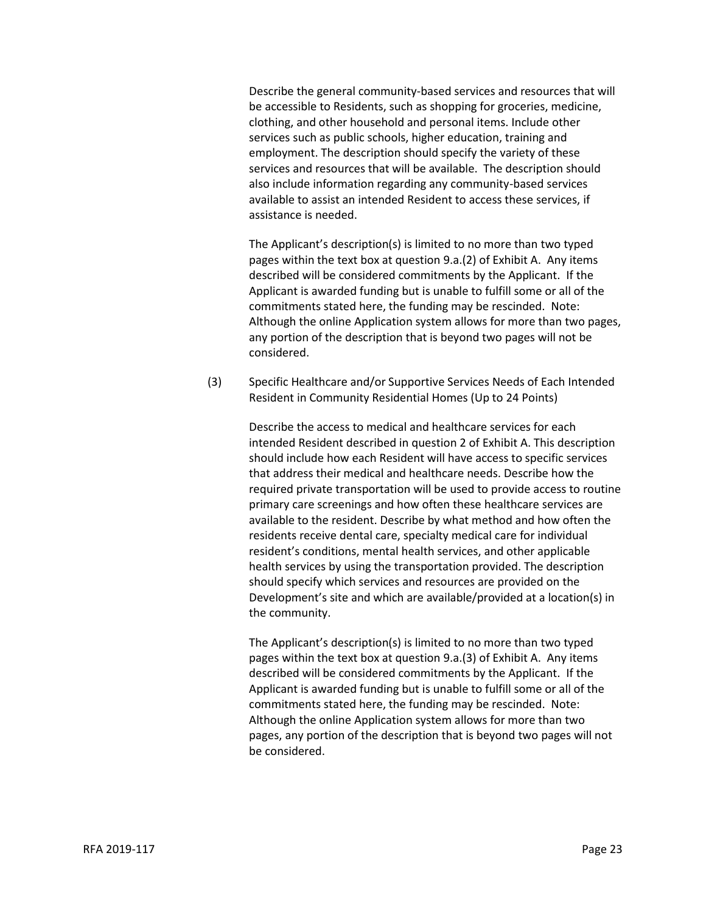Describe the general community-based services and resources that will be accessible to Residents, such as shopping for groceries, medicine, clothing, and other household and personal items. Include other services such as public schools, higher education, training and employment. The description should specify the variety of these services and resources that will be available. The description should also include information regarding any community-based services available to assist an intended Resident to access these services, if assistance is needed.

The Applicant's description(s) is limited to no more than two typed pages within the text box at question 9.a.(2) of Exhibit A. Any items described will be considered commitments by the Applicant. If the Applicant is awarded funding but is unable to fulfill some or all of the commitments stated here, the funding may be rescinded. Note: Although the online Application system allows for more than two pages, any portion of the description that is beyond two pages will not be considered.

(3) Specific Healthcare and/or Supportive Services Needs of Each Intended Resident in Community Residential Homes (Up to 24 Points)

Describe the access to medical and healthcare services for each intended Resident described in question 2 of Exhibit A. This description should include how each Resident will have access to specific services that address their medical and healthcare needs. Describe how the required private transportation will be used to provide access to routine primary care screenings and how often these healthcare services are available to the resident. Describe by what method and how often the residents receive dental care, specialty medical care for individual resident's conditions, mental health services, and other applicable health services by using the transportation provided. The description should specify which services and resources are provided on the Development's site and which are available/provided at a location(s) in the community.

The Applicant's description(s) is limited to no more than two typed pages within the text box at question 9.a.(3) of Exhibit A. Any items described will be considered commitments by the Applicant. If the Applicant is awarded funding but is unable to fulfill some or all of the commitments stated here, the funding may be rescinded. Note: Although the online Application system allows for more than two pages, any portion of the description that is beyond two pages will not be considered.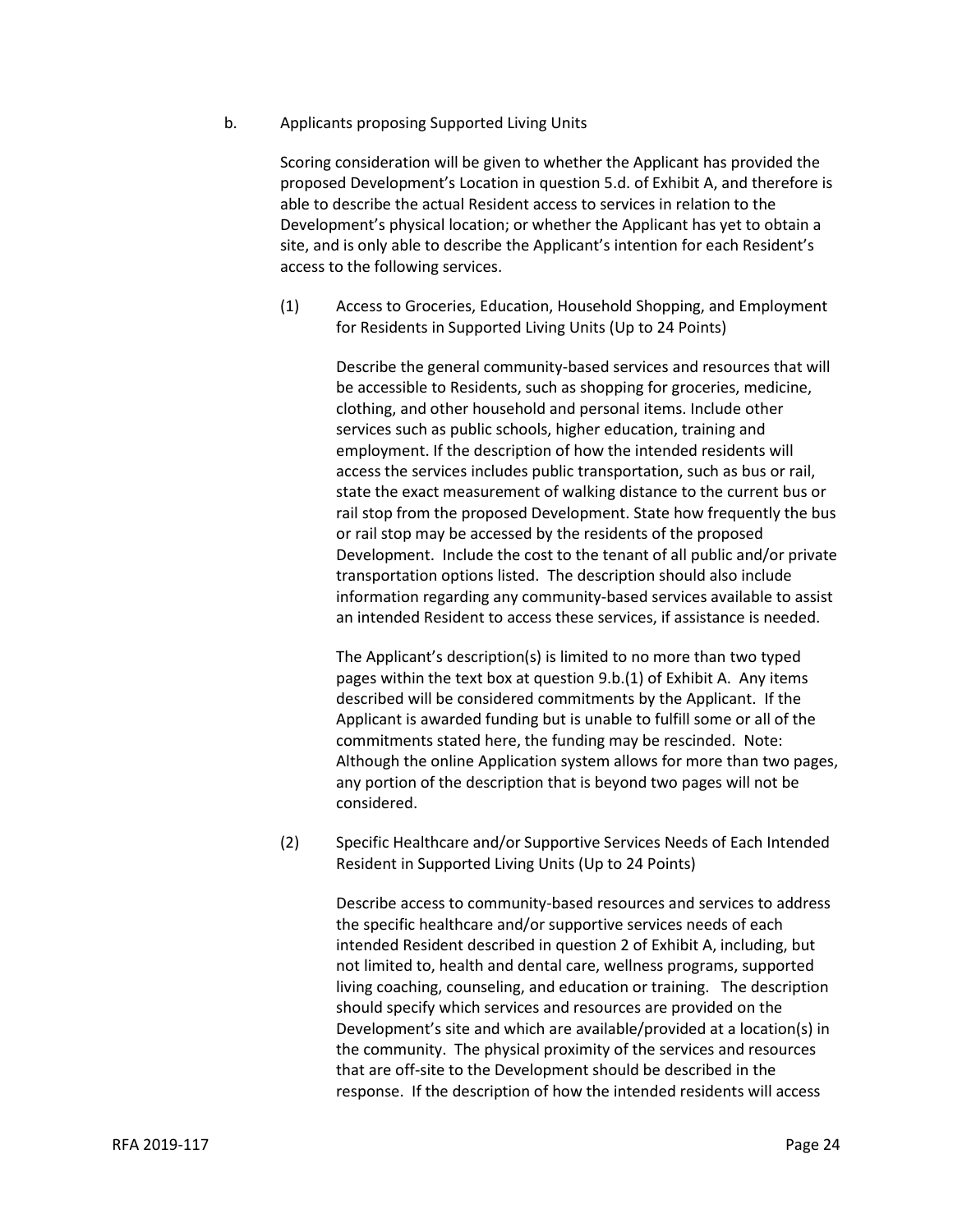b. Applicants proposing Supported Living Units

Scoring consideration will be given to whether the Applicant has provided the proposed Development's Location in question 5.d. of Exhibit A, and therefore is able to describe the actual Resident access to services in relation to the Development's physical location; or whether the Applicant has yet to obtain a site, and is only able to describe the Applicant's intention for each Resident's access to the following services.

(1) Access to Groceries, Education, Household Shopping, and Employment for Residents in Supported Living Units (Up to 24 Points)

Describe the general community-based services and resources that will be accessible to Residents, such as shopping for groceries, medicine, clothing, and other household and personal items. Include other services such as public schools, higher education, training and employment. If the description of how the intended residents will access the services includes public transportation, such as bus or rail, state the exact measurement of walking distance to the current bus or rail stop from the proposed Development. State how frequently the bus or rail stop may be accessed by the residents of the proposed Development. Include the cost to the tenant of all public and/or private transportation options listed. The description should also include information regarding any community-based services available to assist an intended Resident to access these services, if assistance is needed.

The Applicant's description(s) is limited to no more than two typed pages within the text box at question 9.b.(1) of Exhibit A. Any items described will be considered commitments by the Applicant. If the Applicant is awarded funding but is unable to fulfill some or all of the commitments stated here, the funding may be rescinded. Note: Although the online Application system allows for more than two pages, any portion of the description that is beyond two pages will not be considered.

(2) Specific Healthcare and/or Supportive Services Needs of Each Intended Resident in Supported Living Units (Up to 24 Points)

Describe access to community-based resources and services to address the specific healthcare and/or supportive services needs of each intended Resident described in question 2 of Exhibit A, including, but not limited to, health and dental care, wellness programs, supported living coaching, counseling, and education or training. The description should specify which services and resources are provided on the Development's site and which are available/provided at a location(s) in the community. The physical proximity of the services and resources that are off-site to the Development should be described in the response. If the description of how the intended residents will access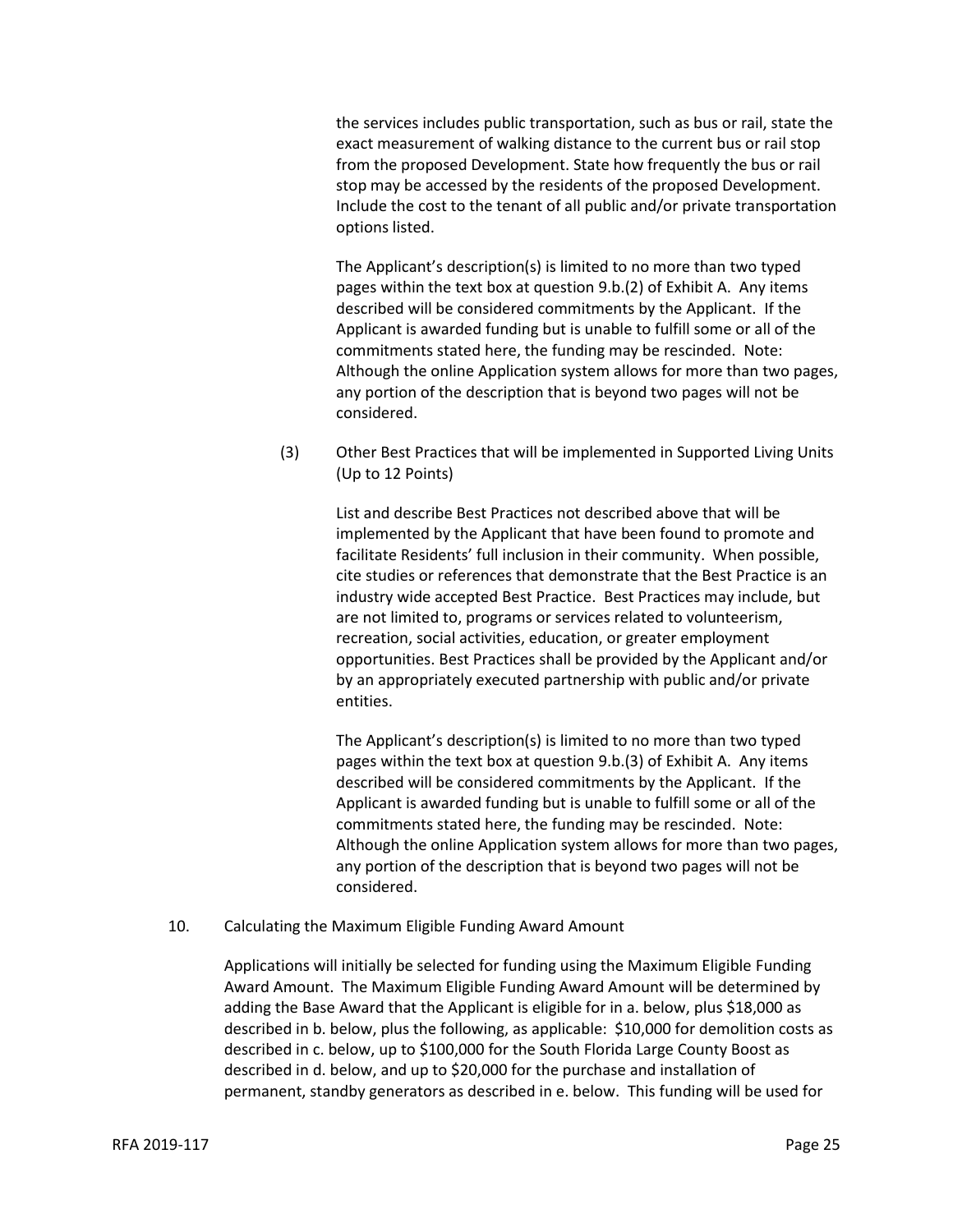the services includes public transportation, such as bus or rail, state the exact measurement of walking distance to the current bus or rail stop from the proposed Development. State how frequently the bus or rail stop may be accessed by the residents of the proposed Development. Include the cost to the tenant of all public and/or private transportation options listed.

The Applicant's description(s) is limited to no more than two typed pages within the text box at question 9.b.(2) of Exhibit A. Any items described will be considered commitments by the Applicant. If the Applicant is awarded funding but is unable to fulfill some or all of the commitments stated here, the funding may be rescinded. Note: Although the online Application system allows for more than two pages, any portion of the description that is beyond two pages will not be considered.

(3) Other Best Practices that will be implemented in Supported Living Units (Up to 12 Points)

List and describe Best Practices not described above that will be implemented by the Applicant that have been found to promote and facilitate Residents' full inclusion in their community. When possible, cite studies or references that demonstrate that the Best Practice is an industry wide accepted Best Practice. Best Practices may include, but are not limited to, programs or services related to volunteerism, recreation, social activities, education, or greater employment opportunities. Best Practices shall be provided by the Applicant and/or by an appropriately executed partnership with public and/or private entities.

The Applicant's description(s) is limited to no more than two typed pages within the text box at question 9.b.(3) of Exhibit A. Any items described will be considered commitments by the Applicant. If the Applicant is awarded funding but is unable to fulfill some or all of the commitments stated here, the funding may be rescinded. Note: Although the online Application system allows for more than two pages, any portion of the description that is beyond two pages will not be considered.

10. Calculating the Maximum Eligible Funding Award Amount

Applications will initially be selected for funding using the Maximum Eligible Funding Award Amount. The Maximum Eligible Funding Award Amount will be determined by adding the Base Award that the Applicant is eligible for in a. below, plus $18,000 as described in b. below, plus the following, as applicable: $10,000 for demolition costs as described in c. below, up to $100,000 for the South Florida Large County Boost as described in d. below, and up to $20,000 for the purchase and installation of permanent, standby generators as described in e. below. This funding will be used for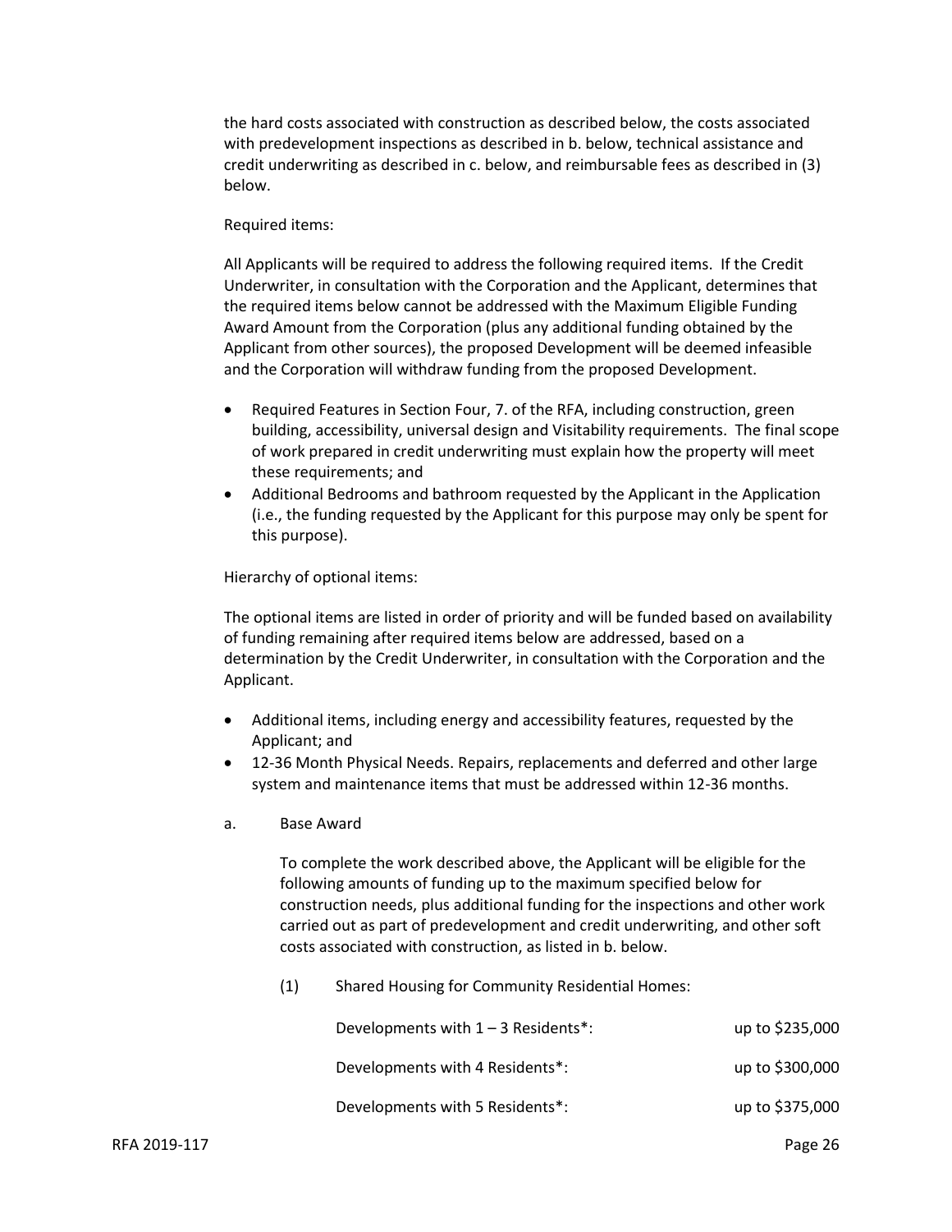the hard costs associated with construction as described below, the costs associated with predevelopment inspections as described in b. below, technical assistance and credit underwriting as described in c. below, and reimbursable fees as described in (3) below.

Required items:

All Applicants will be required to address the following required items. If the Credit Underwriter, in consultation with the Corporation and the Applicant, determines that the required items below cannot be addressed with the Maximum Eligible Funding Award Amount from the Corporation (plus any additional funding obtained by the Applicant from other sources), the proposed Development will be deemed infeasible and the Corporation will withdraw funding from the proposed Development.

- Required Features in Section Four, 7. of the RFA, including construction, green building, accessibility, universal design and Visitability requirements. The final scope of work prepared in credit underwriting must explain how the property will meet these requirements; and
- Additional Bedrooms and bathroom requested by the Applicant in the Application (i.e., the funding requested by the Applicant for this purpose may only be spent for this purpose).

Hierarchy of optional items:

The optional items are listed in order of priority and will be funded based on availability of funding remaining after required items below are addressed, based on a determination by the Credit Underwriter, in consultation with the Corporation and the Applicant.

- Additional items, including energy and accessibility features, requested by the Applicant; and
- 12-36 Month Physical Needs. Repairs, replacements and deferred and other large system and maintenance items that must be addressed within 12-36 months.

a. Base Award

To complete the work described above, the Applicant will be eligible for the following amounts of funding up to the maximum specified below for construction needs, plus additional funding for the inspections and other work carried out as part of predevelopment and credit underwriting, and other soft costs associated with construction, as listed in b. below.

(1) Shared Housing for Community Residential Homes:

| | |
|---|---|
| Developments with 1 – 3 Residents*: | up to $235,000 |
| Developments with 4 Residents*: | up to $300,000 |
| Developments with 5 Residents*: | up to $375,000 |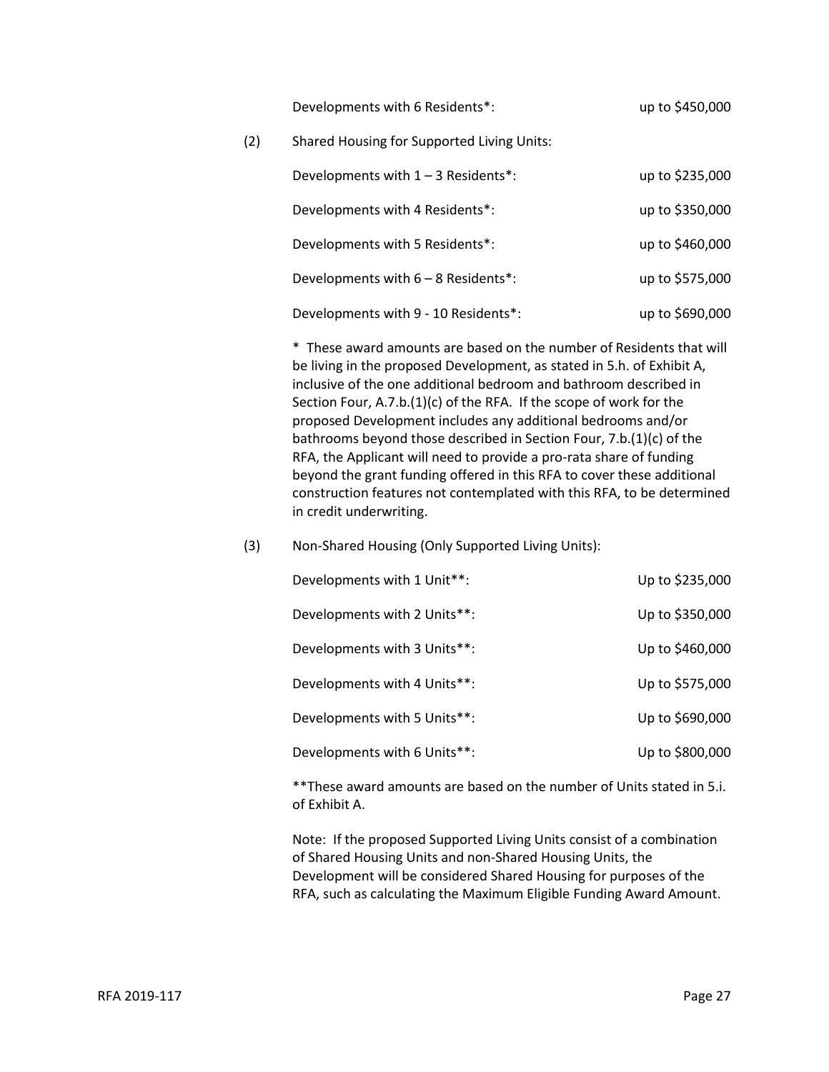Developments with 6 Residents*: up to $450,000

(2) Shared Housing for Supported Living Units:

| | |
|---|---|
| Developments with 1 – 3 Residents*: | up to $235,000 |
| Developments with 4 Residents*: | up to $350,000 |
| Developments with 5 Residents*: | up to $460,000 |
| Developments with 6 – 8 Residents*: | up to $575,000 |
| Developments with 9 - 10 Residents*: | up to $690,000 |

\* These award amounts are based on the number of Residents that will be living in the proposed Development, as stated in 5.h. of Exhibit A, inclusive of the one additional bedroom and bathroom described in Section Four, A.7.b.(1)(c) of the RFA. If the scope of work for the proposed Development includes any additional bedrooms and/or bathrooms beyond those described in Section Four, 7.b.(1)(c) of the RFA, the Applicant will need to provide a pro-rata share of funding beyond the grant funding offered in this RFA to cover these additional construction features not contemplated with this RFA, to be determined in credit underwriting.

(3) Non-Shared Housing (Only Supported Living Units):

| | |
|---|---|
| Developments with 1 Unit**: | Up to $235,000 |
| Developments with 2 Units**: | Up to $350,000 |
| Developments with 3 Units**: | Up to $460,000 |
| Developments with 4 Units**: | Up to $575,000 |
| Developments with 5 Units**: | Up to $690,000 |
| Developments with 6 Units**: | Up to $800,000 |

**These award amounts are based on the number of Units stated in 5.i. of Exhibit A.

Note: If the proposed Supported Living Units consist of a combination of Shared Housing Units and non-Shared Housing Units, the Development will be considered Shared Housing for purposes of the RFA, such as calculating the Maximum Eligible Funding Award Amount.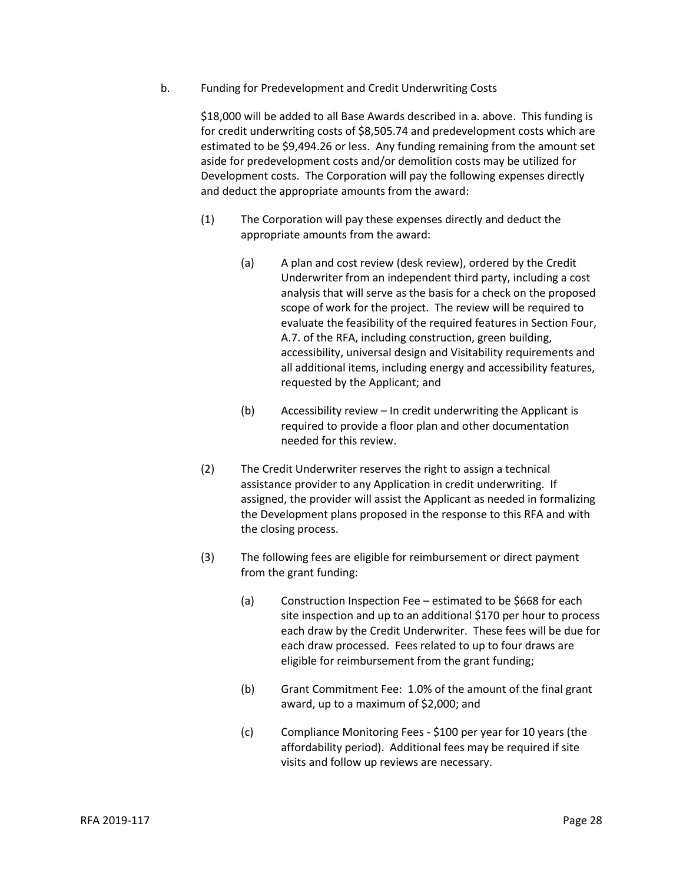b. Funding for Predevelopment and Credit Underwriting Costs

$18,000 will be added to all Base Awards described in a. above. This funding is for credit underwriting costs of $8,505.74 and predevelopment costs which are estimated to be $9,494.26 or less. Any funding remaining from the amount set aside for predevelopment costs and/or demolition costs may be utilized for Development costs. The Corporation will pay the following expenses directly and deduct the appropriate amounts from the award:

(1) The Corporation will pay these expenses directly and deduct the appropriate amounts from the award:

(a) A plan and cost review (desk review), ordered by the Credit Underwriter from an independent third party, including a cost analysis that will serve as the basis for a check on the proposed scope of work for the project. The review will be required to evaluate the feasibility of the required features in Section Four, A.7. of the RFA, including construction, green building, accessibility, universal design and Visitability requirements and all additional items, including energy and accessibility features, requested by the Applicant; and

(b) Accessibility review – In credit underwriting the Applicant is required to provide a floor plan and other documentation needed for this review.

(2) The Credit Underwriter reserves the right to assign a technical assistance provider to any Application in credit underwriting. If assigned, the provider will assist the Applicant as needed in formalizing the Development plans proposed in the response to this RFA and with the closing process.

(3) The following fees are eligible for reimbursement or direct payment from the grant funding:

(a) Construction Inspection Fee – estimated to be $668 for each site inspection and up to an additional $170 per hour to process each draw by the Credit Underwriter. These fees will be due for each draw processed. Fees related to up to four draws are eligible for reimbursement from the grant funding;

(b) Grant Commitment Fee: 1.0% of the amount of the final grant award, up to a maximum of $2,000; and

(c) Compliance Monitoring Fees - $100 per year for 10 years (the affordability period). Additional fees may be required if site visits and follow up reviews are necessary.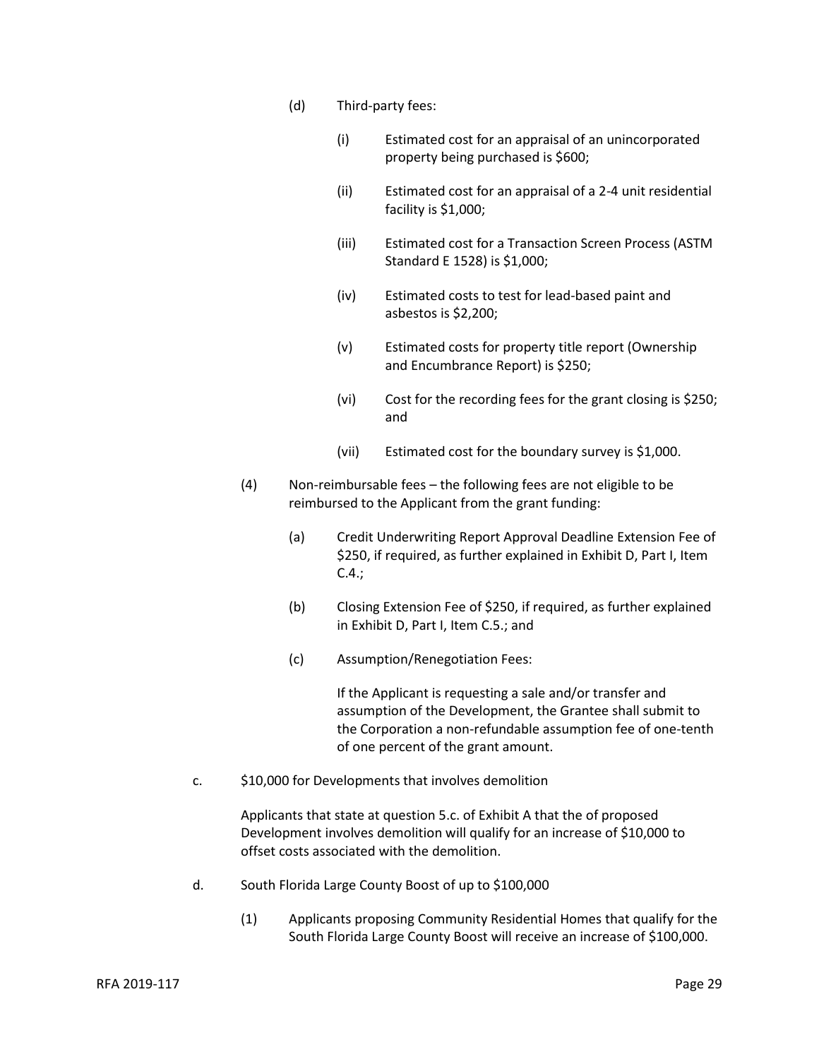(d) Third-party fees:

(i) Estimated cost for an appraisal of an unincorporated property being purchased is $600;

(ii) Estimated cost for an appraisal of a 2-4 unit residential facility is $1,000;

(iii) Estimated cost for a Transaction Screen Process (ASTM Standard E 1528) is $1,000;

(iv) Estimated costs to test for lead-based paint and asbestos is $2,200;

(v) Estimated costs for property title report (Ownership and Encumbrance Report) is $250;

(vi) Cost for the recording fees for the grant closing is $250; and

(vii) Estimated cost for the boundary survey is $1,000.

(4) Non-reimbursable fees – the following fees are not eligible to be reimbursed to the Applicant from the grant funding:

(a) Credit Underwriting Report Approval Deadline Extension Fee of $250, if required, as further explained in Exhibit D, Part I, Item C.4.;

(b) Closing Extension Fee of $250, if required, as further explained in Exhibit D, Part I, Item C.5.; and

(c) Assumption/Renegotiation Fees:

If the Applicant is requesting a sale and/or transfer and assumption of the Development, the Grantee shall submit to the Corporation a non-refundable assumption fee of one-tenth of one percent of the grant amount.

c. $10,000 for Developments that involves demolition

Applicants that state at question 5.c. of Exhibit A that the of proposed Development involves demolition will qualify for an increase of $10,000 to offset costs associated with the demolition.

d. South Florida Large County Boost of up to $100,000

(1) Applicants proposing Community Residential Homes that qualify for the South Florida Large County Boost will receive an increase of $100,000.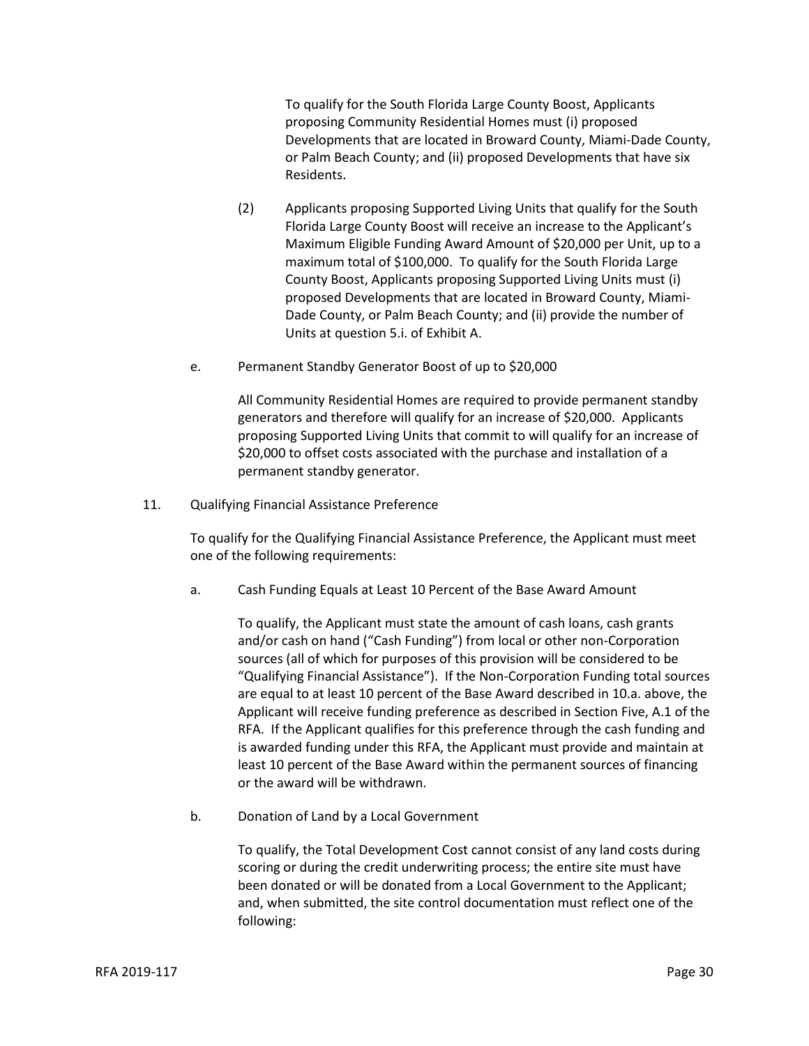To qualify for the South Florida Large County Boost, Applicants proposing Community Residential Homes must (i) proposed Developments that are located in Broward County, Miami-Dade County, or Palm Beach County; and (ii) proposed Developments that have six Residents.

(2) Applicants proposing Supported Living Units that qualify for the South Florida Large County Boost will receive an increase to the Applicant's Maximum Eligible Funding Award Amount of $20,000 per Unit, up to a maximum total of $100,000. To qualify for the South Florida Large County Boost, Applicants proposing Supported Living Units must (i) proposed Developments that are located in Broward County, Miami-Dade County, or Palm Beach County; and (ii) provide the number of Units at question 5.i. of Exhibit A.

e. Permanent Standby Generator Boost of up to $20,000

All Community Residential Homes are required to provide permanent standby generators and therefore will qualify for an increase of $20,000. Applicants proposing Supported Living Units that commit to will qualify for an increase of $20,000 to offset costs associated with the purchase and installation of a permanent standby generator.

11. Qualifying Financial Assistance Preference

To qualify for the Qualifying Financial Assistance Preference, the Applicant must meet one of the following requirements:

a. Cash Funding Equals at Least 10 Percent of the Base Award Amount

To qualify, the Applicant must state the amount of cash loans, cash grants and/or cash on hand ("Cash Funding") from local or other non-Corporation sources (all of which for purposes of this provision will be considered to be "Qualifying Financial Assistance"). If the Non-Corporation Funding total sources are equal to at least 10 percent of the Base Award described in 10.a. above, the Applicant will receive funding preference as described in Section Five, A.1 of the RFA. If the Applicant qualifies for this preference through the cash funding and is awarded funding under this RFA, the Applicant must provide and maintain at least 10 percent of the Base Award within the permanent sources of financing or the award will be withdrawn.

b. Donation of Land by a Local Government

To qualify, the Total Development Cost cannot consist of any land costs during scoring or during the credit underwriting process; the entire site must have been donated or will be donated from a Local Government to the Applicant; and, when submitted, the site control documentation must reflect one of the following: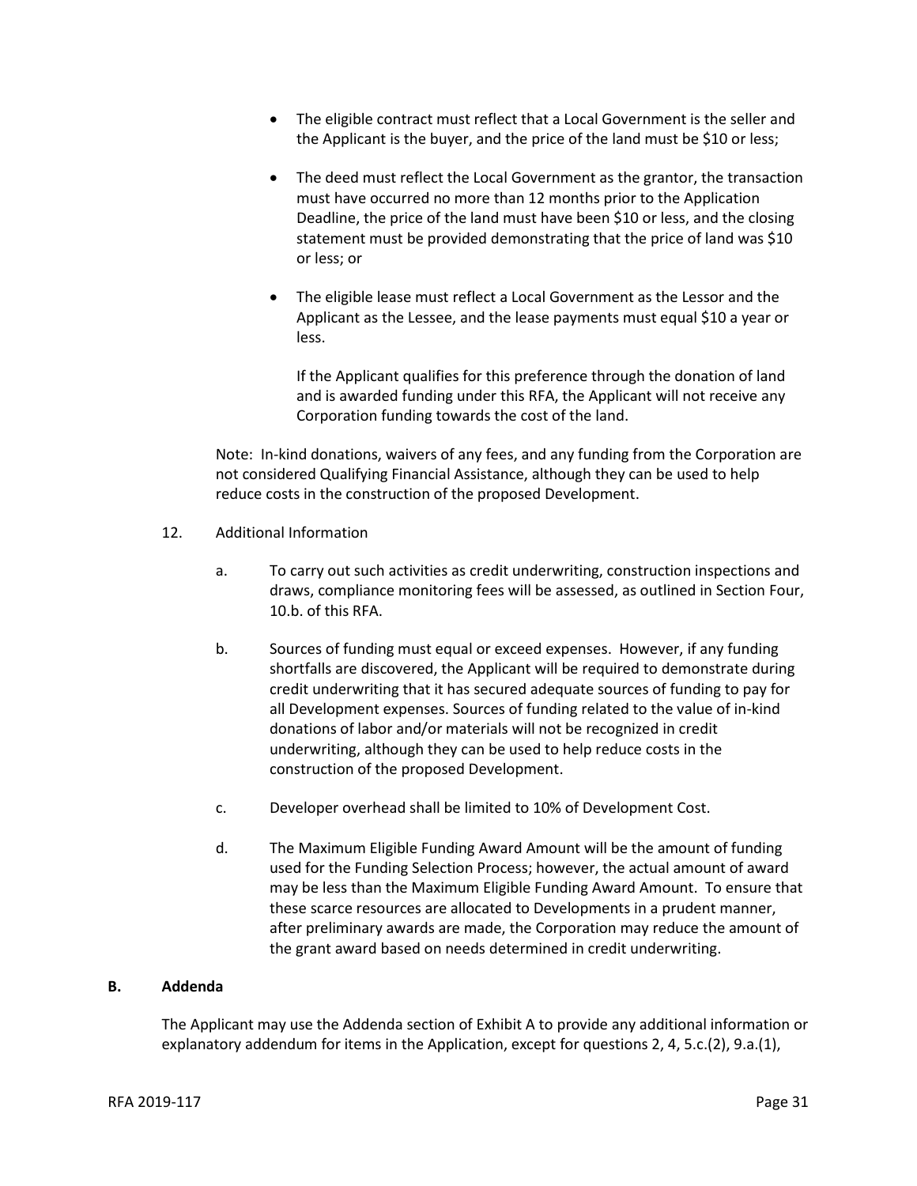- The eligible contract must reflect that a Local Government is the seller and the Applicant is the buyer, and the price of the land must be $10 or less;
- The deed must reflect the Local Government as the grantor, the transaction must have occurred no more than 12 months prior to the Application Deadline, the price of the land must have been $10 or less, and the closing statement must be provided demonstrating that the price of land was $10 or less; or
- The eligible lease must reflect a Local Government as the Lessor and the Applicant as the Lessee, and the lease payments must equal $10 a year or less.

  If the Applicant qualifies for this preference through the donation of land and is awarded funding under this RFA, the Applicant will not receive any Corporation funding towards the cost of the land.

Note: In-kind donations, waivers of any fees, and any funding from the Corporation are not considered Qualifying Financial Assistance, although they can be used to help reduce costs in the construction of the proposed Development.

12. Additional Information

    a. To carry out such activities as credit underwriting, construction inspections and draws, compliance monitoring fees will be assessed, as outlined in Section Four, 10.b. of this RFA.

    b. Sources of funding must equal or exceed expenses. However, if any funding shortfalls are discovered, the Applicant will be required to demonstrate during credit underwriting that it has secured adequate sources of funding to pay for all Development expenses. Sources of funding related to the value of in-kind donations of labor and/or materials will not be recognized in credit underwriting, although they can be used to help reduce costs in the construction of the proposed Development.

    c. Developer overhead shall be limited to 10% of Development Cost.

    d. The Maximum Eligible Funding Award Amount will be the amount of funding used for the Funding Selection Process; however, the actual amount of award may be less than the Maximum Eligible Funding Award Amount. To ensure that these scarce resources are allocated to Developments in a prudent manner, after preliminary awards are made, the Corporation may reduce the amount of the grant award based on needs determined in credit underwriting.

**B. Addenda**

The Applicant may use the Addenda section of Exhibit A to provide any additional information or explanatory addendum for items in the Application, except for questions 2, 4, 5.c.(2), 9.a.(1),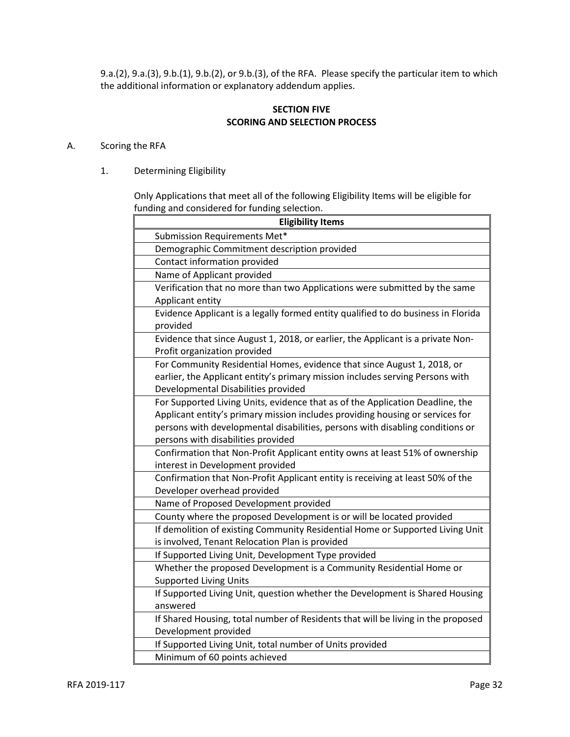9.a.(2), 9.a.(3), 9.b.(1), 9.b.(2), or 9.b.(3), of the RFA. Please specify the particular item to which the additional information or explanatory addendum applies.

## SECTION FIVE
## SCORING AND SELECTION PROCESS

A. Scoring the RFA

1. Determining Eligibility

Only Applications that meet all of the following Eligibility Items will be eligible for funding and considered for funding selection.

| Eligibility Items |
|---|
| Submission Requirements Met* |
| Demographic Commitment description provided |
| Contact information provided |
| Name of Applicant provided |
| Verification that no more than two Applications were submitted by the same Applicant entity |
| Evidence Applicant is a legally formed entity qualified to do business in Florida provided |
| Evidence that since August 1, 2018, or earlier, the Applicant is a private Non-Profit organization provided |
| For Community Residential Homes, evidence that since August 1, 2018, or earlier, the Applicant entity's primary mission includes serving Persons with Developmental Disabilities provided |
| For Supported Living Units, evidence that as of the Application Deadline, the Applicant entity's primary mission includes providing housing or services for persons with developmental disabilities, persons with disabling conditions or persons with disabilities provided |
| Confirmation that Non-Profit Applicant entity owns at least 51% of ownership interest in Development provided |
| Confirmation that Non-Profit Applicant entity is receiving at least 50% of the Developer overhead provided |
| Name of Proposed Development provided |
| County where the proposed Development is or will be located provided |
| If demolition of existing Community Residential Home or Supported Living Unit is involved, Tenant Relocation Plan is provided |
| If Supported Living Unit, Development Type provided |
| Whether the proposed Development is a Community Residential Home or Supported Living Units |
| If Supported Living Unit, question whether the Development is Shared Housing answered |
| If Shared Housing, total number of Residents that will be living in the proposed Development provided |
| If Supported Living Unit, total number of Units provided |
| Minimum of 60 points achieved |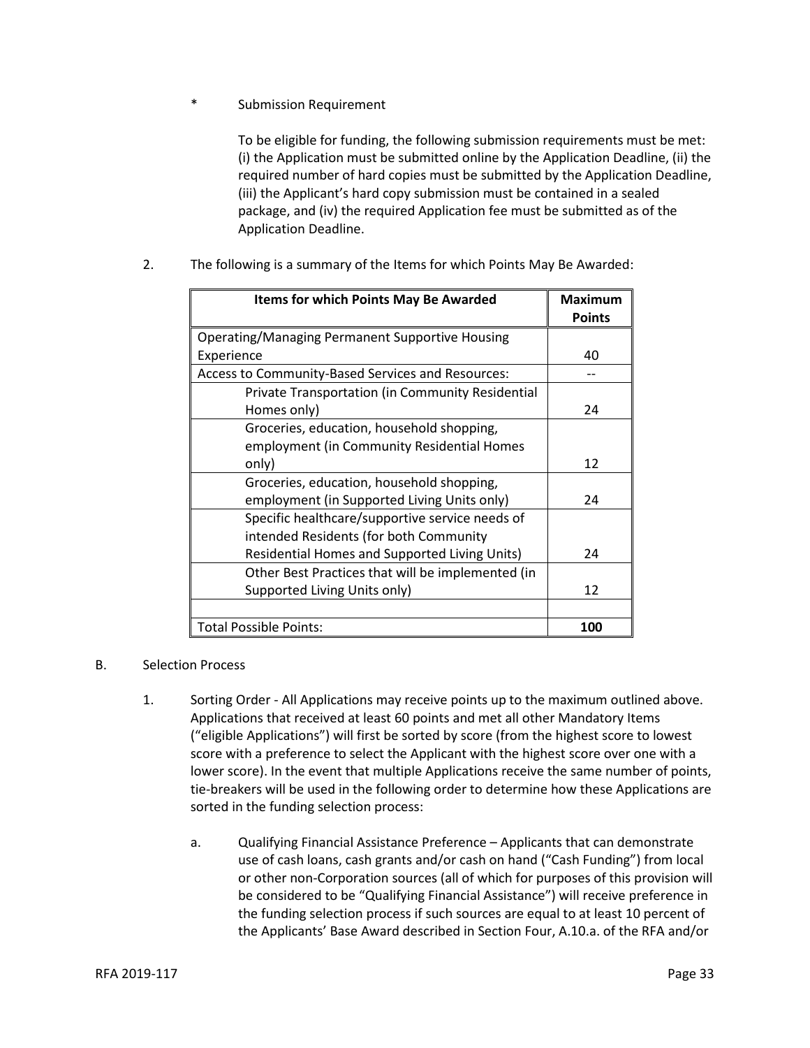\* Submission Requirement

To be eligible for funding, the following submission requirements must be met: (i) the Application must be submitted online by the Application Deadline, (ii) the required number of hard copies must be submitted by the Application Deadline, (iii) the Applicant's hard copy submission must be contained in a sealed package, and (iv) the required Application fee must be submitted as of the Application Deadline.

2. The following is a summary of the Items for which Points May Be Awarded:

| Items for which Points May Be Awarded | Maximum Points |
|---|---|
| Operating/Managing Permanent Supportive Housing Experience | 40 |
| Access to Community-Based Services and Resources: | -- |
| Private Transportation (in Community Residential Homes only) | 24 |
| Groceries, education, household shopping, employment (in Community Residential Homes only) | 12 |
| Groceries, education, household shopping, employment (in Supported Living Units only) | 24 |
| Specific healthcare/supportive service needs of intended Residents (for both Community Residential Homes and Supported Living Units) | 24 |
| Other Best Practices that will be implemented (in Supported Living Units only) | 12 |
| | |
| Total Possible Points: | **100** |

B. Selection Process

1. Sorting Order - All Applications may receive points up to the maximum outlined above. Applications that received at least 60 points and met all other Mandatory Items ("eligible Applications") will first be sorted by score (from the highest score to lowest score with a preference to select the Applicant with the highest score over one with a lower score). In the event that multiple Applications receive the same number of points, tie-breakers will be used in the following order to determine how these Applications are sorted in the funding selection process:

   a. Qualifying Financial Assistance Preference – Applicants that can demonstrate use of cash loans, cash grants and/or cash on hand ("Cash Funding") from local or other non-Corporation sources (all of which for purposes of this provision will be considered to be "Qualifying Financial Assistance") will receive preference in the funding selection process if such sources are equal to at least 10 percent of the Applicants' Base Award described in Section Four, A.10.a. of the RFA and/or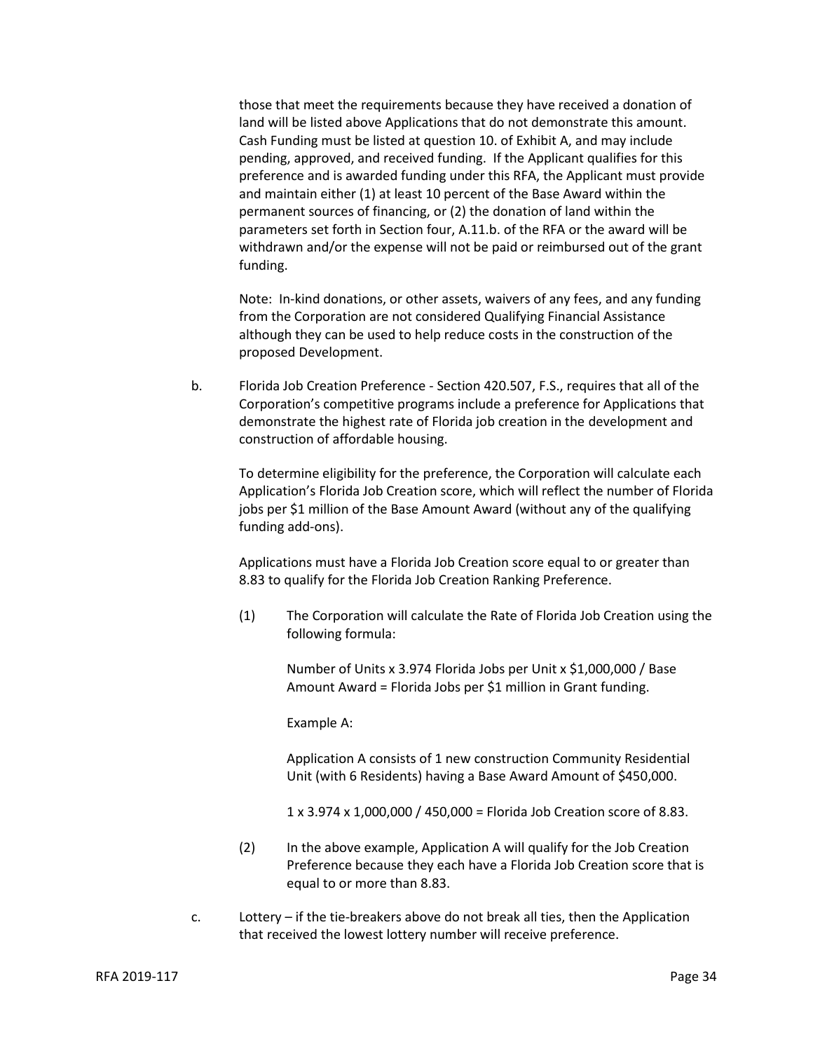those that meet the requirements because they have received a donation of land will be listed above Applications that do not demonstrate this amount. Cash Funding must be listed at question 10. of Exhibit A, and may include pending, approved, and received funding. If the Applicant qualifies for this preference and is awarded funding under this RFA, the Applicant must provide and maintain either (1) at least 10 percent of the Base Award within the permanent sources of financing, or (2) the donation of land within the parameters set forth in Section four, A.11.b. of the RFA or the award will be withdrawn and/or the expense will not be paid or reimbursed out of the grant funding.

Note: In-kind donations, or other assets, waivers of any fees, and any funding from the Corporation are not considered Qualifying Financial Assistance although they can be used to help reduce costs in the construction of the proposed Development.

b. Florida Job Creation Preference - Section 420.507, F.S., requires that all of the Corporation's competitive programs include a preference for Applications that demonstrate the highest rate of Florida job creation in the development and construction of affordable housing.

To determine eligibility for the preference, the Corporation will calculate each Application's Florida Job Creation score, which will reflect the number of Florida jobs per $1 million of the Base Amount Award (without any of the qualifying funding add-ons).

Applications must have a Florida Job Creation score equal to or greater than 8.83 to qualify for the Florida Job Creation Ranking Preference.

(1) The Corporation will calculate the Rate of Florida Job Creation using the following formula:

Number of Units x 3.974 Florida Jobs per Unit x $1,000,000 / Base Amount Award = Florida Jobs per $1 million in Grant funding.

Example A:

Application A consists of 1 new construction Community Residential Unit (with 6 Residents) having a Base Award Amount of $450,000.

1 x 3.974 x 1,000,000 / 450,000 = Florida Job Creation score of 8.83.

(2) In the above example, Application A will qualify for the Job Creation Preference because they each have a Florida Job Creation score that is equal to or more than 8.83.

c. Lottery – if the tie-breakers above do not break all ties, then the Application that received the lowest lottery number will receive preference.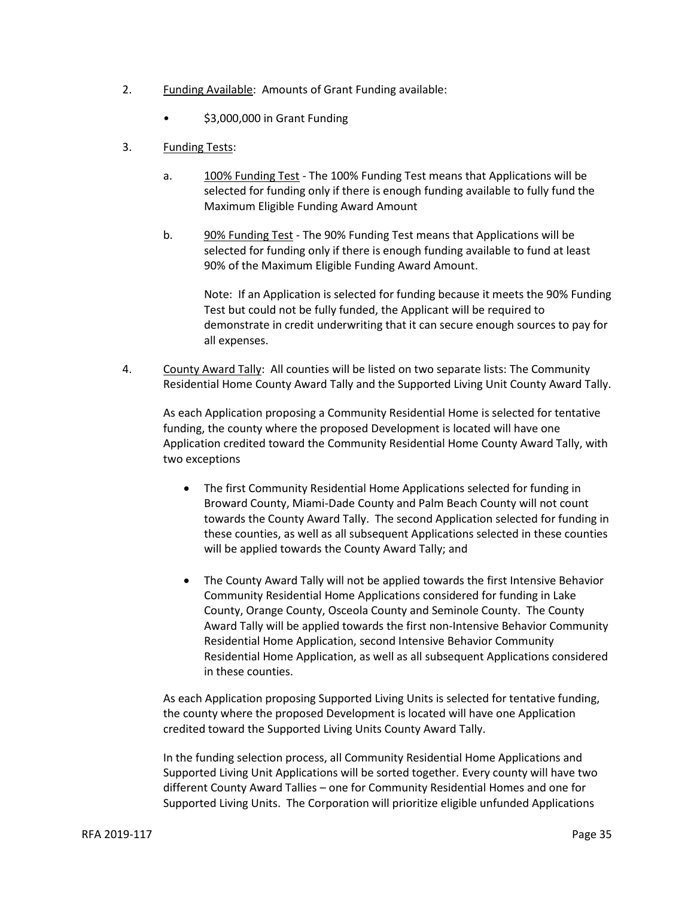2. <u>Funding Available</u>: Amounts of Grant Funding available:

   - $3,000,000 in Grant Funding

3. <u>Funding Tests</u>:

   a. <u>100% Funding Test</u> - The 100% Funding Test means that Applications will be selected for funding only if there is enough funding available to fully fund the Maximum Eligible Funding Award Amount

   b. <u>90% Funding Test</u> - The 90% Funding Test means that Applications will be selected for funding only if there is enough funding available to fund at least 90% of the Maximum Eligible Funding Award Amount.

      Note: If an Application is selected for funding because it meets the 90% Funding Test but could not be fully funded, the Applicant will be required to demonstrate in credit underwriting that it can secure enough sources to pay for all expenses.

4. <u>County Award Tally</u>: All counties will be listed on two separate lists: The Community Residential Home County Award Tally and the Supported Living Unit County Award Tally.

   As each Application proposing a Community Residential Home is selected for tentative funding, the county where the proposed Development is located will have one Application credited toward the Community Residential Home County Award Tally, with two exceptions

   - The first Community Residential Home Applications selected for funding in Broward County, Miami-Dade County and Palm Beach County will not count towards the County Award Tally. The second Application selected for funding in these counties, as well as all subsequent Applications selected in these counties will be applied towards the County Award Tally; and

   - The County Award Tally will not be applied towards the first Intensive Behavior Community Residential Home Applications considered for funding in Lake County, Orange County, Osceola County and Seminole County. The County Award Tally will be applied towards the first non-Intensive Behavior Community Residential Home Application, second Intensive Behavior Community Residential Home Application, as well as all subsequent Applications considered in these counties.

   As each Application proposing Supported Living Units is selected for tentative funding, the county where the proposed Development is located will have one Application credited toward the Supported Living Units County Award Tally.

   In the funding selection process, all Community Residential Home Applications and Supported Living Unit Applications will be sorted together. Every county will have two different County Award Tallies – one for Community Residential Homes and one for Supported Living Units. The Corporation will prioritize eligible unfunded Applications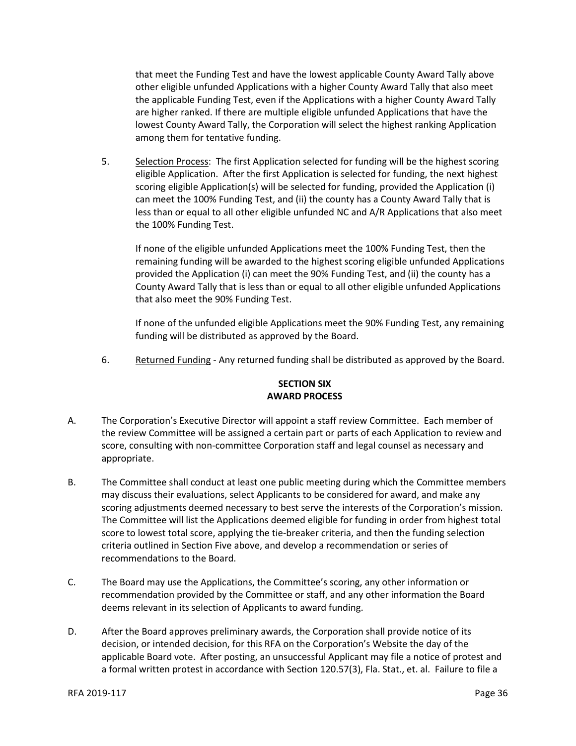that meet the Funding Test and have the lowest applicable County Award Tally above other eligible unfunded Applications with a higher County Award Tally that also meet the applicable Funding Test, even if the Applications with a higher County Award Tally are higher ranked. If there are multiple eligible unfunded Applications that have the lowest County Award Tally, the Corporation will select the highest ranking Application among them for tentative funding.

5. Selection Process: The first Application selected for funding will be the highest scoring eligible Application. After the first Application is selected for funding, the next highest scoring eligible Application(s) will be selected for funding, provided the Application (i) can meet the 100% Funding Test, and (ii) the county has a County Award Tally that is less than or equal to all other eligible unfunded NC and A/R Applications that also meet the 100% Funding Test.

   If none of the eligible unfunded Applications meet the 100% Funding Test, then the remaining funding will be awarded to the highest scoring eligible unfunded Applications provided the Application (i) can meet the 90% Funding Test, and (ii) the county has a County Award Tally that is less than or equal to all other eligible unfunded Applications that also meet the 90% Funding Test.

   If none of the unfunded eligible Applications meet the 90% Funding Test, any remaining funding will be distributed as approved by the Board.

6. Returned Funding - Any returned funding shall be distributed as approved by the Board.

## SECTION SIX
## AWARD PROCESS

A. The Corporation's Executive Director will appoint a staff review Committee. Each member of the review Committee will be assigned a certain part or parts of each Application to review and score, consulting with non-committee Corporation staff and legal counsel as necessary and appropriate.

B. The Committee shall conduct at least one public meeting during which the Committee members may discuss their evaluations, select Applicants to be considered for award, and make any scoring adjustments deemed necessary to best serve the interests of the Corporation's mission. The Committee will list the Applications deemed eligible for funding in order from highest total score to lowest total score, applying the tie-breaker criteria, and then the funding selection criteria outlined in Section Five above, and develop a recommendation or series of recommendations to the Board.

C. The Board may use the Applications, the Committee's scoring, any other information or recommendation provided by the Committee or staff, and any other information the Board deems relevant in its selection of Applicants to award funding.

D. After the Board approves preliminary awards, the Corporation shall provide notice of its decision, or intended decision, for this RFA on the Corporation's Website the day of the applicable Board vote. After posting, an unsuccessful Applicant may file a notice of protest and a formal written protest in accordance with Section 120.57(3), Fla. Stat., et. al. Failure to file a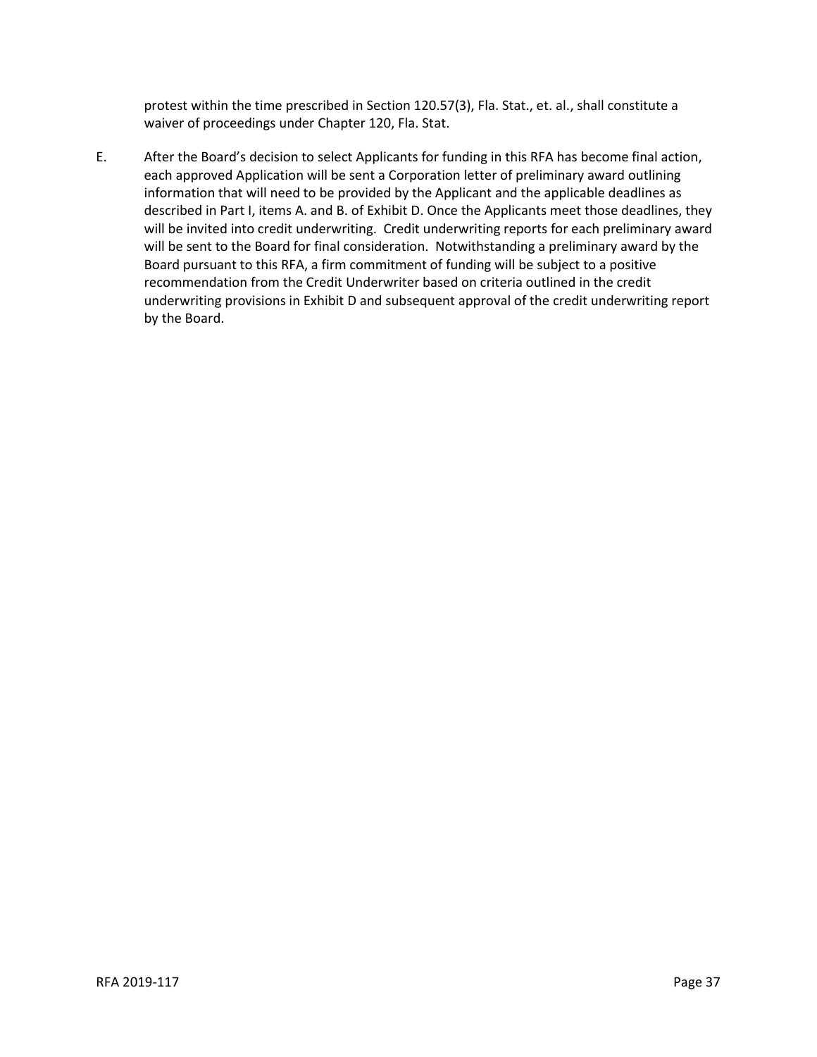protest within the time prescribed in Section 120.57(3), Fla. Stat., et. al., shall constitute a waiver of proceedings under Chapter 120, Fla. Stat.

E. After the Board's decision to select Applicants for funding in this RFA has become final action, each approved Application will be sent a Corporation letter of preliminary award outlining information that will need to be provided by the Applicant and the applicable deadlines as described in Part I, items A. and B. of Exhibit D. Once the Applicants meet those deadlines, they will be invited into credit underwriting. Credit underwriting reports for each preliminary award will be sent to the Board for final consideration. Notwithstanding a preliminary award by the Board pursuant to this RFA, a firm commitment of funding will be subject to a positive recommendation from the Credit Underwriter based on criteria outlined in the credit underwriting provisions in Exhibit D and subsequent approval of the credit underwriting report by the Board.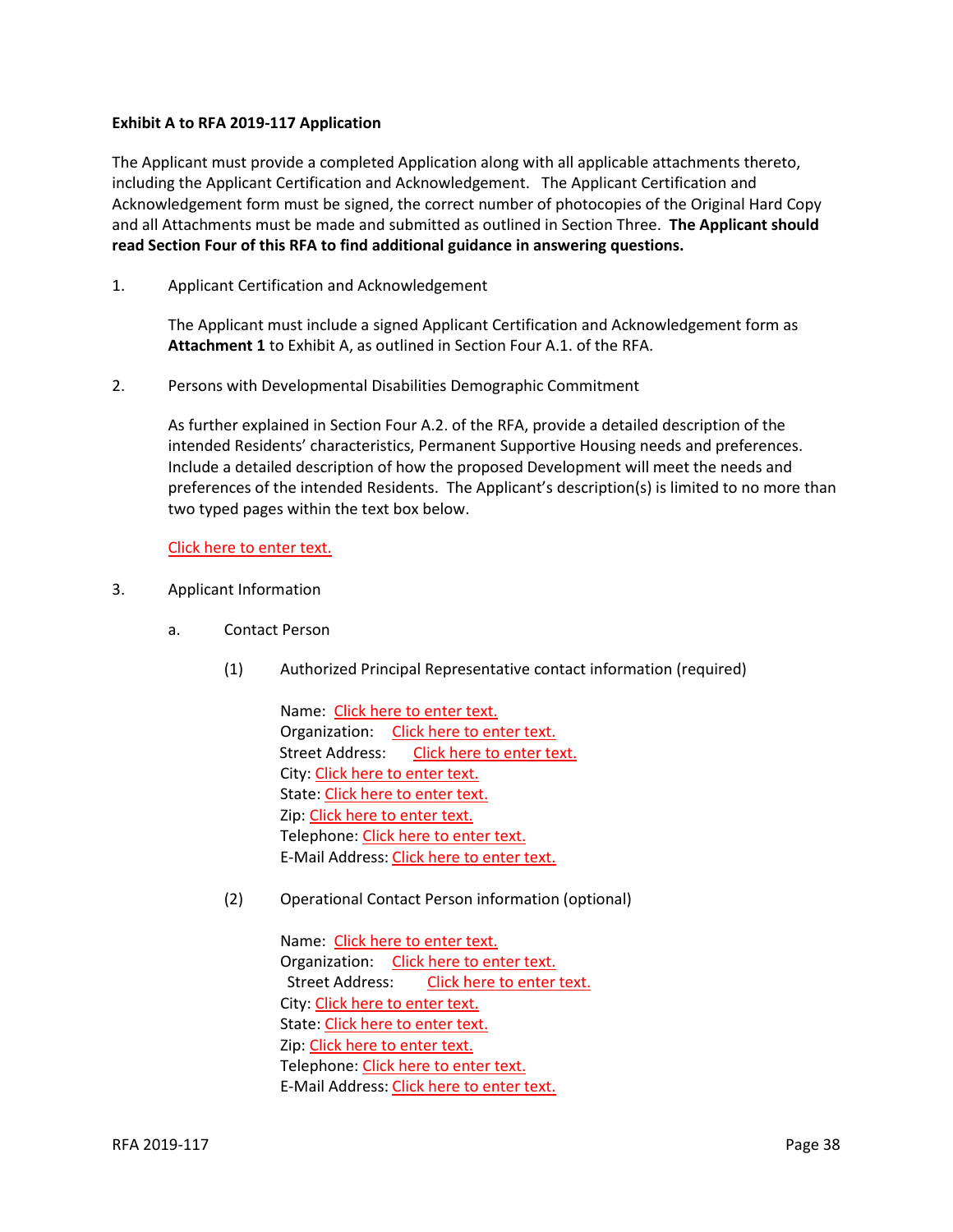**Exhibit A to RFA 2019-117 Application**

The Applicant must provide a completed Application along with all applicable attachments thereto, including the Applicant Certification and Acknowledgement. The Applicant Certification and Acknowledgement form must be signed, the correct number of photocopies of the Original Hard Copy and all Attachments must be made and submitted as outlined in Section Three. **The Applicant should read Section Four of this RFA to find additional guidance in answering questions.**

1. Applicant Certification and Acknowledgement

   The Applicant must include a signed Applicant Certification and Acknowledgement form as **Attachment 1** to Exhibit A, as outlined in Section Four A.1. of the RFA.

2. Persons with Developmental Disabilities Demographic Commitment

   As further explained in Section Four A.2. of the RFA, provide a detailed description of the intended Residents' characteristics, Permanent Supportive Housing needs and preferences. Include a detailed description of how the proposed Development will meet the needs and preferences of the intended Residents. The Applicant's description(s) is limited to no more than two typed pages within the text box below.

   Click here to enter text.

3. Applicant Information

   a. Contact Person

      (1) Authorized Principal Representative contact information (required)

      Name: Click here to enter text.
      Organization: Click here to enter text.
      Street Address: Click here to enter text.
      City: Click here to enter text.
      State: Click here to enter text.
      Zip: Click here to enter text.
      Telephone: Click here to enter text.
      E-Mail Address: Click here to enter text.

      (2) Operational Contact Person information (optional)

      Name: Click here to enter text.
      Organization: Click here to enter text.
      Street Address: Click here to enter text.
      City: Click here to enter text.
      State: Click here to enter text.
      Zip: Click here to enter text.
      Telephone: Click here to enter text.
      E-Mail Address: Click here to enter text.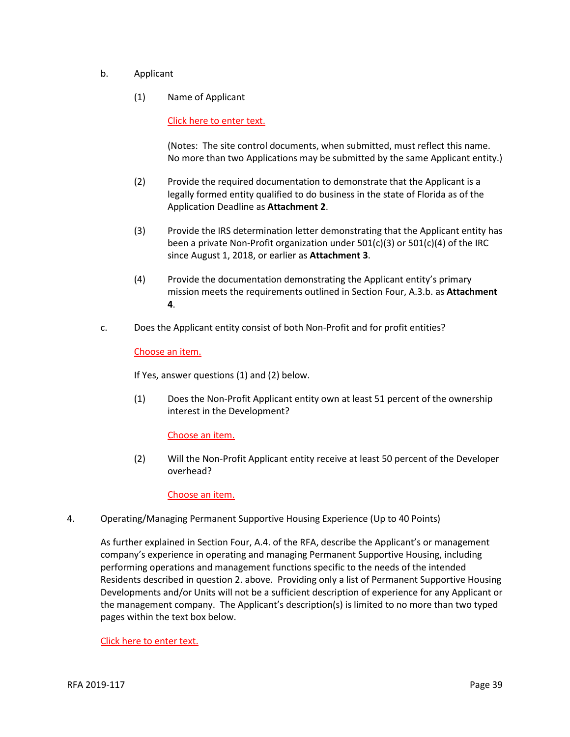b. Applicant

(1) Name of Applicant

Click here to enter text.

(Notes: The site control documents, when submitted, must reflect this name. No more than two Applications may be submitted by the same Applicant entity.)

(2) Provide the required documentation to demonstrate that the Applicant is a legally formed entity qualified to do business in the state of Florida as of the Application Deadline as **Attachment 2**.

(3) Provide the IRS determination letter demonstrating that the Applicant entity has been a private Non-Profit organization under 501(c)(3) or 501(c)(4) of the IRC since August 1, 2018, or earlier as **Attachment 3**.

(4) Provide the documentation demonstrating the Applicant entity's primary mission meets the requirements outlined in Section Four, A.3.b. as **Attachment 4**.

c. Does the Applicant entity consist of both Non-Profit and for profit entities?

Choose an item.

If Yes, answer questions (1) and (2) below.

(1) Does the Non-Profit Applicant entity own at least 51 percent of the ownership interest in the Development?

Choose an item.

(2) Will the Non-Profit Applicant entity receive at least 50 percent of the Developer overhead?

Choose an item.

4. Operating/Managing Permanent Supportive Housing Experience (Up to 40 Points)

As further explained in Section Four, A.4. of the RFA, describe the Applicant's or management company's experience in operating and managing Permanent Supportive Housing, including performing operations and management functions specific to the needs of the intended Residents described in question 2. above. Providing only a list of Permanent Supportive Housing Developments and/or Units will not be a sufficient description of experience for any Applicant or the management company. The Applicant's description(s) is limited to no more than two typed pages within the text box below.

Click here to enter text.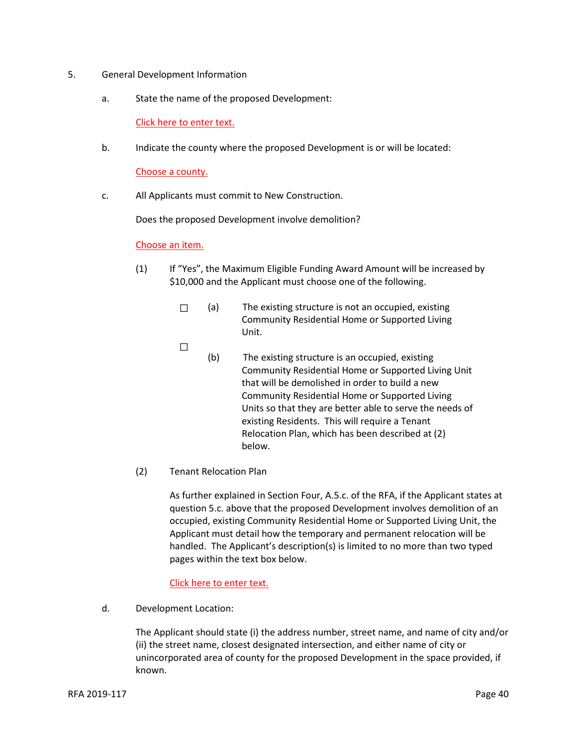5. General Development Information

   a. State the name of the proposed Development:

      Click here to enter text.

   b. Indicate the county where the proposed Development is or will be located:

      Choose a county.

   c. All Applicants must commit to New Construction.

      Does the proposed Development involve demolition?

      Choose an item.

      (1) If "Yes", the Maximum Eligible Funding Award Amount will be increased by $10,000 and the Applicant must choose one of the following.

         ☐ (a) The existing structure is not an occupied, existing Community Residential Home or Supported Living Unit.

         ☐ (b) The existing structure is an occupied, existing Community Residential Home or Supported Living Unit that will be demolished in order to build a new Community Residential Home or Supported Living Units so that they are better able to serve the needs of existing Residents. This will require a Tenant Relocation Plan, which has been described at (2) below.

      (2) Tenant Relocation Plan

         As further explained in Section Four, A.5.c. of the RFA, if the Applicant states at question 5.c. above that the proposed Development involves demolition of an occupied, existing Community Residential Home or Supported Living Unit, the Applicant must detail how the temporary and permanent relocation will be handled. The Applicant's description(s) is limited to no more than two typed pages within the text box below.

         Click here to enter text.

   d. Development Location:

      The Applicant should state (i) the address number, street name, and name of city and/or (ii) the street name, closest designated intersection, and either name of city or unincorporated area of county for the proposed Development in the space provided, if known.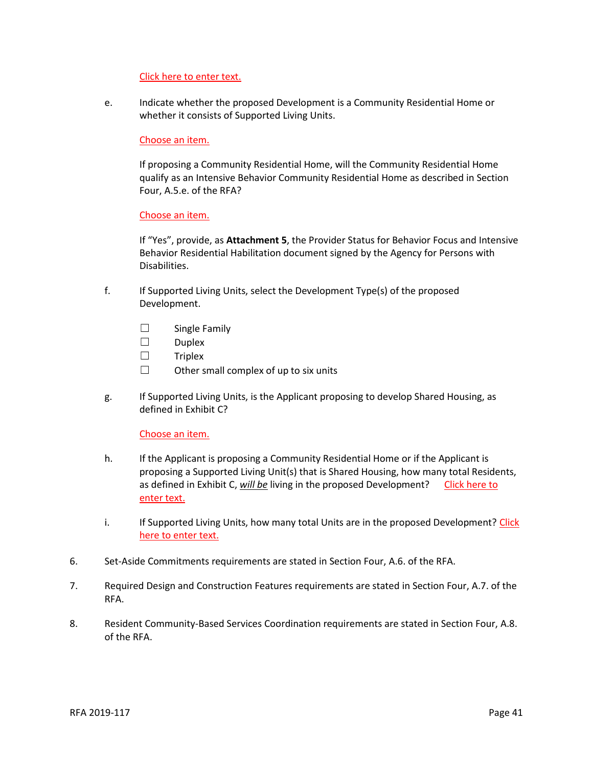Click here to enter text.

e. Indicate whether the proposed Development is a Community Residential Home or whether it consists of Supported Living Units.

Choose an item.

If proposing a Community Residential Home, will the Community Residential Home qualify as an Intensive Behavior Community Residential Home as described in Section Four, A.5.e. of the RFA?

Choose an item.

If "Yes", provide, as **Attachment 5**, the Provider Status for Behavior Focus and Intensive Behavior Residential Habilitation document signed by the Agency for Persons with Disabilities.

f. If Supported Living Units, select the Development Type(s) of the proposed Development.

☐ Single Family
☐ Duplex
☐ Triplex
☐ Other small complex of up to six units

g. If Supported Living Units, is the Applicant proposing to develop Shared Housing, as defined in Exhibit C?

Choose an item.

h. If the Applicant is proposing a Community Residential Home or if the Applicant is proposing a Supported Living Unit(s) that is Shared Housing, how many total Residents, as defined in Exhibit C, ***will be*** living in the proposed Development? Click here to enter text.

i. If Supported Living Units, how many total Units are in the proposed Development? Click here to enter text.

6. Set-Aside Commitments requirements are stated in Section Four, A.6. of the RFA.

7. Required Design and Construction Features requirements are stated in Section Four, A.7. of the RFA.

8. Resident Community-Based Services Coordination requirements are stated in Section Four, A.8. of the RFA.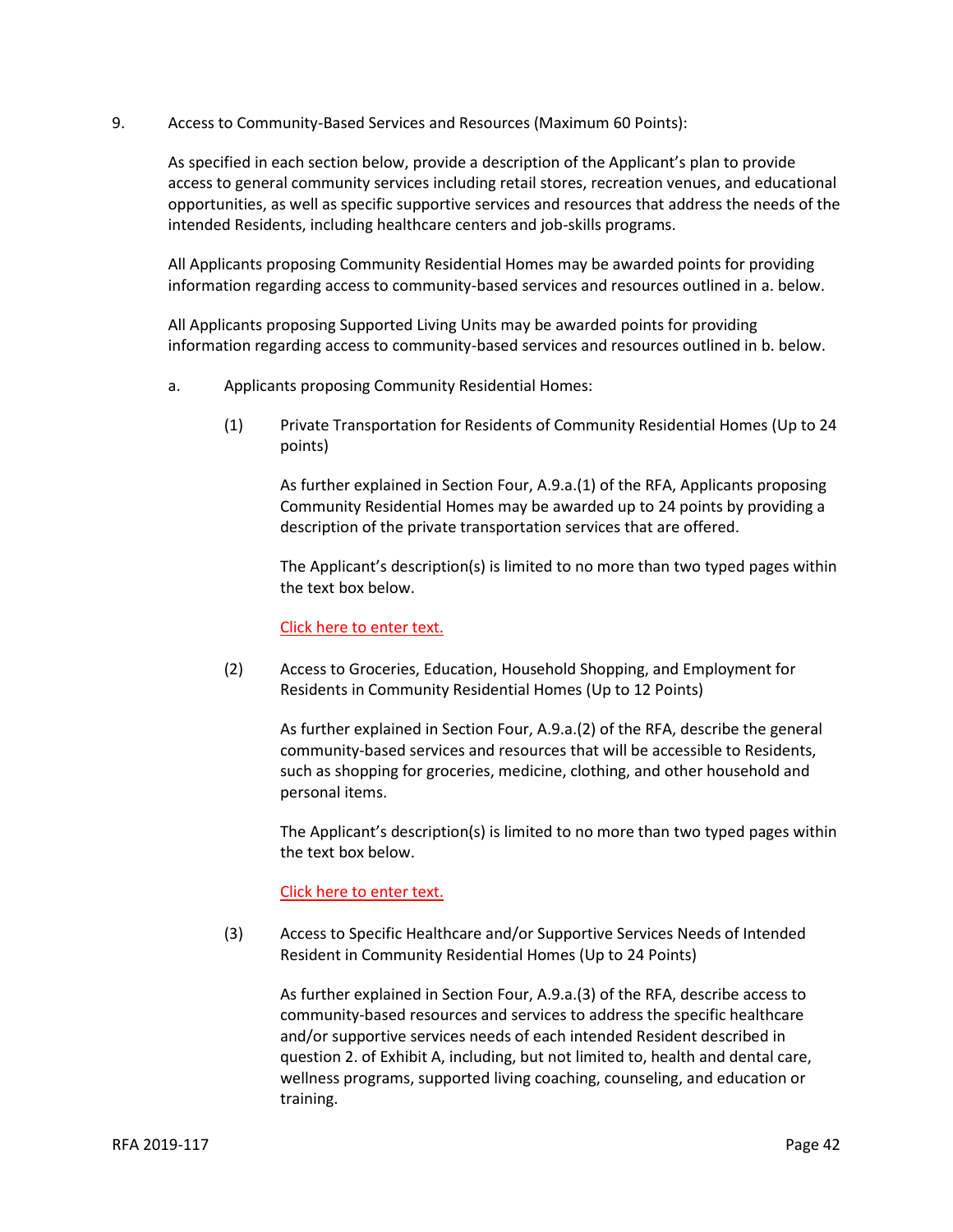9. Access to Community-Based Services and Resources (Maximum 60 Points):

As specified in each section below, provide a description of the Applicant's plan to provide access to general community services including retail stores, recreation venues, and educational opportunities, as well as specific supportive services and resources that address the needs of the intended Residents, including healthcare centers and job-skills programs.

All Applicants proposing Community Residential Homes may be awarded points for providing information regarding access to community-based services and resources outlined in a. below.

All Applicants proposing Supported Living Units may be awarded points for providing information regarding access to community-based services and resources outlined in b. below.

a. Applicants proposing Community Residential Homes:

(1) Private Transportation for Residents of Community Residential Homes (Up to 24 points)

As further explained in Section Four, A.9.a.(1) of the RFA, Applicants proposing Community Residential Homes may be awarded up to 24 points by providing a description of the private transportation services that are offered.

The Applicant's description(s) is limited to no more than two typed pages within the text box below.

Click here to enter text.

(2) Access to Groceries, Education, Household Shopping, and Employment for Residents in Community Residential Homes (Up to 12 Points)

As further explained in Section Four, A.9.a.(2) of the RFA, describe the general community-based services and resources that will be accessible to Residents, such as shopping for groceries, medicine, clothing, and other household and personal items.

The Applicant's description(s) is limited to no more than two typed pages within the text box below.

Click here to enter text.

(3) Access to Specific Healthcare and/or Supportive Services Needs of Intended Resident in Community Residential Homes (Up to 24 Points)

As further explained in Section Four, A.9.a.(3) of the RFA, describe access to community-based resources and services to address the specific healthcare and/or supportive services needs of each intended Resident described in question 2. of Exhibit A, including, but not limited to, health and dental care, wellness programs, supported living coaching, counseling, and education or training.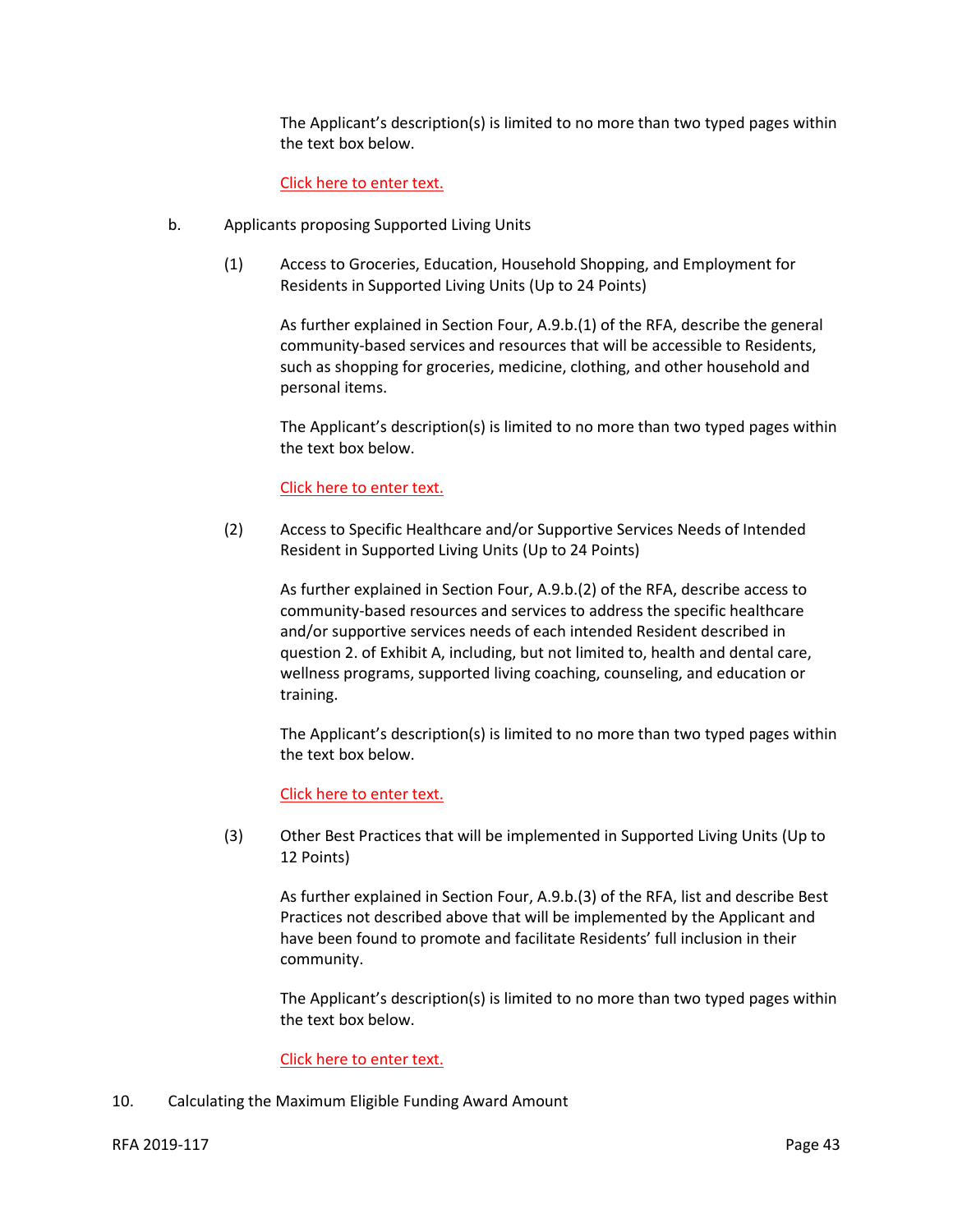The Applicant's description(s) is limited to no more than two typed pages within the text box below.

Click here to enter text.

b. Applicants proposing Supported Living Units

(1) Access to Groceries, Education, Household Shopping, and Employment for Residents in Supported Living Units (Up to 24 Points)

As further explained in Section Four, A.9.b.(1) of the RFA, describe the general community-based services and resources that will be accessible to Residents, such as shopping for groceries, medicine, clothing, and other household and personal items.

The Applicant's description(s) is limited to no more than two typed pages within the text box below.

Click here to enter text.

(2) Access to Specific Healthcare and/or Supportive Services Needs of Intended Resident in Supported Living Units (Up to 24 Points)

As further explained in Section Four, A.9.b.(2) of the RFA, describe access to community-based resources and services to address the specific healthcare and/or supportive services needs of each intended Resident described in question 2. of Exhibit A, including, but not limited to, health and dental care, wellness programs, supported living coaching, counseling, and education or training.

The Applicant's description(s) is limited to no more than two typed pages within the text box below.

Click here to enter text.

(3) Other Best Practices that will be implemented in Supported Living Units (Up to 12 Points)

As further explained in Section Four, A.9.b.(3) of the RFA, list and describe Best Practices not described above that will be implemented by the Applicant and have been found to promote and facilitate Residents' full inclusion in their community.

The Applicant's description(s) is limited to no more than two typed pages within the text box below.

Click here to enter text.

10. Calculating the Maximum Eligible Funding Award Amount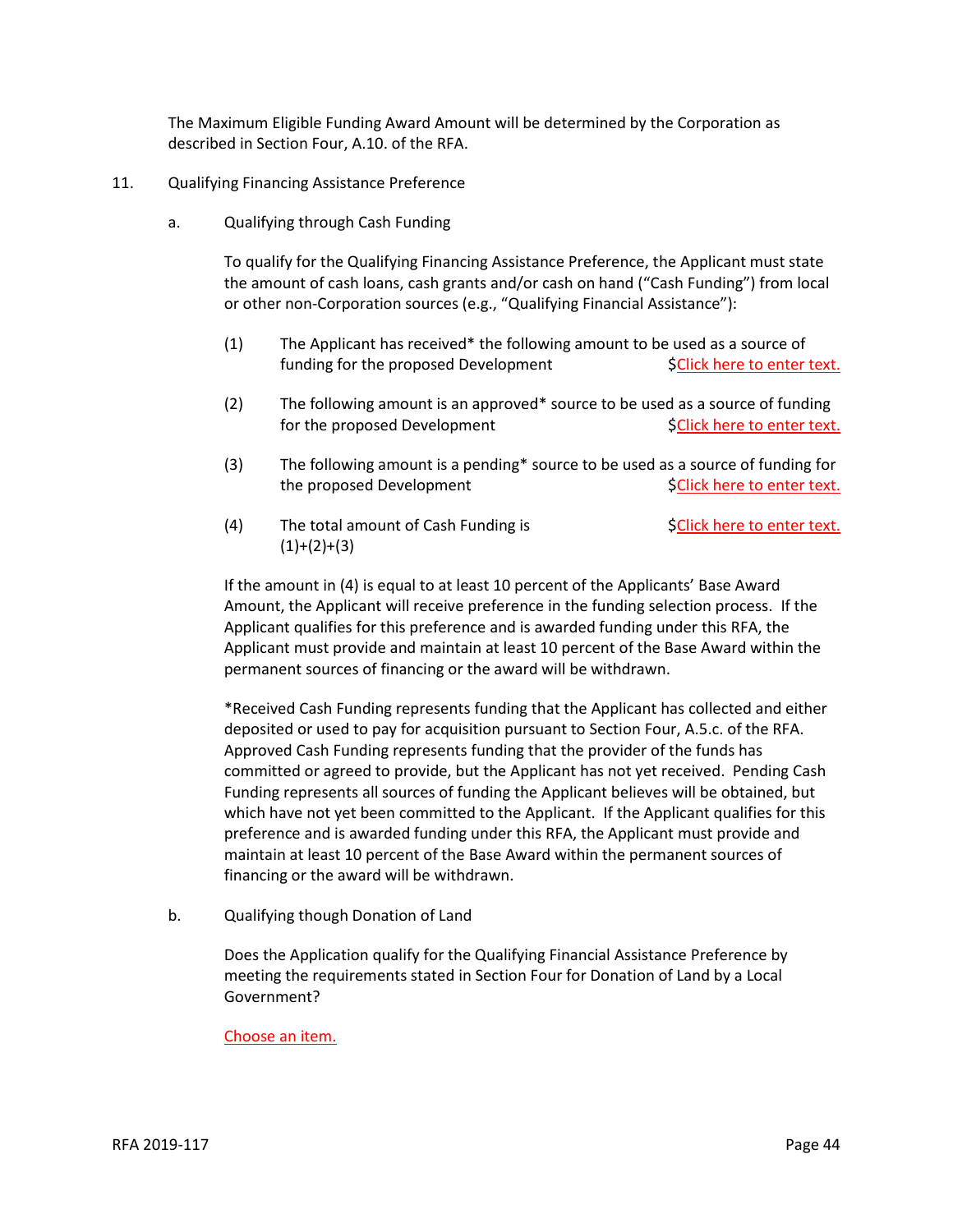The Maximum Eligible Funding Award Amount will be determined by the Corporation as described in Section Four, A.10. of the RFA.

11. Qualifying Financing Assistance Preference

a. Qualifying through Cash Funding

To qualify for the Qualifying Financing Assistance Preference, the Applicant must state the amount of cash loans, cash grants and/or cash on hand ("Cash Funding") from local or other non-Corporation sources (e.g., "Qualifying Financial Assistance"):

(1) The Applicant has received* the following amount to be used as a source of funding for the proposed Development $Click here to enter text.

(2) The following amount is an approved* source to be used as a source of funding for the proposed Development $Click here to enter text.

(3) The following amount is a pending* source to be used as a source of funding for the proposed Development $Click here to enter text.

(4) The total amount of Cash Funding is (1)+(2)+(3) $Click here to enter text.

If the amount in (4) is equal to at least 10 percent of the Applicants' Base Award Amount, the Applicant will receive preference in the funding selection process. If the Applicant qualifies for this preference and is awarded funding under this RFA, the Applicant must provide and maintain at least 10 percent of the Base Award within the permanent sources of financing or the award will be withdrawn.

*Received Cash Funding represents funding that the Applicant has collected and either deposited or used to pay for acquisition pursuant to Section Four, A.5.c. of the RFA. Approved Cash Funding represents funding that the provider of the funds has committed or agreed to provide, but the Applicant has not yet received. Pending Cash Funding represents all sources of funding the Applicant believes will be obtained, but which have not yet been committed to the Applicant. If the Applicant qualifies for this preference and is awarded funding under this RFA, the Applicant must provide and maintain at least 10 percent of the Base Award within the permanent sources of financing or the award will be withdrawn.

b. Qualifying though Donation of Land

Does the Application qualify for the Qualifying Financial Assistance Preference by meeting the requirements stated in Section Four for Donation of Land by a Local Government?

Choose an item.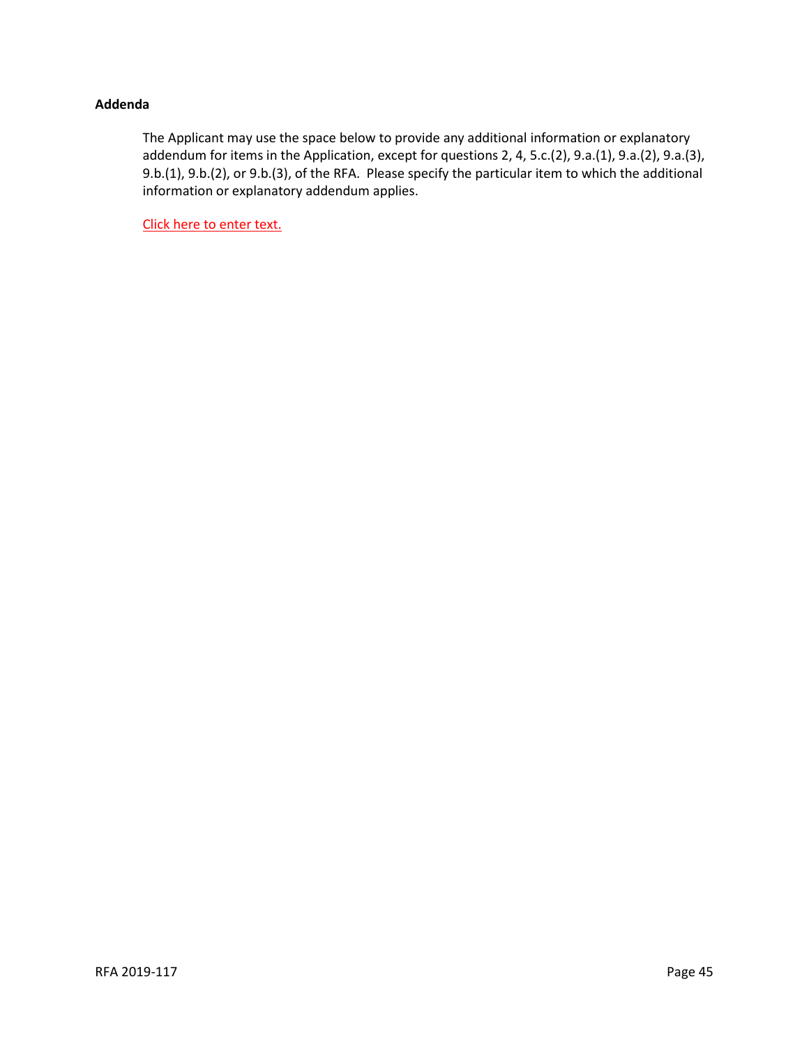**Addenda**

The Applicant may use the space below to provide any additional information or explanatory addendum for items in the Application, except for questions 2, 4, 5.c.(2), 9.a.(1), 9.a.(2), 9.a.(3), 9.b.(1), 9.b.(2), or 9.b.(3), of the RFA. Please specify the particular item to which the additional information or explanatory addendum applies.

Click here to enter text.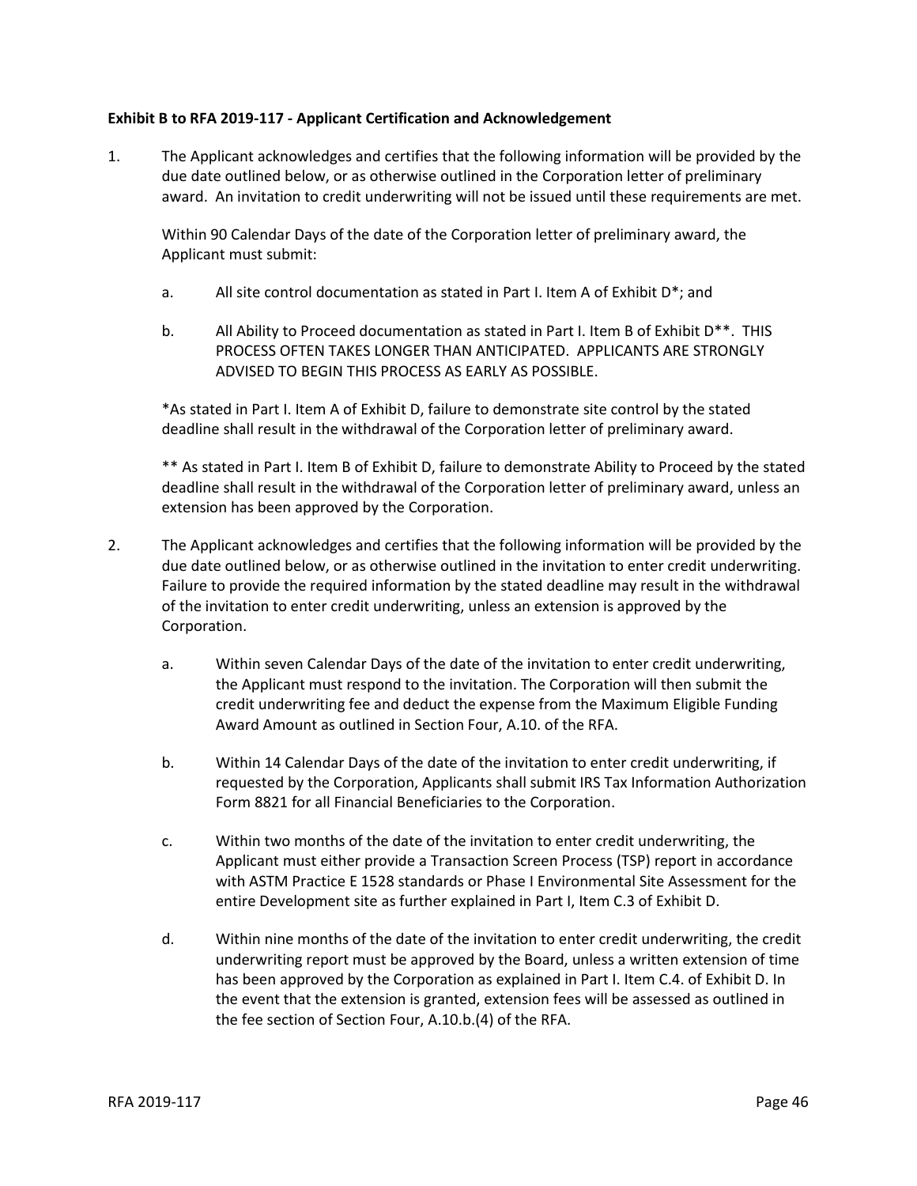**Exhibit B to RFA 2019-117 - Applicant Certification and Acknowledgement**

1. The Applicant acknowledges and certifies that the following information will be provided by the due date outlined below, or as otherwise outlined in the Corporation letter of preliminary award. An invitation to credit underwriting will not be issued until these requirements are met.

   Within 90 Calendar Days of the date of the Corporation letter of preliminary award, the Applicant must submit:

   a. All site control documentation as stated in Part I. Item A of Exhibit D*; and

   b. All Ability to Proceed documentation as stated in Part I. Item B of Exhibit D**. THIS PROCESS OFTEN TAKES LONGER THAN ANTICIPATED. APPLICANTS ARE STRONGLY ADVISED TO BEGIN THIS PROCESS AS EARLY AS POSSIBLE.

   *As stated in Part I. Item A of Exhibit D, failure to demonstrate site control by the stated deadline shall result in the withdrawal of the Corporation letter of preliminary award.

   ** As stated in Part I. Item B of Exhibit D, failure to demonstrate Ability to Proceed by the stated deadline shall result in the withdrawal of the Corporation letter of preliminary award, unless an extension has been approved by the Corporation.

2. The Applicant acknowledges and certifies that the following information will be provided by the due date outlined below, or as otherwise outlined in the invitation to enter credit underwriting. Failure to provide the required information by the stated deadline may result in the withdrawal of the invitation to enter credit underwriting, unless an extension is approved by the Corporation.

   a. Within seven Calendar Days of the date of the invitation to enter credit underwriting, the Applicant must respond to the invitation. The Corporation will then submit the credit underwriting fee and deduct the expense from the Maximum Eligible Funding Award Amount as outlined in Section Four, A.10. of the RFA.

   b. Within 14 Calendar Days of the date of the invitation to enter credit underwriting, if requested by the Corporation, Applicants shall submit IRS Tax Information Authorization Form 8821 for all Financial Beneficiaries to the Corporation.

   c. Within two months of the date of the invitation to enter credit underwriting, the Applicant must either provide a Transaction Screen Process (TSP) report in accordance with ASTM Practice E 1528 standards or Phase I Environmental Site Assessment for the entire Development site as further explained in Part I, Item C.3 of Exhibit D.

   d. Within nine months of the date of the invitation to enter credit underwriting, the credit underwriting report must be approved by the Board, unless a written extension of time has been approved by the Corporation as explained in Part I. Item C.4. of Exhibit D. In the event that the extension is granted, extension fees will be assessed as outlined in the fee section of Section Four, A.10.b.(4) of the RFA.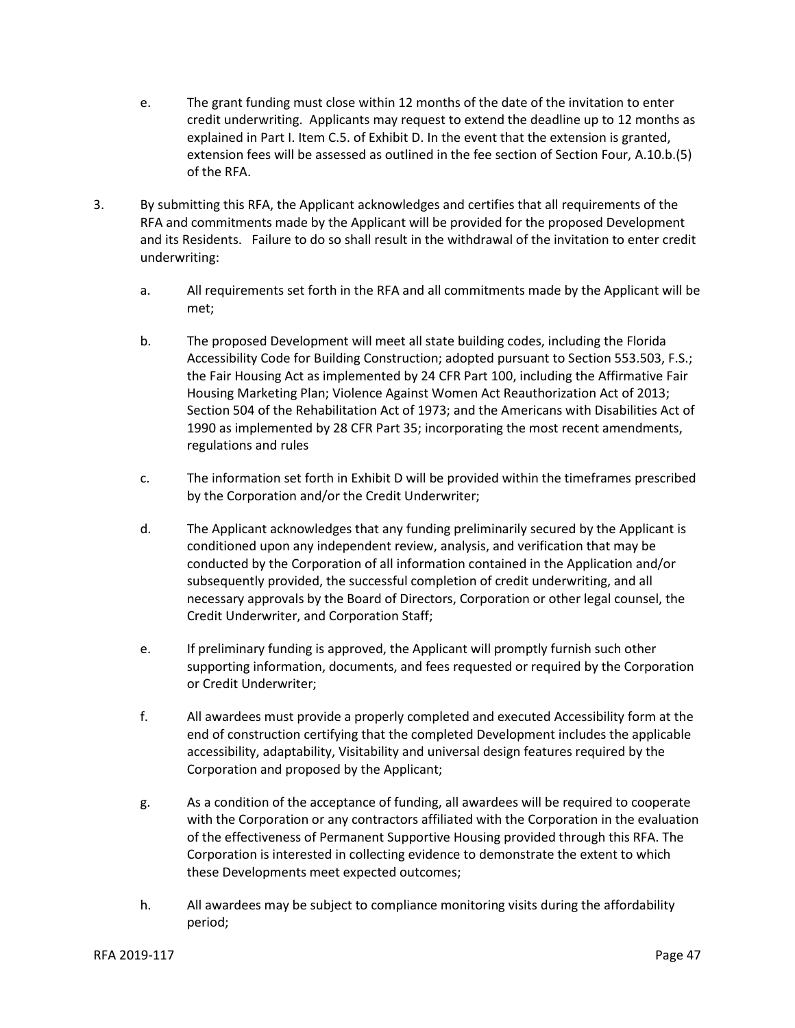e. The grant funding must close within 12 months of the date of the invitation to enter credit underwriting. Applicants may request to extend the deadline up to 12 months as explained in Part I. Item C.5. of Exhibit D. In the event that the extension is granted, extension fees will be assessed as outlined in the fee section of Section Four, A.10.b.(5) of the RFA.

3. By submitting this RFA, the Applicant acknowledges and certifies that all requirements of the RFA and commitments made by the Applicant will be provided for the proposed Development and its Residents. Failure to do so shall result in the withdrawal of the invitation to enter credit underwriting:

   a. All requirements set forth in the RFA and all commitments made by the Applicant will be met;

   b. The proposed Development will meet all state building codes, including the Florida Accessibility Code for Building Construction; adopted pursuant to Section 553.503, F.S.; the Fair Housing Act as implemented by 24 CFR Part 100, including the Affirmative Fair Housing Marketing Plan; Violence Against Women Act Reauthorization Act of 2013; Section 504 of the Rehabilitation Act of 1973; and the Americans with Disabilities Act of 1990 as implemented by 28 CFR Part 35; incorporating the most recent amendments, regulations and rules

   c. The information set forth in Exhibit D will be provided within the timeframes prescribed by the Corporation and/or the Credit Underwriter;

   d. The Applicant acknowledges that any funding preliminarily secured by the Applicant is conditioned upon any independent review, analysis, and verification that may be conducted by the Corporation of all information contained in the Application and/or subsequently provided, the successful completion of credit underwriting, and all necessary approvals by the Board of Directors, Corporation or other legal counsel, the Credit Underwriter, and Corporation Staff;

   e. If preliminary funding is approved, the Applicant will promptly furnish such other supporting information, documents, and fees requested or required by the Corporation or Credit Underwriter;

   f. All awardees must provide a properly completed and executed Accessibility form at the end of construction certifying that the completed Development includes the applicable accessibility, adaptability, Visitability and universal design features required by the Corporation and proposed by the Applicant;

   g. As a condition of the acceptance of funding, all awardees will be required to cooperate with the Corporation or any contractors affiliated with the Corporation in the evaluation of the effectiveness of Permanent Supportive Housing provided through this RFA. The Corporation is interested in collecting evidence to demonstrate the extent to which these Developments meet expected outcomes;

   h. All awardees may be subject to compliance monitoring visits during the affordability period;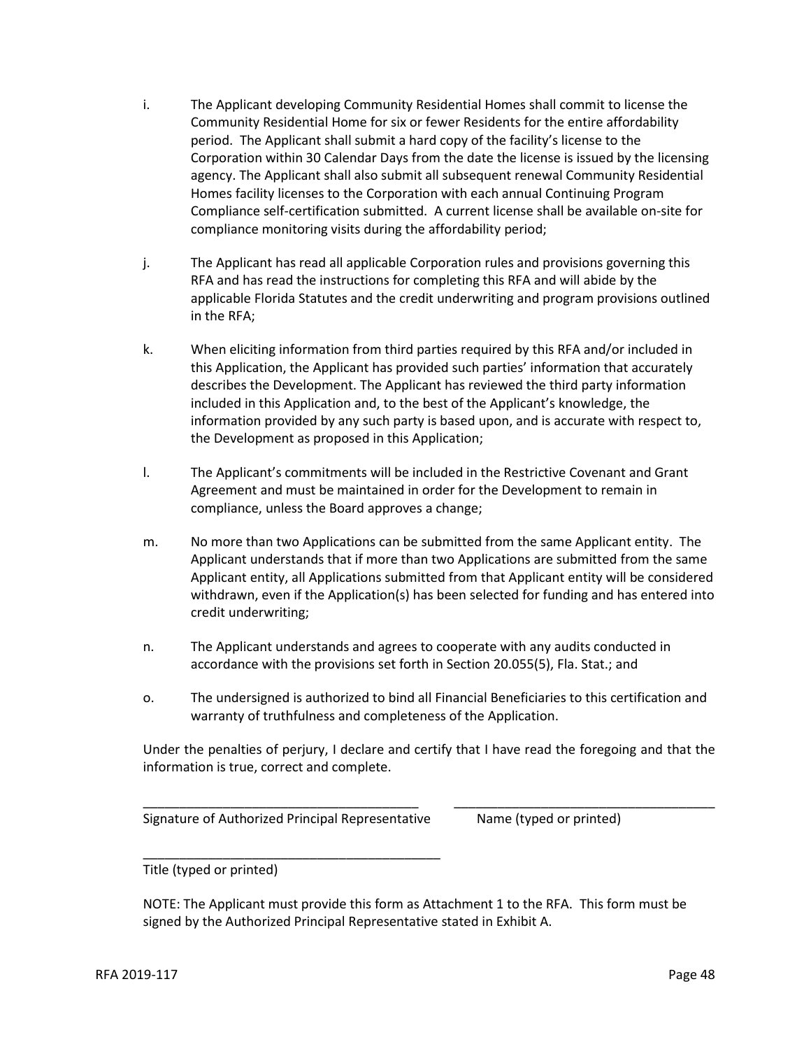i. The Applicant developing Community Residential Homes shall commit to license the Community Residential Home for six or fewer Residents for the entire affordability period. The Applicant shall submit a hard copy of the facility's license to the Corporation within 30 Calendar Days from the date the license is issued by the licensing agency. The Applicant shall also submit all subsequent renewal Community Residential Homes facility licenses to the Corporation with each annual Continuing Program Compliance self-certification submitted. A current license shall be available on-site for compliance monitoring visits during the affordability period;

j. The Applicant has read all applicable Corporation rules and provisions governing this RFA and has read the instructions for completing this RFA and will abide by the applicable Florida Statutes and the credit underwriting and program provisions outlined in the RFA;

k. When eliciting information from third parties required by this RFA and/or included in this Application, the Applicant has provided such parties' information that accurately describes the Development. The Applicant has reviewed the third party information included in this Application and, to the best of the Applicant's knowledge, the information provided by any such party is based upon, and is accurate with respect to, the Development as proposed in this Application;

l. The Applicant's commitments will be included in the Restrictive Covenant and Grant Agreement and must be maintained in order for the Development to remain in compliance, unless the Board approves a change;

m. No more than two Applications can be submitted from the same Applicant entity. The Applicant understands that if more than two Applications are submitted from the same Applicant entity, all Applications submitted from that Applicant entity will be considered withdrawn, even if the Application(s) has been selected for funding and has entered into credit underwriting;

n. The Applicant understands and agrees to cooperate with any audits conducted in accordance with the provisions set forth in Section 20.055(5), Fla. Stat.; and

o. The undersigned is authorized to bind all Financial Beneficiaries to this certification and warranty of truthfulness and completeness of the Application.

Under the penalties of perjury, I declare and certify that I have read the foregoing and that the information is true, correct and complete.

_______________________________________ _____________________________________

Signature of Authorized Principal Representative Name (typed or printed)

__________________________________________

Title (typed or printed)

NOTE: The Applicant must provide this form as Attachment 1 to the RFA. This form must be signed by the Authorized Principal Representative stated in Exhibit A.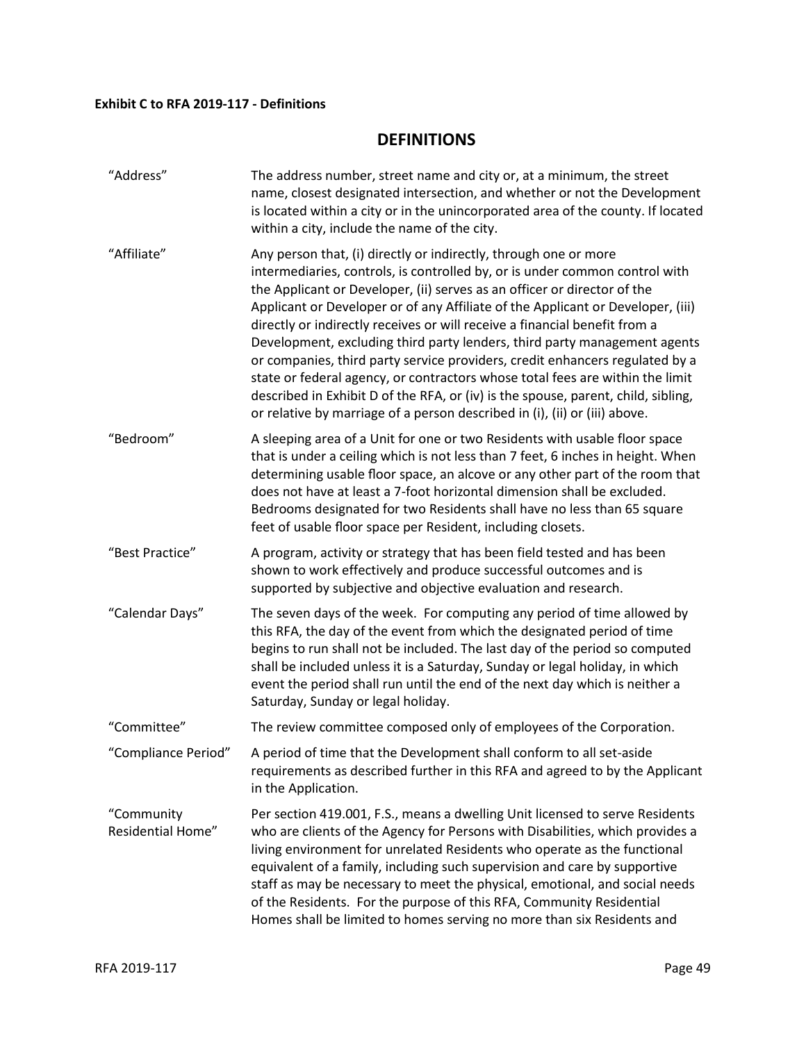**Exhibit C to RFA 2019-117 - Definitions**

## DEFINITIONS

| Term | Definition |
|---|---|
| "Address" | The address number, street name and city or, at a minimum, the street name, closest designated intersection, and whether or not the Development is located within a city or in the unincorporated area of the county. If located within a city, include the name of the city. |
| "Affiliate" | Any person that, (i) directly or indirectly, through one or more intermediaries, controls, is controlled by, or is under common control with the Applicant or Developer, (ii) serves as an officer or director of the Applicant or Developer or of any Affiliate of the Applicant or Developer, (iii) directly or indirectly receives or will receive a financial benefit from a Development, excluding third party lenders, third party management agents or companies, third party service providers, credit enhancers regulated by a state or federal agency, or contractors whose total fees are within the limit described in Exhibit D of the RFA, or (iv) is the spouse, parent, child, sibling, or relative by marriage of a person described in (i), (ii) or (iii) above. |
| "Bedroom" | A sleeping area of a Unit for one or two Residents with usable floor space that is under a ceiling which is not less than 7 feet, 6 inches in height. When determining usable floor space, an alcove or any other part of the room that does not have at least a 7-foot horizontal dimension shall be excluded. Bedrooms designated for two Residents shall have no less than 65 square feet of usable floor space per Resident, including closets. |
| "Best Practice" | A program, activity or strategy that has been field tested and has been shown to work effectively and produce successful outcomes and is supported by subjective and objective evaluation and research. |
| "Calendar Days" | The seven days of the week. For computing any period of time allowed by this RFA, the day of the event from which the designated period of time begins to run shall not be included. The last day of the period so computed shall be included unless it is a Saturday, Sunday or legal holiday, in which event the period shall run until the end of the next day which is neither a Saturday, Sunday or legal holiday. |
| "Committee" | The review committee composed only of employees of the Corporation. |
| "Compliance Period" | A period of time that the Development shall conform to all set-aside requirements as described further in this RFA and agreed to by the Applicant in the Application. |
| "Community Residential Home" | Per section 419.001, F.S., means a dwelling Unit licensed to serve Residents who are clients of the Agency for Persons with Disabilities, which provides a living environment for unrelated Residents who operate as the functional equivalent of a family, including such supervision and care by supportive staff as may be necessary to meet the physical, emotional, and social needs of the Residents. For the purpose of this RFA, Community Residential Homes shall be limited to homes serving no more than six Residents and |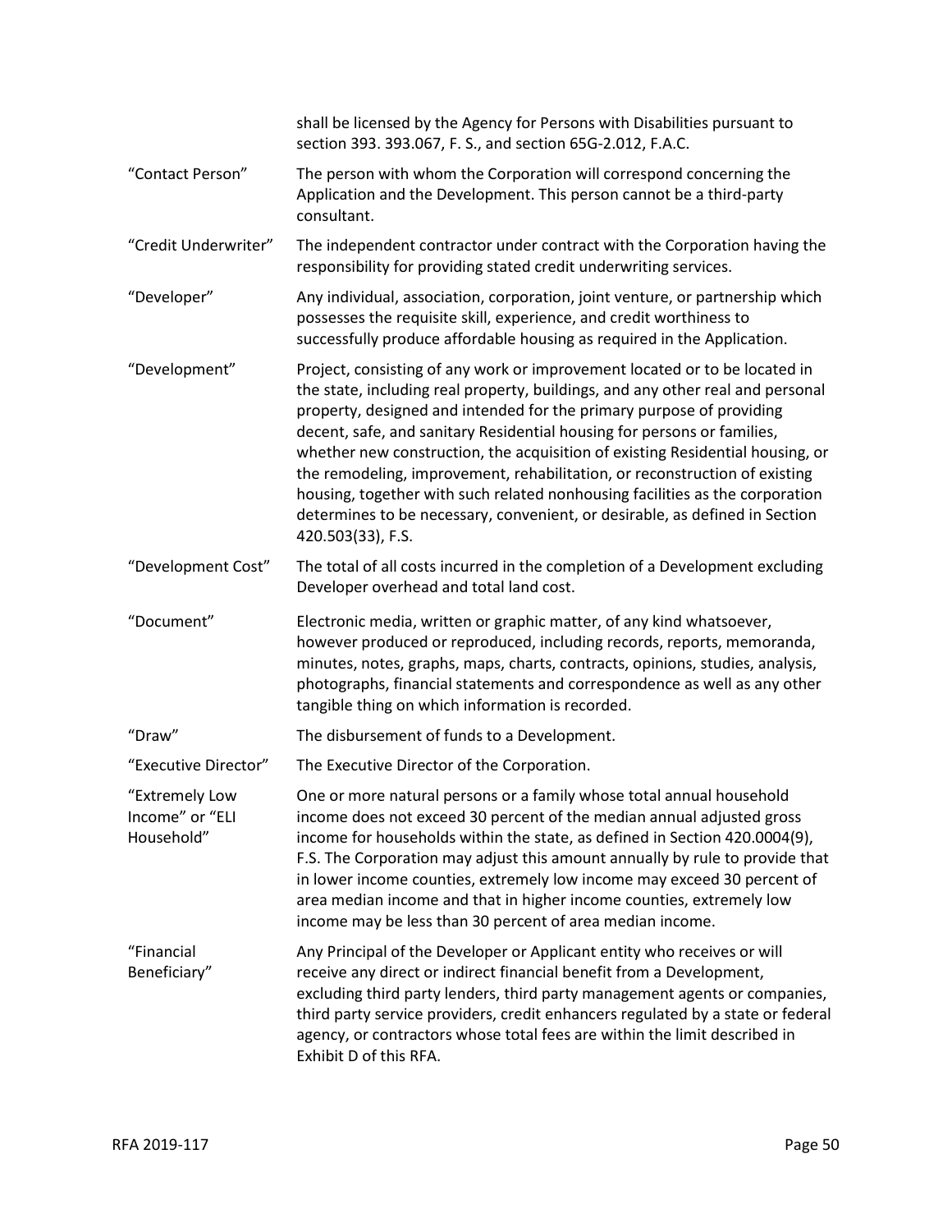shall be licensed by the Agency for Persons with Disabilities pursuant to section 393. 393.067, F. S., and section 65G-2.012, F.A.C.

| | |
|---|---|
| “Contact Person” | The person with whom the Corporation will correspond concerning the Application and the Development. This person cannot be a third-party consultant. |
| “Credit Underwriter” | The independent contractor under contract with the Corporation having the responsibility for providing stated credit underwriting services. |
| “Developer” | Any individual, association, corporation, joint venture, or partnership which possesses the requisite skill, experience, and credit worthiness to successfully produce affordable housing as required in the Application. |
| “Development” | Project, consisting of any work or improvement located or to be located in the state, including real property, buildings, and any other real and personal property, designed and intended for the primary purpose of providing decent, safe, and sanitary Residential housing for persons or families, whether new construction, the acquisition of existing Residential housing, or the remodeling, improvement, rehabilitation, or reconstruction of existing housing, together with such related nonhousing facilities as the corporation determines to be necessary, convenient, or desirable, as defined in Section 420.503(33), F.S. |
| “Development Cost” | The total of all costs incurred in the completion of a Development excluding Developer overhead and total land cost. |
| “Document” | Electronic media, written or graphic matter, of any kind whatsoever, however produced or reproduced, including records, reports, memoranda, minutes, notes, graphs, maps, charts, contracts, opinions, studies, analysis, photographs, financial statements and correspondence as well as any other tangible thing on which information is recorded. |
| “Draw” | The disbursement of funds to a Development. |
| “Executive Director” | The Executive Director of the Corporation. |
| “Extremely Low Income” or “ELI Household” | One or more natural persons or a family whose total annual household income does not exceed 30 percent of the median annual adjusted gross income for households within the state, as defined in Section 420.0004(9), F.S. The Corporation may adjust this amount annually by rule to provide that in lower income counties, extremely low income may exceed 30 percent of area median income and that in higher income counties, extremely low income may be less than 30 percent of area median income. |
| “Financial Beneficiary” | Any Principal of the Developer or Applicant entity who receives or will receive any direct or indirect financial benefit from a Development, excluding third party lenders, third party management agents or companies, third party service providers, credit enhancers regulated by a state or federal agency, or contractors whose total fees are within the limit described in Exhibit D of this RFA. |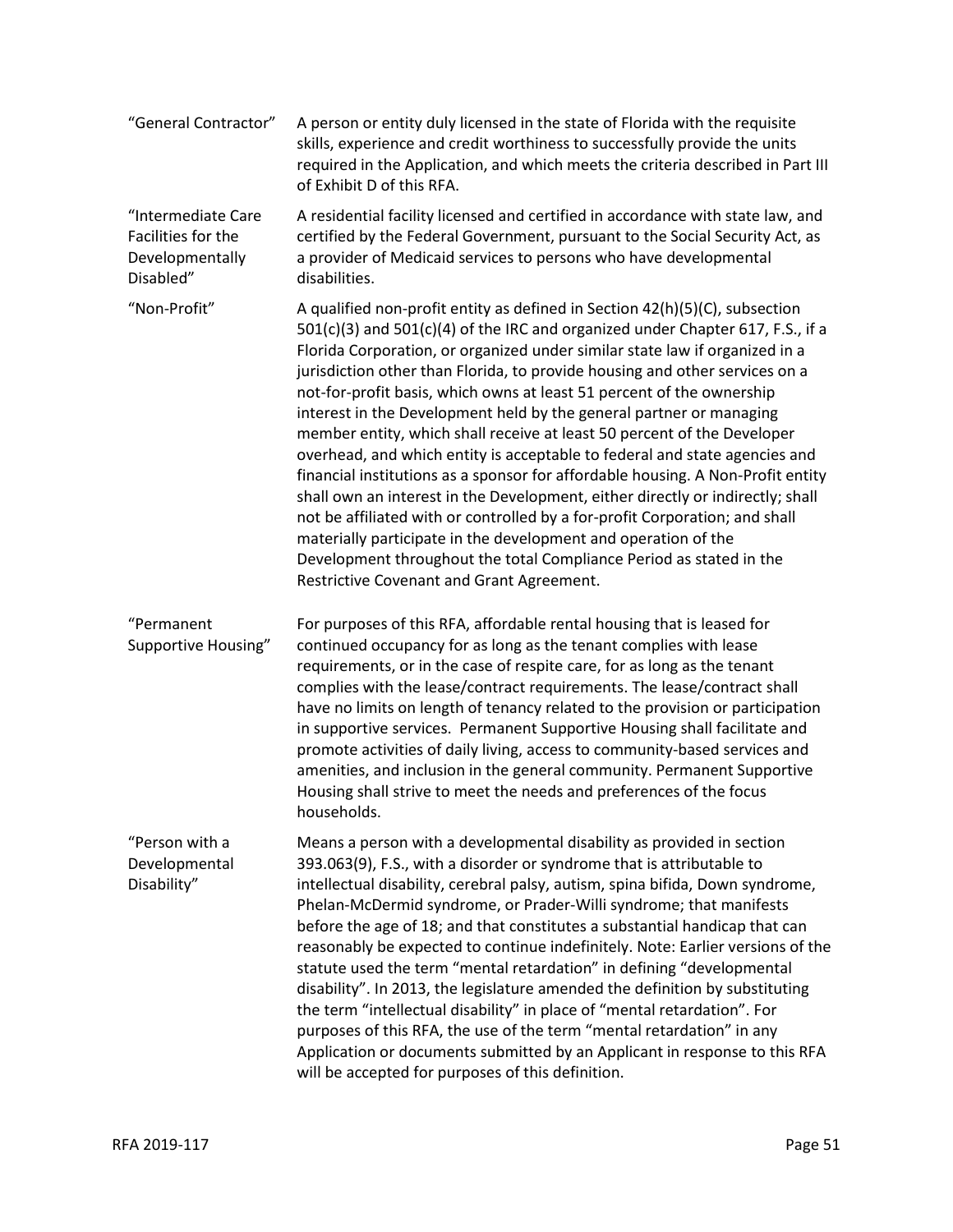| | |
|---|---|
| "General Contractor" | A person or entity duly licensed in the state of Florida with the requisite skills, experience and credit worthiness to successfully provide the units required in the Application, and which meets the criteria described in Part III of Exhibit D of this RFA. |
| "Intermediate Care Facilities for the Developmentally Disabled" | A residential facility licensed and certified in accordance with state law, and certified by the Federal Government, pursuant to the Social Security Act, as a provider of Medicaid services to persons who have developmental disabilities. |
| "Non-Profit" | A qualified non-profit entity as defined in Section 42(h)(5)(C), subsection 501(c)(3) and 501(c)(4) of the IRC and organized under Chapter 617, F.S., if a Florida Corporation, or organized under similar state law if organized in a jurisdiction other than Florida, to provide housing and other services on a not-for-profit basis, which owns at least 51 percent of the ownership interest in the Development held by the general partner or managing member entity, which shall receive at least 50 percent of the Developer overhead, and which entity is acceptable to federal and state agencies and financial institutions as a sponsor for affordable housing. A Non-Profit entity shall own an interest in the Development, either directly or indirectly; shall not be affiliated with or controlled by a for-profit Corporation; and shall materially participate in the development and operation of the Development throughout the total Compliance Period as stated in the Restrictive Covenant and Grant Agreement. |
| "Permanent Supportive Housing" | For purposes of this RFA, affordable rental housing that is leased for continued occupancy for as long as the tenant complies with lease requirements, or in the case of respite care, for as long as the tenant complies with the lease/contract requirements. The lease/contract shall have no limits on length of tenancy related to the provision or participation in supportive services. Permanent Supportive Housing shall facilitate and promote activities of daily living, access to community-based services and amenities, and inclusion in the general community. Permanent Supportive Housing shall strive to meet the needs and preferences of the focus households. |
| "Person with a Developmental Disability" | Means a person with a developmental disability as provided in section 393.063(9), F.S., with a disorder or syndrome that is attributable to intellectual disability, cerebral palsy, autism, spina bifida, Down syndrome, Phelan-McDermid syndrome, or Prader-Willi syndrome; that manifests before the age of 18; and that constitutes a substantial handicap that can reasonably be expected to continue indefinitely. Note: Earlier versions of the statute used the term "mental retardation" in defining "developmental disability". In 2013, the legislature amended the definition by substituting the term "intellectual disability" in place of "mental retardation". For purposes of this RFA, the use of the term "mental retardation" in any Application or documents submitted by an Applicant in response to this RFA will be accepted for purposes of this definition. |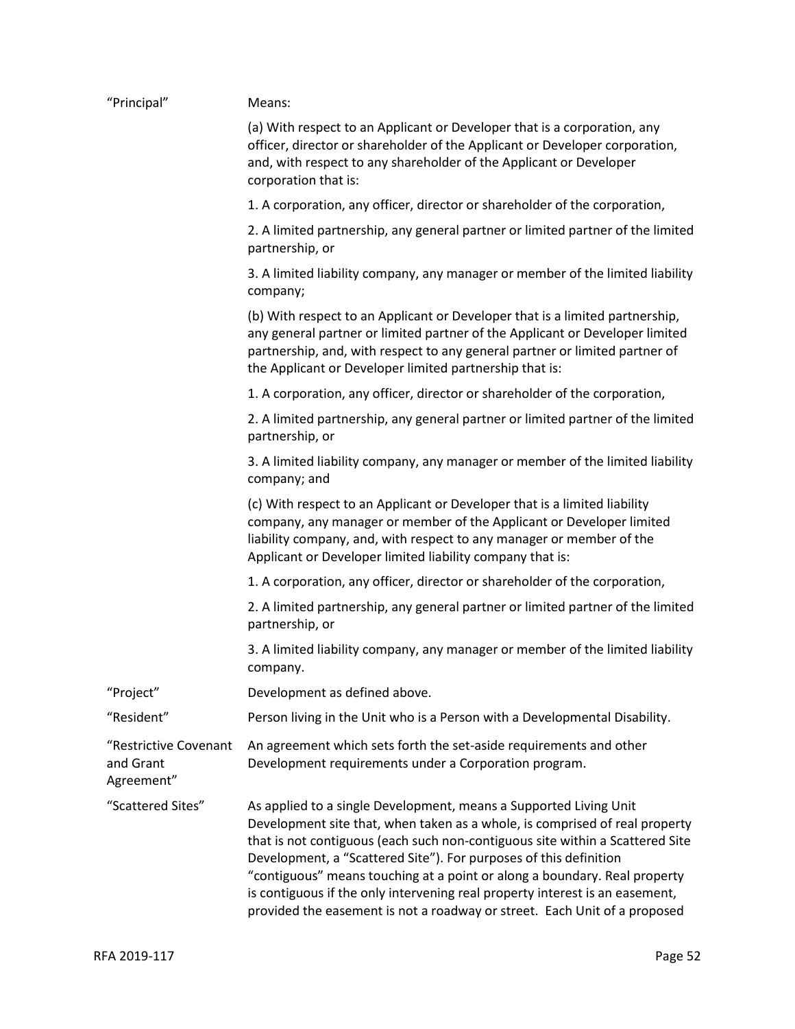| | |
|---|---|
| "Principal" | Means:<br><br>(a) With respect to an Applicant or Developer that is a corporation, any officer, director or shareholder of the Applicant or Developer corporation, and, with respect to any shareholder of the Applicant or Developer corporation that is:<br><br>1. A corporation, any officer, director or shareholder of the corporation,<br><br>2. A limited partnership, any general partner or limited partner of the limited partnership, or<br><br>3. A limited liability company, any manager or member of the limited liability company;<br><br>(b) With respect to an Applicant or Developer that is a limited partnership, any general partner or limited partner of the Applicant or Developer limited partnership, and, with respect to any general partner or limited partner of the Applicant or Developer limited partnership that is:<br><br>1. A corporation, any officer, director or shareholder of the corporation,<br><br>2. A limited partnership, any general partner or limited partner of the limited partnership, or<br><br>3. A limited liability company, any manager or member of the limited liability company; and<br><br>(c) With respect to an Applicant or Developer that is a limited liability company, any manager or member of the Applicant or Developer limited liability company, and, with respect to any manager or member of the Applicant or Developer limited liability company that is:<br><br>1. A corporation, any officer, director or shareholder of the corporation,<br><br>2. A limited partnership, any general partner or limited partner of the limited partnership, or<br><br>3. A limited liability company, any manager or member of the limited liability company. |
| "Project" | Development as defined above. |
| "Resident" | Person living in the Unit who is a Person with a Developmental Disability. |
| "Restrictive Covenant and Grant Agreement" | An agreement which sets forth the set-aside requirements and other Development requirements under a Corporation program. |
| "Scattered Sites" | As applied to a single Development, means a Supported Living Unit Development site that, when taken as a whole, is comprised of real property that is not contiguous (each such non-contiguous site within a Scattered Site Development, a "Scattered Site"). For purposes of this definition "contiguous" means touching at a point or along a boundary. Real property is contiguous if the only intervening real property interest is an easement, provided the easement is not a roadway or street. Each Unit of a proposed |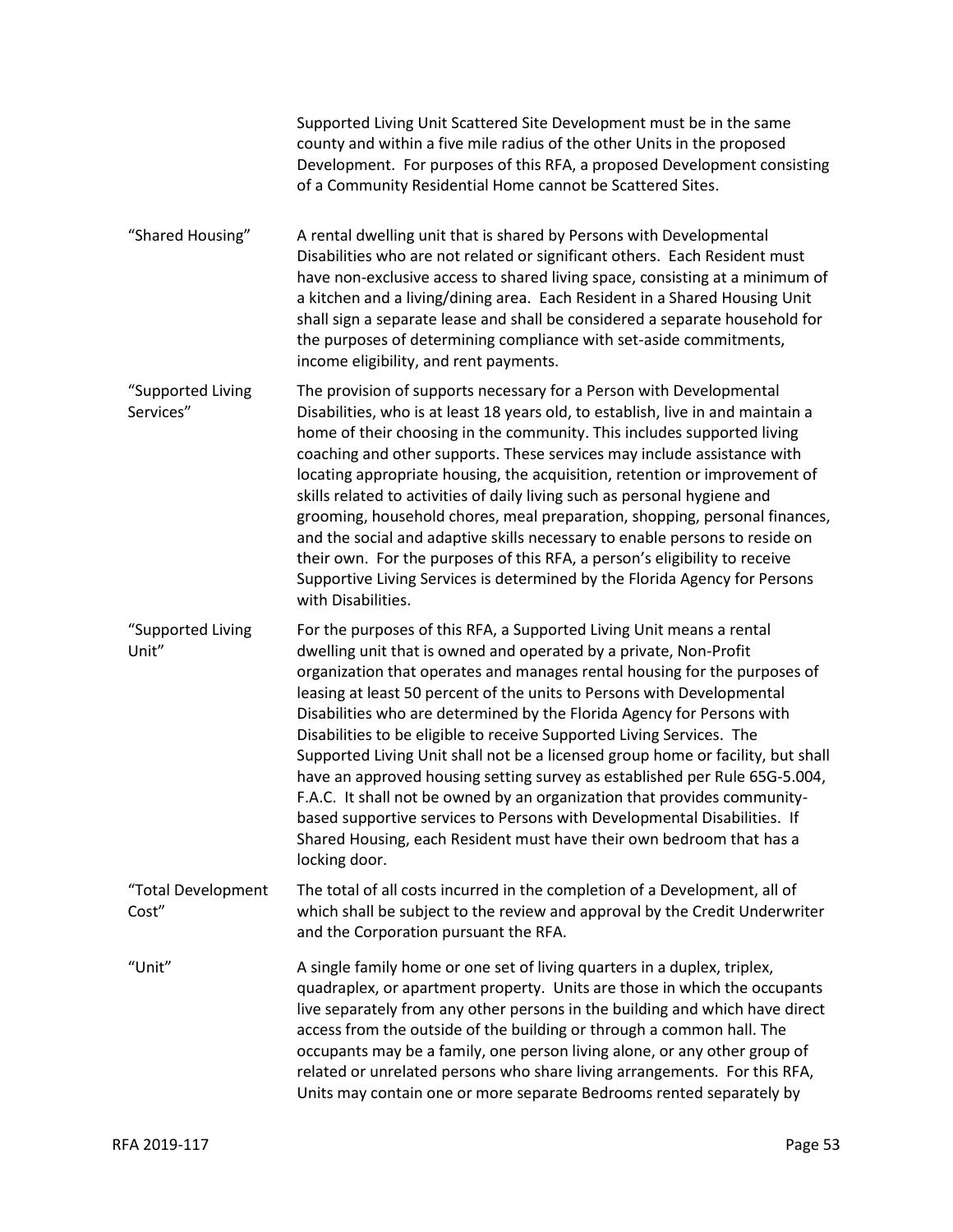Supported Living Unit Scattered Site Development must be in the same county and within a five mile radius of the other Units in the proposed Development. For purposes of this RFA, a proposed Development consisting of a Community Residential Home cannot be Scattered Sites.

| | |
|---|---|
| "Shared Housing" | A rental dwelling unit that is shared by Persons with Developmental Disabilities who are not related or significant others. Each Resident must have non-exclusive access to shared living space, consisting at a minimum of a kitchen and a living/dining area. Each Resident in a Shared Housing Unit shall sign a separate lease and shall be considered a separate household for the purposes of determining compliance with set-aside commitments, income eligibility, and rent payments. |
| "Supported Living Services" | The provision of supports necessary for a Person with Developmental Disabilities, who is at least 18 years old, to establish, live in and maintain a home of their choosing in the community. This includes supported living coaching and other supports. These services may include assistance with locating appropriate housing, the acquisition, retention or improvement of skills related to activities of daily living such as personal hygiene and grooming, household chores, meal preparation, shopping, personal finances, and the social and adaptive skills necessary to enable persons to reside on their own. For the purposes of this RFA, a person's eligibility to receive Supportive Living Services is determined by the Florida Agency for Persons with Disabilities. |
| "Supported Living Unit" | For the purposes of this RFA, a Supported Living Unit means a rental dwelling unit that is owned and operated by a private, Non-Profit organization that operates and manages rental housing for the purposes of leasing at least 50 percent of the units to Persons with Developmental Disabilities who are determined by the Florida Agency for Persons with Disabilities to be eligible to receive Supported Living Services. The Supported Living Unit shall not be a licensed group home or facility, but shall have an approved housing setting survey as established per Rule 65G-5.004, F.A.C. It shall not be owned by an organization that provides community-based supportive services to Persons with Developmental Disabilities. If Shared Housing, each Resident must have their own bedroom that has a locking door. |
| "Total Development Cost" | The total of all costs incurred in the completion of a Development, all of which shall be subject to the review and approval by the Credit Underwriter and the Corporation pursuant the RFA. |
| "Unit" | A single family home or one set of living quarters in a duplex, triplex, quadraplex, or apartment property. Units are those in which the occupants live separately from any other persons in the building and which have direct access from the outside of the building or through a common hall. The occupants may be a family, one person living alone, or any other group of related or unrelated persons who share living arrangements. For this RFA, Units may contain one or more separate Bedrooms rented separately by |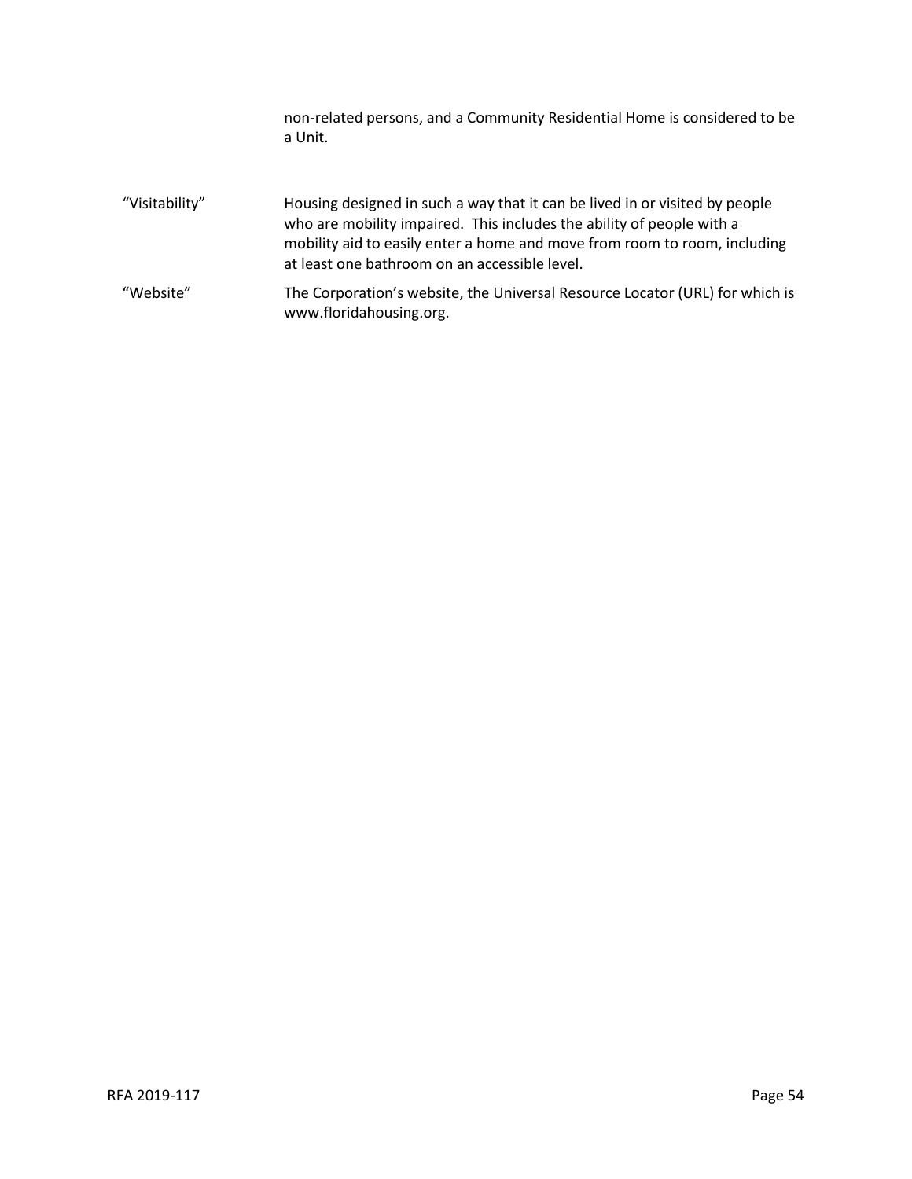non-related persons, and a Community Residential Home is considered to be a Unit.

| | |
|---|---|
| "Visitability" | Housing designed in such a way that it can be lived in or visited by people who are mobility impaired. This includes the ability of people with a mobility aid to easily enter a home and move from room to room, including at least one bathroom on an accessible level. |
| "Website" | The Corporation's website, the Universal Resource Locator (URL) for which is www.floridahousing.org. |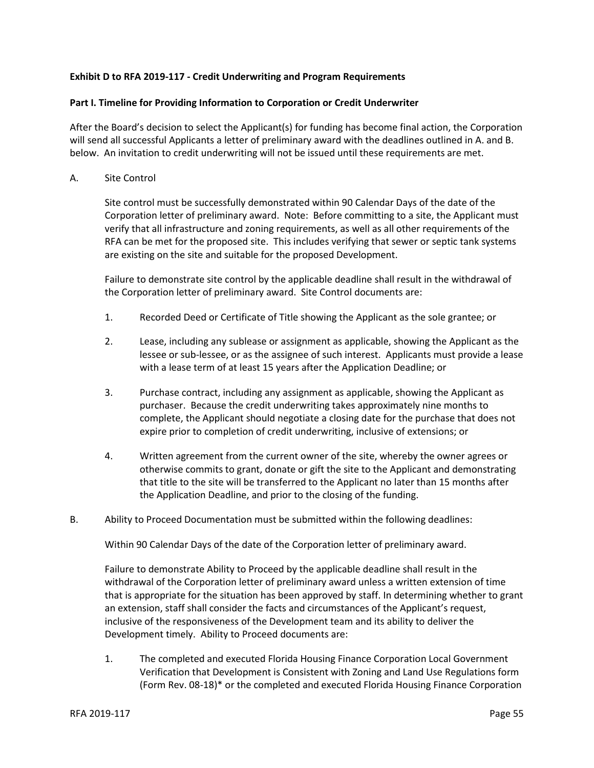**Exhibit D to RFA 2019-117 - Credit Underwriting and Program Requirements**

**Part I. Timeline for Providing Information to Corporation or Credit Underwriter**

After the Board's decision to select the Applicant(s) for funding has become final action, the Corporation will send all successful Applicants a letter of preliminary award with the deadlines outlined in A. and B. below. An invitation to credit underwriting will not be issued until these requirements are met.

A. Site Control

Site control must be successfully demonstrated within 90 Calendar Days of the date of the Corporation letter of preliminary award. Note: Before committing to a site, the Applicant must verify that all infrastructure and zoning requirements, as well as all other requirements of the RFA can be met for the proposed site. This includes verifying that sewer or septic tank systems are existing on the site and suitable for the proposed Development.

Failure to demonstrate site control by the applicable deadline shall result in the withdrawal of the Corporation letter of preliminary award. Site Control documents are:

1. Recorded Deed or Certificate of Title showing the Applicant as the sole grantee; or

2. Lease, including any sublease or assignment as applicable, showing the Applicant as the lessee or sub-lessee, or as the assignee of such interest. Applicants must provide a lease with a lease term of at least 15 years after the Application Deadline; or

3. Purchase contract, including any assignment as applicable, showing the Applicant as purchaser. Because the credit underwriting takes approximately nine months to complete, the Applicant should negotiate a closing date for the purchase that does not expire prior to completion of credit underwriting, inclusive of extensions; or

4. Written agreement from the current owner of the site, whereby the owner agrees or otherwise commits to grant, donate or gift the site to the Applicant and demonstrating that title to the site will be transferred to the Applicant no later than 15 months after the Application Deadline, and prior to the closing of the funding.

B. Ability to Proceed Documentation must be submitted within the following deadlines:

Within 90 Calendar Days of the date of the Corporation letter of preliminary award.

Failure to demonstrate Ability to Proceed by the applicable deadline shall result in the withdrawal of the Corporation letter of preliminary award unless a written extension of time that is appropriate for the situation has been approved by staff. In determining whether to grant an extension, staff shall consider the facts and circumstances of the Applicant's request, inclusive of the responsiveness of the Development team and its ability to deliver the Development timely. Ability to Proceed documents are:

1. The completed and executed Florida Housing Finance Corporation Local Government Verification that Development is Consistent with Zoning and Land Use Regulations form (Form Rev. 08-18)* or the completed and executed Florida Housing Finance Corporation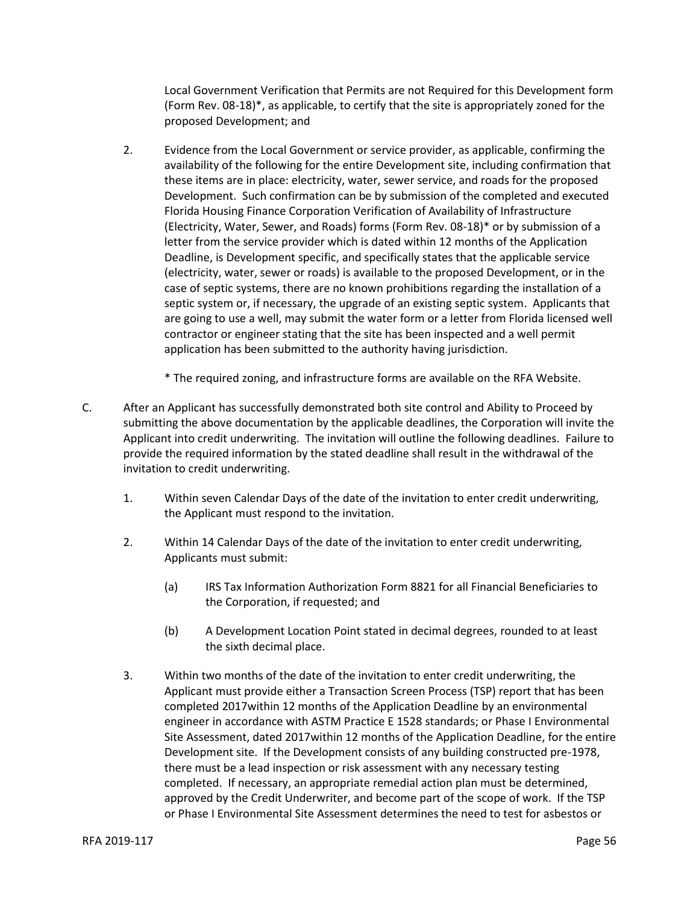Local Government Verification that Permits are not Required for this Development form (Form Rev. 08-18)*, as applicable, to certify that the site is appropriately zoned for the proposed Development; and

2. Evidence from the Local Government or service provider, as applicable, confirming the availability of the following for the entire Development site, including confirmation that these items are in place: electricity, water, sewer service, and roads for the proposed Development. Such confirmation can be by submission of the completed and executed Florida Housing Finance Corporation Verification of Availability of Infrastructure (Electricity, Water, Sewer, and Roads) forms (Form Rev. 08-18)* or by submission of a letter from the service provider which is dated within 12 months of the Application Deadline, is Development specific, and specifically states that the applicable service (electricity, water, sewer or roads) is available to the proposed Development, or in the case of septic systems, there are no known prohibitions regarding the installation of a septic system or, if necessary, the upgrade of an existing septic system. Applicants that are going to use a well, may submit the water form or a letter from Florida licensed well contractor or engineer stating that the site has been inspected and a well permit application has been submitted to the authority having jurisdiction.

   \* The required zoning, and infrastructure forms are available on the RFA Website.

C. After an Applicant has successfully demonstrated both site control and Ability to Proceed by submitting the above documentation by the applicable deadlines, the Corporation will invite the Applicant into credit underwriting. The invitation will outline the following deadlines. Failure to provide the required information by the stated deadline shall result in the withdrawal of the invitation to credit underwriting.

   1. Within seven Calendar Days of the date of the invitation to enter credit underwriting, the Applicant must respond to the invitation.

   2. Within 14 Calendar Days of the date of the invitation to enter credit underwriting, Applicants must submit:

      (a) IRS Tax Information Authorization Form 8821 for all Financial Beneficiaries to the Corporation, if requested; and

      (b) A Development Location Point stated in decimal degrees, rounded to at least the sixth decimal place.

   3. Within two months of the date of the invitation to enter credit underwriting, the Applicant must provide either a Transaction Screen Process (TSP) report that has been completed 2017within 12 months of the Application Deadline by an environmental engineer in accordance with ASTM Practice E 1528 standards; or Phase I Environmental Site Assessment, dated 2017within 12 months of the Application Deadline, for the entire Development site. If the Development consists of any building constructed pre-1978, there must be a lead inspection or risk assessment with any necessary testing completed. If necessary, an appropriate remedial action plan must be determined, approved by the Credit Underwriter, and become part of the scope of work. If the TSP or Phase I Environmental Site Assessment determines the need to test for asbestos or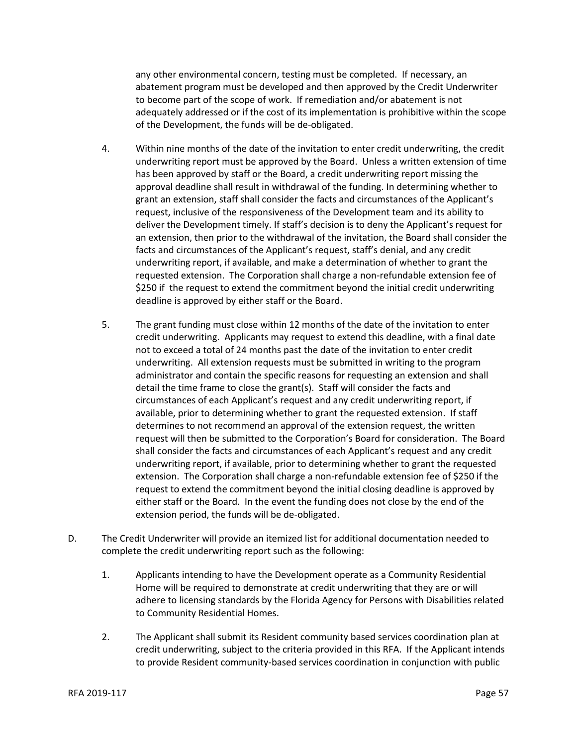any other environmental concern, testing must be completed. If necessary, an abatement program must be developed and then approved by the Credit Underwriter to become part of the scope of work. If remediation and/or abatement is not adequately addressed or if the cost of its implementation is prohibitive within the scope of the Development, the funds will be de-obligated.

4. Within nine months of the date of the invitation to enter credit underwriting, the credit underwriting report must be approved by the Board. Unless a written extension of time has been approved by staff or the Board, a credit underwriting report missing the approval deadline shall result in withdrawal of the funding. In determining whether to grant an extension, staff shall consider the facts and circumstances of the Applicant's request, inclusive of the responsiveness of the Development team and its ability to deliver the Development timely. If staff's decision is to deny the Applicant's request for an extension, then prior to the withdrawal of the invitation, the Board shall consider the facts and circumstances of the Applicant's request, staff's denial, and any credit underwriting report, if available, and make a determination of whether to grant the requested extension. The Corporation shall charge a non-refundable extension fee of $250 if the request to extend the commitment beyond the initial credit underwriting deadline is approved by either staff or the Board.

5. The grant funding must close within 12 months of the date of the invitation to enter credit underwriting. Applicants may request to extend this deadline, with a final date not to exceed a total of 24 months past the date of the invitation to enter credit underwriting. All extension requests must be submitted in writing to the program administrator and contain the specific reasons for requesting an extension and shall detail the time frame to close the grant(s). Staff will consider the facts and circumstances of each Applicant's request and any credit underwriting report, if available, prior to determining whether to grant the requested extension. If staff determines to not recommend an approval of the extension request, the written request will then be submitted to the Corporation's Board for consideration. The Board shall consider the facts and circumstances of each Applicant's request and any credit underwriting report, if available, prior to determining whether to grant the requested extension. The Corporation shall charge a non-refundable extension fee of $250 if the request to extend the commitment beyond the initial closing deadline is approved by either staff or the Board. In the event the funding does not close by the end of the extension period, the funds will be de-obligated.

D. The Credit Underwriter will provide an itemized list for additional documentation needed to complete the credit underwriting report such as the following:

1. Applicants intending to have the Development operate as a Community Residential Home will be required to demonstrate at credit underwriting that they are or will adhere to licensing standards by the Florida Agency for Persons with Disabilities related to Community Residential Homes.

2. The Applicant shall submit its Resident community based services coordination plan at credit underwriting, subject to the criteria provided in this RFA. If the Applicant intends to provide Resident community-based services coordination in conjunction with public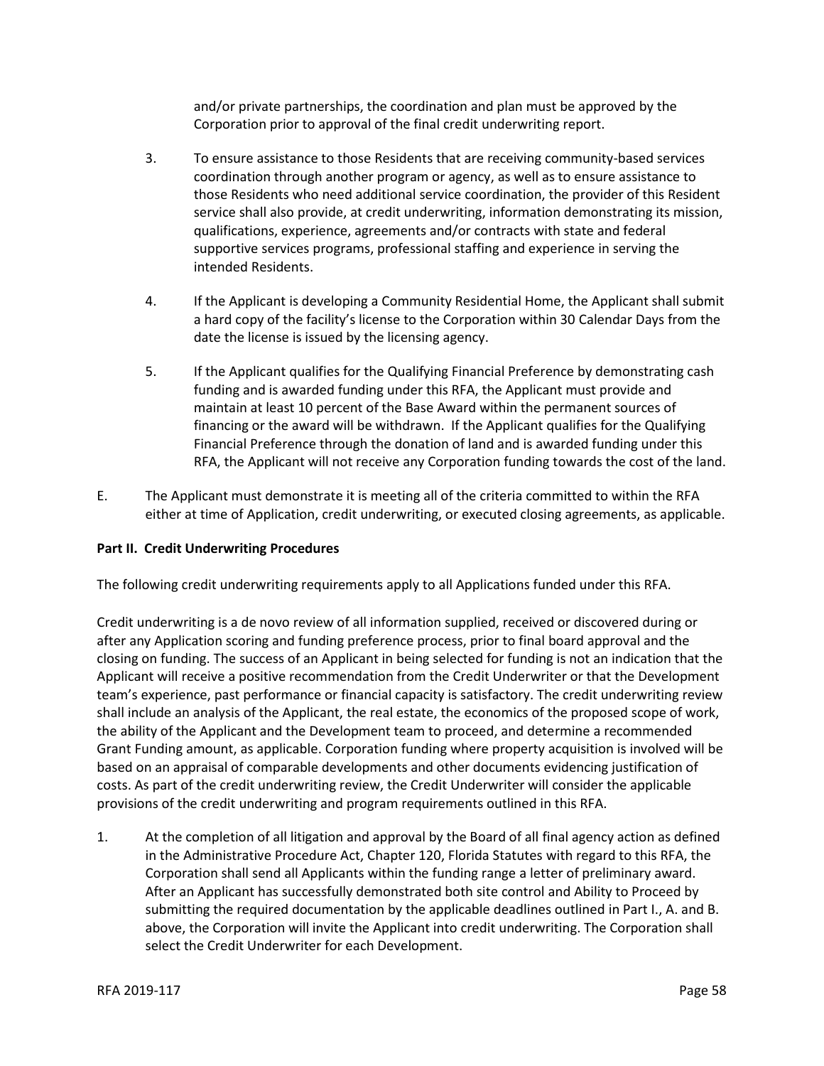and/or private partnerships, the coordination and plan must be approved by the Corporation prior to approval of the final credit underwriting report.

3. To ensure assistance to those Residents that are receiving community-based services coordination through another program or agency, as well as to ensure assistance to those Residents who need additional service coordination, the provider of this Resident service shall also provide, at credit underwriting, information demonstrating its mission, qualifications, experience, agreements and/or contracts with state and federal supportive services programs, professional staffing and experience in serving the intended Residents.

4. If the Applicant is developing a Community Residential Home, the Applicant shall submit a hard copy of the facility's license to the Corporation within 30 Calendar Days from the date the license is issued by the licensing agency.

5. If the Applicant qualifies for the Qualifying Financial Preference by demonstrating cash funding and is awarded funding under this RFA, the Applicant must provide and maintain at least 10 percent of the Base Award within the permanent sources of financing or the award will be withdrawn. If the Applicant qualifies for the Qualifying Financial Preference through the donation of land and is awarded funding under this RFA, the Applicant will not receive any Corporation funding towards the cost of the land.

E. The Applicant must demonstrate it is meeting all of the criteria committed to within the RFA either at time of Application, credit underwriting, or executed closing agreements, as applicable.

**Part II. Credit Underwriting Procedures**

The following credit underwriting requirements apply to all Applications funded under this RFA.

Credit underwriting is a de novo review of all information supplied, received or discovered during or after any Application scoring and funding preference process, prior to final board approval and the closing on funding. The success of an Applicant in being selected for funding is not an indication that the Applicant will receive a positive recommendation from the Credit Underwriter or that the Development team's experience, past performance or financial capacity is satisfactory. The credit underwriting review shall include an analysis of the Applicant, the real estate, the economics of the proposed scope of work, the ability of the Applicant and the Development team to proceed, and determine a recommended Grant Funding amount, as applicable. Corporation funding where property acquisition is involved will be based on an appraisal of comparable developments and other documents evidencing justification of costs. As part of the credit underwriting review, the Credit Underwriter will consider the applicable provisions of the credit underwriting and program requirements outlined in this RFA.

1. At the completion of all litigation and approval by the Board of all final agency action as defined in the Administrative Procedure Act, Chapter 120, Florida Statutes with regard to this RFA, the Corporation shall send all Applicants within the funding range a letter of preliminary award. After an Applicant has successfully demonstrated both site control and Ability to Proceed by submitting the required documentation by the applicable deadlines outlined in Part I., A. and B. above, the Corporation will invite the Applicant into credit underwriting. The Corporation shall select the Credit Underwriter for each Development.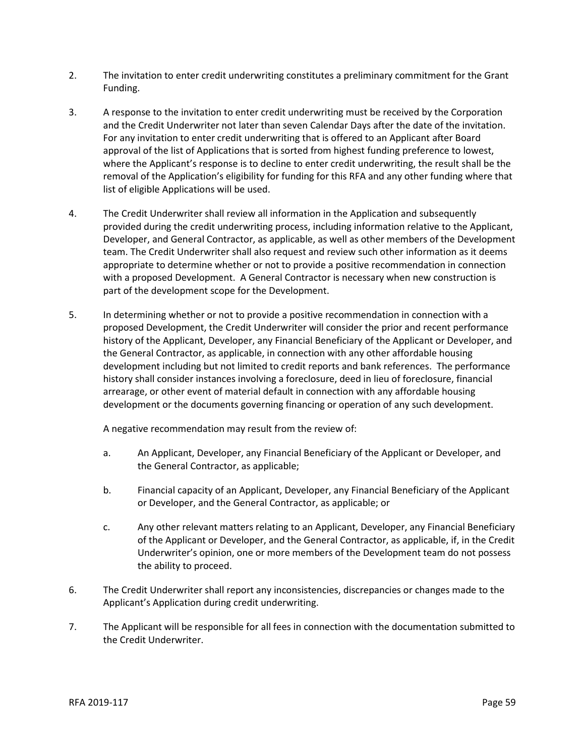2. The invitation to enter credit underwriting constitutes a preliminary commitment for the Grant Funding.

3. A response to the invitation to enter credit underwriting must be received by the Corporation and the Credit Underwriter not later than seven Calendar Days after the date of the invitation. For any invitation to enter credit underwriting that is offered to an Applicant after Board approval of the list of Applications that is sorted from highest funding preference to lowest, where the Applicant's response is to decline to enter credit underwriting, the result shall be the removal of the Application's eligibility for funding for this RFA and any other funding where that list of eligible Applications will be used.

4. The Credit Underwriter shall review all information in the Application and subsequently provided during the credit underwriting process, including information relative to the Applicant, Developer, and General Contractor, as applicable, as well as other members of the Development team. The Credit Underwriter shall also request and review such other information as it deems appropriate to determine whether or not to provide a positive recommendation in connection with a proposed Development. A General Contractor is necessary when new construction is part of the development scope for the Development.

5. In determining whether or not to provide a positive recommendation in connection with a proposed Development, the Credit Underwriter will consider the prior and recent performance history of the Applicant, Developer, any Financial Beneficiary of the Applicant or Developer, and the General Contractor, as applicable, in connection with any other affordable housing development including but not limited to credit reports and bank references. The performance history shall consider instances involving a foreclosure, deed in lieu of foreclosure, financial arrearage, or other event of material default in connection with any affordable housing development or the documents governing financing or operation of any such development.

   A negative recommendation may result from the review of:

   a. An Applicant, Developer, any Financial Beneficiary of the Applicant or Developer, and the General Contractor, as applicable;

   b. Financial capacity of an Applicant, Developer, any Financial Beneficiary of the Applicant or Developer, and the General Contractor, as applicable; or

   c. Any other relevant matters relating to an Applicant, Developer, any Financial Beneficiary of the Applicant or Developer, and the General Contractor, as applicable, if, in the Credit Underwriter's opinion, one or more members of the Development team do not possess the ability to proceed.

6. The Credit Underwriter shall report any inconsistencies, discrepancies or changes made to the Applicant's Application during credit underwriting.

7. The Applicant will be responsible for all fees in connection with the documentation submitted to the Credit Underwriter.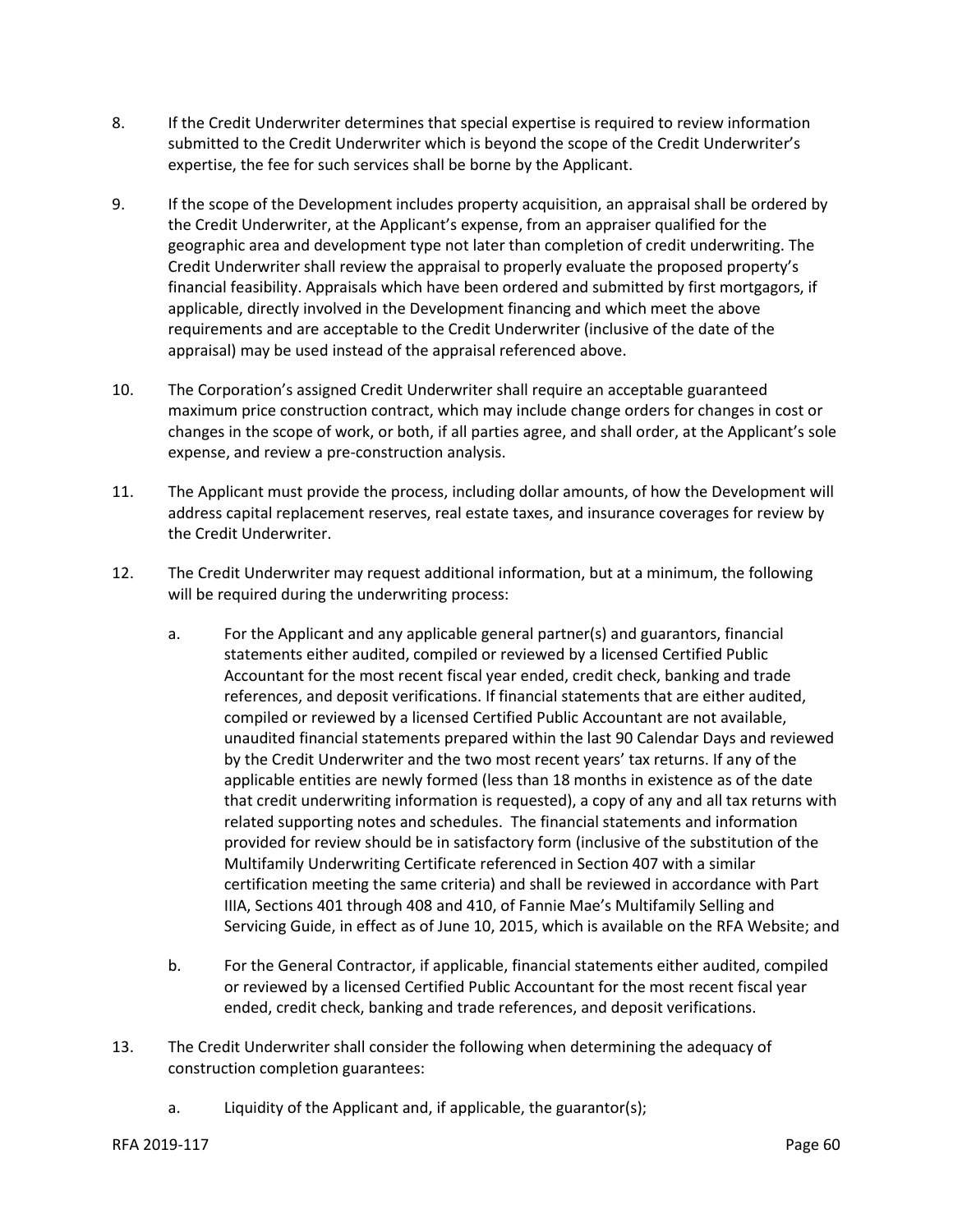8. If the Credit Underwriter determines that special expertise is required to review information submitted to the Credit Underwriter which is beyond the scope of the Credit Underwriter's expertise, the fee for such services shall be borne by the Applicant.

9. If the scope of the Development includes property acquisition, an appraisal shall be ordered by the Credit Underwriter, at the Applicant's expense, from an appraiser qualified for the geographic area and development type not later than completion of credit underwriting. The Credit Underwriter shall review the appraisal to properly evaluate the proposed property's financial feasibility. Appraisals which have been ordered and submitted by first mortgagors, if applicable, directly involved in the Development financing and which meet the above requirements and are acceptable to the Credit Underwriter (inclusive of the date of the appraisal) may be used instead of the appraisal referenced above.

10. The Corporation's assigned Credit Underwriter shall require an acceptable guaranteed maximum price construction contract, which may include change orders for changes in cost or changes in the scope of work, or both, if all parties agree, and shall order, at the Applicant's sole expense, and review a pre-construction analysis.

11. The Applicant must provide the process, including dollar amounts, of how the Development will address capital replacement reserves, real estate taxes, and insurance coverages for review by the Credit Underwriter.

12. The Credit Underwriter may request additional information, but at a minimum, the following will be required during the underwriting process:

    a. For the Applicant and any applicable general partner(s) and guarantors, financial statements either audited, compiled or reviewed by a licensed Certified Public Accountant for the most recent fiscal year ended, credit check, banking and trade references, and deposit verifications. If financial statements that are either audited, compiled or reviewed by a licensed Certified Public Accountant are not available, unaudited financial statements prepared within the last 90 Calendar Days and reviewed by the Credit Underwriter and the two most recent years' tax returns. If any of the applicable entities are newly formed (less than 18 months in existence as of the date that credit underwriting information is requested), a copy of any and all tax returns with related supporting notes and schedules. The financial statements and information provided for review should be in satisfactory form (inclusive of the substitution of the Multifamily Underwriting Certificate referenced in Section 407 with a similar certification meeting the same criteria) and shall be reviewed in accordance with Part IIIA, Sections 401 through 408 and 410, of Fannie Mae's Multifamily Selling and Servicing Guide, in effect as of June 10, 2015, which is available on the RFA Website; and

    b. For the General Contractor, if applicable, financial statements either audited, compiled or reviewed by a licensed Certified Public Accountant for the most recent fiscal year ended, credit check, banking and trade references, and deposit verifications.

13. The Credit Underwriter shall consider the following when determining the adequacy of construction completion guarantees:

    a. Liquidity of the Applicant and, if applicable, the guarantor(s);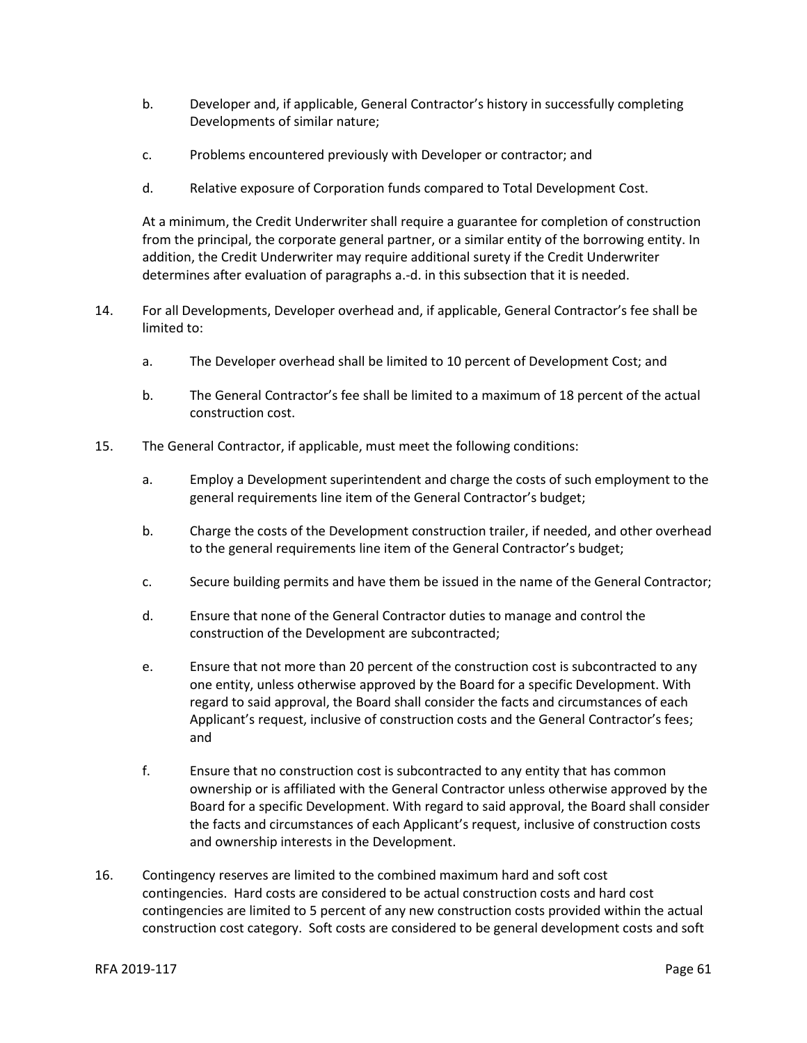b. Developer and, if applicable, General Contractor's history in successfully completing Developments of similar nature;

c. Problems encountered previously with Developer or contractor; and

d. Relative exposure of Corporation funds compared to Total Development Cost.

At a minimum, the Credit Underwriter shall require a guarantee for completion of construction from the principal, the corporate general partner, or a similar entity of the borrowing entity. In addition, the Credit Underwriter may require additional surety if the Credit Underwriter determines after evaluation of paragraphs a.-d. in this subsection that it is needed.

14. For all Developments, Developer overhead and, if applicable, General Contractor's fee shall be limited to:

    a. The Developer overhead shall be limited to 10 percent of Development Cost; and

    b. The General Contractor's fee shall be limited to a maximum of 18 percent of the actual construction cost.

15. The General Contractor, if applicable, must meet the following conditions:

    a. Employ a Development superintendent and charge the costs of such employment to the general requirements line item of the General Contractor's budget;

    b. Charge the costs of the Development construction trailer, if needed, and other overhead to the general requirements line item of the General Contractor's budget;

    c. Secure building permits and have them be issued in the name of the General Contractor;

    d. Ensure that none of the General Contractor duties to manage and control the construction of the Development are subcontracted;

    e. Ensure that not more than 20 percent of the construction cost is subcontracted to any one entity, unless otherwise approved by the Board for a specific Development. With regard to said approval, the Board shall consider the facts and circumstances of each Applicant's request, inclusive of construction costs and the General Contractor's fees; and

    f. Ensure that no construction cost is subcontracted to any entity that has common ownership or is affiliated with the General Contractor unless otherwise approved by the Board for a specific Development. With regard to said approval, the Board shall consider the facts and circumstances of each Applicant's request, inclusive of construction costs and ownership interests in the Development.

16. Contingency reserves are limited to the combined maximum hard and soft cost contingencies. Hard costs are considered to be actual construction costs and hard cost contingencies are limited to 5 percent of any new construction costs provided within the actual construction cost category. Soft costs are considered to be general development costs and soft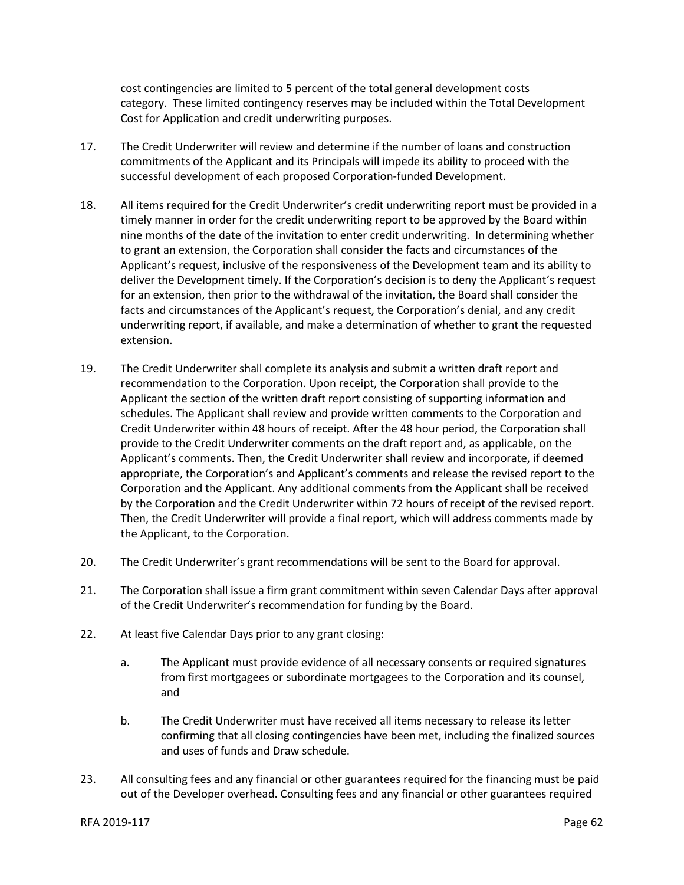cost contingencies are limited to 5 percent of the total general development costs category. These limited contingency reserves may be included within the Total Development Cost for Application and credit underwriting purposes.

17. The Credit Underwriter will review and determine if the number of loans and construction commitments of the Applicant and its Principals will impede its ability to proceed with the successful development of each proposed Corporation-funded Development.

18. All items required for the Credit Underwriter's credit underwriting report must be provided in a timely manner in order for the credit underwriting report to be approved by the Board within nine months of the date of the invitation to enter credit underwriting. In determining whether to grant an extension, the Corporation shall consider the facts and circumstances of the Applicant's request, inclusive of the responsiveness of the Development team and its ability to deliver the Development timely. If the Corporation's decision is to deny the Applicant's request for an extension, then prior to the withdrawal of the invitation, the Board shall consider the facts and circumstances of the Applicant's request, the Corporation's denial, and any credit underwriting report, if available, and make a determination of whether to grant the requested extension.

19. The Credit Underwriter shall complete its analysis and submit a written draft report and recommendation to the Corporation. Upon receipt, the Corporation shall provide to the Applicant the section of the written draft report consisting of supporting information and schedules. The Applicant shall review and provide written comments to the Corporation and Credit Underwriter within 48 hours of receipt. After the 48 hour period, the Corporation shall provide to the Credit Underwriter comments on the draft report and, as applicable, on the Applicant's comments. Then, the Credit Underwriter shall review and incorporate, if deemed appropriate, the Corporation's and Applicant's comments and release the revised report to the Corporation and the Applicant. Any additional comments from the Applicant shall be received by the Corporation and the Credit Underwriter within 72 hours of receipt of the revised report. Then, the Credit Underwriter will provide a final report, which will address comments made by the Applicant, to the Corporation.

20. The Credit Underwriter's grant recommendations will be sent to the Board for approval.

21. The Corporation shall issue a firm grant commitment within seven Calendar Days after approval of the Credit Underwriter's recommendation for funding by the Board.

22. At least five Calendar Days prior to any grant closing:

    a. The Applicant must provide evidence of all necessary consents or required signatures from first mortgagees or subordinate mortgagees to the Corporation and its counsel, and

    b. The Credit Underwriter must have received all items necessary to release its letter confirming that all closing contingencies have been met, including the finalized sources and uses of funds and Draw schedule.

23. All consulting fees and any financial or other guarantees required for the financing must be paid out of the Developer overhead. Consulting fees and any financial or other guarantees required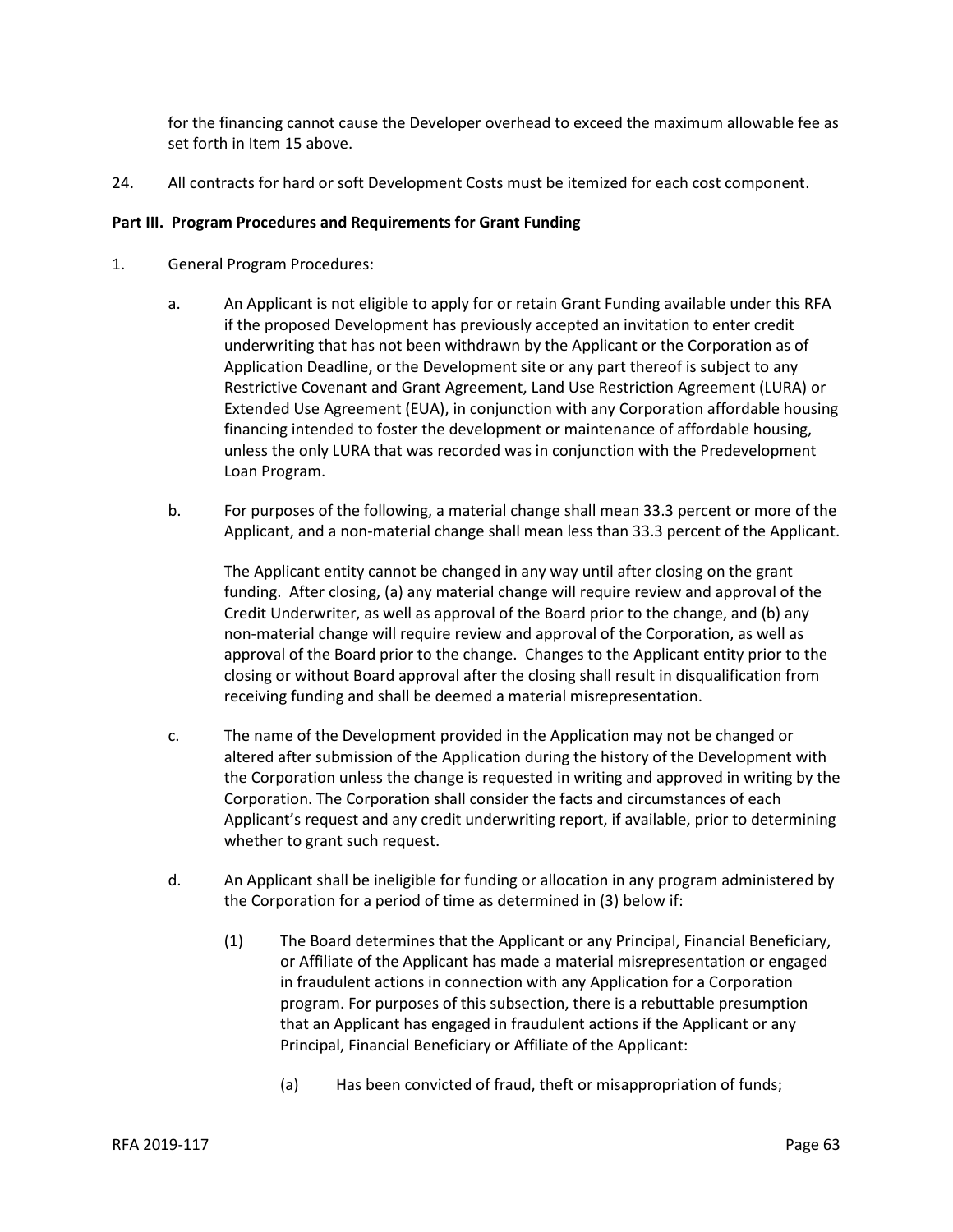for the financing cannot cause the Developer overhead to exceed the maximum allowable fee as set forth in Item 15 above.

24. All contracts for hard or soft Development Costs must be itemized for each cost component.

**Part III. Program Procedures and Requirements for Grant Funding**

1. General Program Procedures:

   a. An Applicant is not eligible to apply for or retain Grant Funding available under this RFA if the proposed Development has previously accepted an invitation to enter credit underwriting that has not been withdrawn by the Applicant or the Corporation as of Application Deadline, or the Development site or any part thereof is subject to any Restrictive Covenant and Grant Agreement, Land Use Restriction Agreement (LURA) or Extended Use Agreement (EUA), in conjunction with any Corporation affordable housing financing intended to foster the development or maintenance of affordable housing, unless the only LURA that was recorded was in conjunction with the Predevelopment Loan Program.

   b. For purposes of the following, a material change shall mean 33.3 percent or more of the Applicant, and a non-material change shall mean less than 33.3 percent of the Applicant.

      The Applicant entity cannot be changed in any way until after closing on the grant funding. After closing, (a) any material change will require review and approval of the Credit Underwriter, as well as approval of the Board prior to the change, and (b) any non-material change will require review and approval of the Corporation, as well as approval of the Board prior to the change. Changes to the Applicant entity prior to the closing or without Board approval after the closing shall result in disqualification from receiving funding and shall be deemed a material misrepresentation.

   c. The name of the Development provided in the Application may not be changed or altered after submission of the Application during the history of the Development with the Corporation unless the change is requested in writing and approved in writing by the Corporation. The Corporation shall consider the facts and circumstances of each Applicant's request and any credit underwriting report, if available, prior to determining whether to grant such request.

   d. An Applicant shall be ineligible for funding or allocation in any program administered by the Corporation for a period of time as determined in (3) below if:

      (1) The Board determines that the Applicant or any Principal, Financial Beneficiary, or Affiliate of the Applicant has made a material misrepresentation or engaged in fraudulent actions in connection with any Application for a Corporation program. For purposes of this subsection, there is a rebuttable presumption that an Applicant has engaged in fraudulent actions if the Applicant or any Principal, Financial Beneficiary or Affiliate of the Applicant:

         (a) Has been convicted of fraud, theft or misappropriation of funds;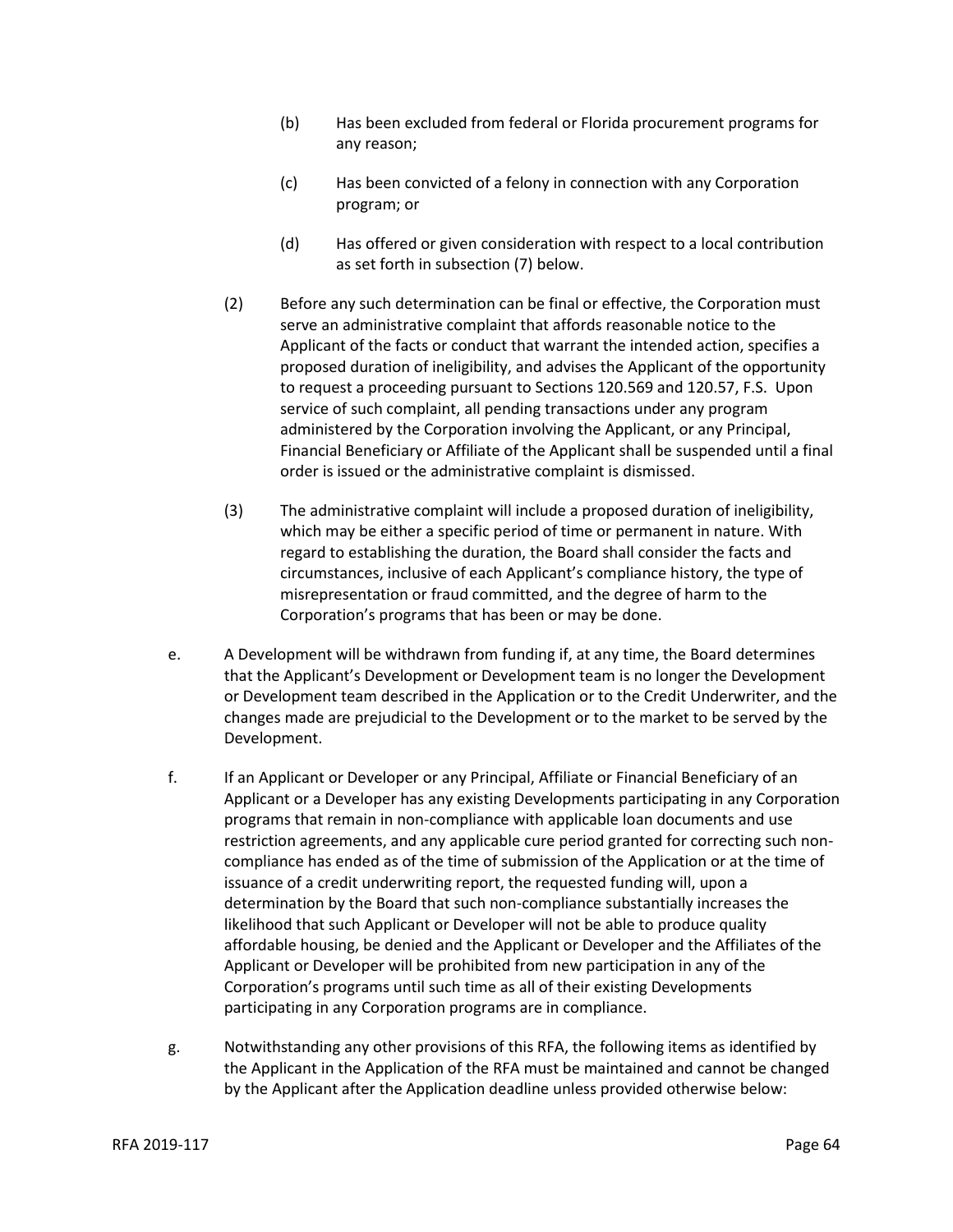(b) Has been excluded from federal or Florida procurement programs for any reason;

(c) Has been convicted of a felony in connection with any Corporation program; or

(d) Has offered or given consideration with respect to a local contribution as set forth in subsection (7) below.

(2) Before any such determination can be final or effective, the Corporation must serve an administrative complaint that affords reasonable notice to the Applicant of the facts or conduct that warrant the intended action, specifies a proposed duration of ineligibility, and advises the Applicant of the opportunity to request a proceeding pursuant to Sections 120.569 and 120.57, F.S. Upon service of such complaint, all pending transactions under any program administered by the Corporation involving the Applicant, or any Principal, Financial Beneficiary or Affiliate of the Applicant shall be suspended until a final order is issued or the administrative complaint is dismissed.

(3) The administrative complaint will include a proposed duration of ineligibility, which may be either a specific period of time or permanent in nature. With regard to establishing the duration, the Board shall consider the facts and circumstances, inclusive of each Applicant's compliance history, the type of misrepresentation or fraud committed, and the degree of harm to the Corporation's programs that has been or may be done.

e. A Development will be withdrawn from funding if, at any time, the Board determines that the Applicant's Development or Development team is no longer the Development or Development team described in the Application or to the Credit Underwriter, and the changes made are prejudicial to the Development or to the market to be served by the Development.

f. If an Applicant or Developer or any Principal, Affiliate or Financial Beneficiary of an Applicant or a Developer has any existing Developments participating in any Corporation programs that remain in non-compliance with applicable loan documents and use restriction agreements, and any applicable cure period granted for correcting such non-compliance has ended as of the time of submission of the Application or at the time of issuance of a credit underwriting report, the requested funding will, upon a determination by the Board that such non-compliance substantially increases the likelihood that such Applicant or Developer will not be able to produce quality affordable housing, be denied and the Applicant or Developer and the Affiliates of the Applicant or Developer will be prohibited from new participation in any of the Corporation's programs until such time as all of their existing Developments participating in any Corporation programs are in compliance.

g. Notwithstanding any other provisions of this RFA, the following items as identified by the Applicant in the Application of the RFA must be maintained and cannot be changed by the Applicant after the Application deadline unless provided otherwise below: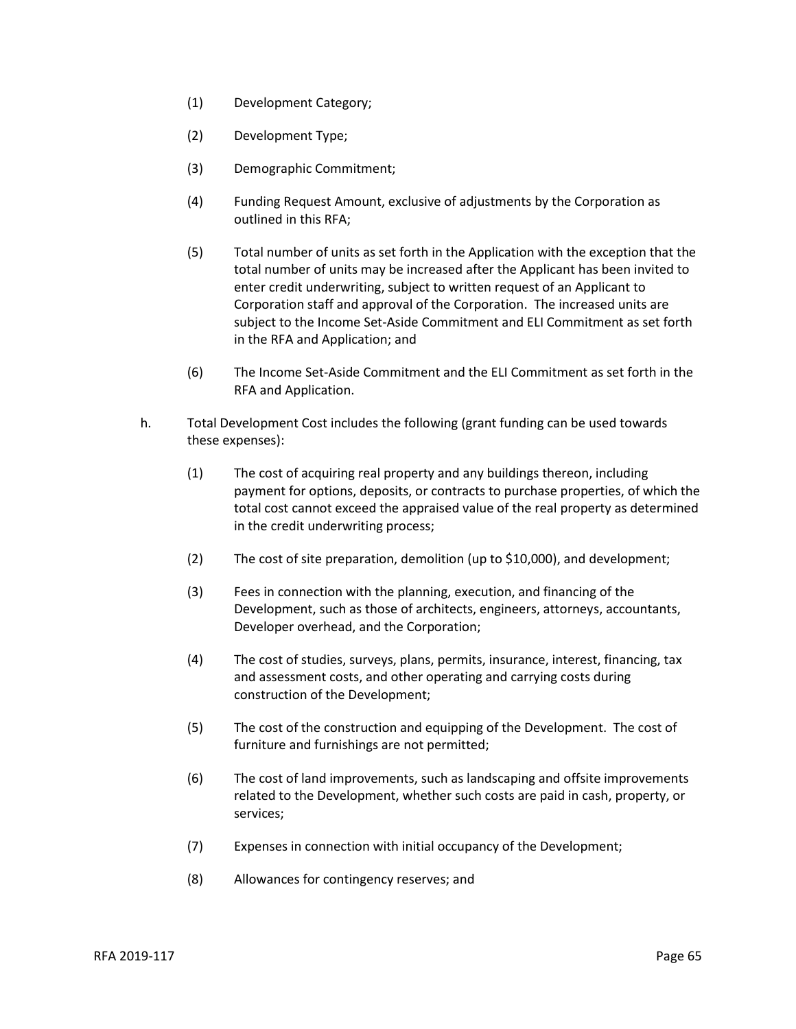(1) Development Category;

(2) Development Type;

(3) Demographic Commitment;

(4) Funding Request Amount, exclusive of adjustments by the Corporation as outlined in this RFA;

(5) Total number of units as set forth in the Application with the exception that the total number of units may be increased after the Applicant has been invited to enter credit underwriting, subject to written request of an Applicant to Corporation staff and approval of the Corporation. The increased units are subject to the Income Set-Aside Commitment and ELI Commitment as set forth in the RFA and Application; and

(6) The Income Set-Aside Commitment and the ELI Commitment as set forth in the RFA and Application.

h. Total Development Cost includes the following (grant funding can be used towards these expenses):

(1) The cost of acquiring real property and any buildings thereon, including payment for options, deposits, or contracts to purchase properties, of which the total cost cannot exceed the appraised value of the real property as determined in the credit underwriting process;

(2) The cost of site preparation, demolition (up to $10,000), and development;

(3) Fees in connection with the planning, execution, and financing of the Development, such as those of architects, engineers, attorneys, accountants, Developer overhead, and the Corporation;

(4) The cost of studies, surveys, plans, permits, insurance, interest, financing, tax and assessment costs, and other operating and carrying costs during construction of the Development;

(5) The cost of the construction and equipping of the Development. The cost of furniture and furnishings are not permitted;

(6) The cost of land improvements, such as landscaping and offsite improvements related to the Development, whether such costs are paid in cash, property, or services;

(7) Expenses in connection with initial occupancy of the Development;

(8) Allowances for contingency reserves; and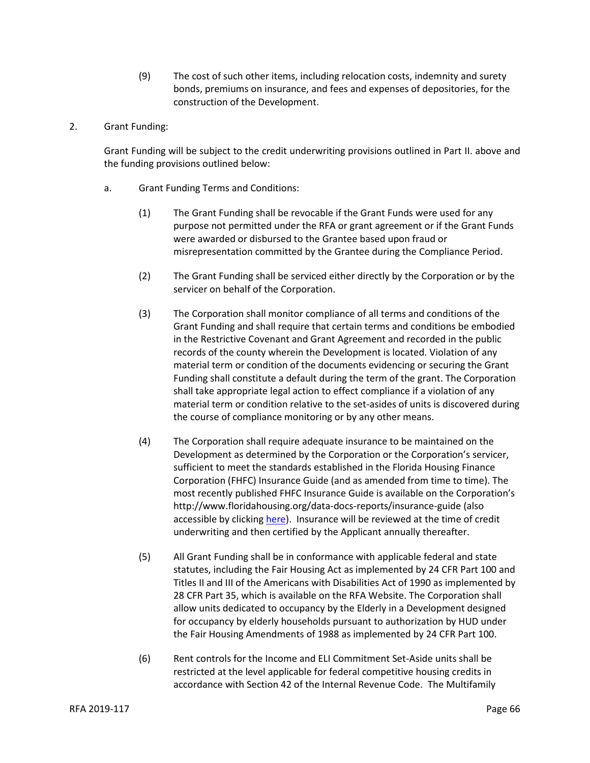(9) The cost of such other items, including relocation costs, indemnity and surety bonds, premiums on insurance, and fees and expenses of depositories, for the construction of the Development.

2. Grant Funding:

   Grant Funding will be subject to the credit underwriting provisions outlined in Part II. above and the funding provisions outlined below:

   a. Grant Funding Terms and Conditions:

      (1) The Grant Funding shall be revocable if the Grant Funds were used for any purpose not permitted under the RFA or grant agreement or if the Grant Funds were awarded or disbursed to the Grantee based upon fraud or misrepresentation committed by the Grantee during the Compliance Period.

      (2) The Grant Funding shall be serviced either directly by the Corporation or by the servicer on behalf of the Corporation.

      (3) The Corporation shall monitor compliance of all terms and conditions of the Grant Funding and shall require that certain terms and conditions be embodied in the Restrictive Covenant and Grant Agreement and recorded in the public records of the county wherein the Development is located. Violation of any material term or condition of the documents evidencing or securing the Grant Funding shall constitute a default during the term of the grant. The Corporation shall take appropriate legal action to effect compliance if a violation of any material term or condition relative to the set-asides of units is discovered during the course of compliance monitoring or by any other means.

      (4) The Corporation shall require adequate insurance to be maintained on the Development as determined by the Corporation or the Corporation's servicer, sufficient to meet the standards established in the Florida Housing Finance Corporation (FHFC) Insurance Guide (and as amended from time to time). The most recently published FHFC Insurance Guide is available on the Corporation's http://www.floridahousing.org/data-docs-reports/insurance-guide (also accessible by clicking here). Insurance will be reviewed at the time of credit underwriting and then certified by the Applicant annually thereafter.

      (5) All Grant Funding shall be in conformance with applicable federal and state statutes, including the Fair Housing Act as implemented by 24 CFR Part 100 and Titles II and III of the Americans with Disabilities Act of 1990 as implemented by 28 CFR Part 35, which is available on the RFA Website. The Corporation shall allow units dedicated to occupancy by the Elderly in a Development designed for occupancy by elderly households pursuant to authorization by HUD under the Fair Housing Amendments of 1988 as implemented by 24 CFR Part 100.

      (6) Rent controls for the Income and ELI Commitment Set-Aside units shall be restricted at the level applicable for federal competitive housing credits in accordance with Section 42 of the Internal Revenue Code. The Multifamily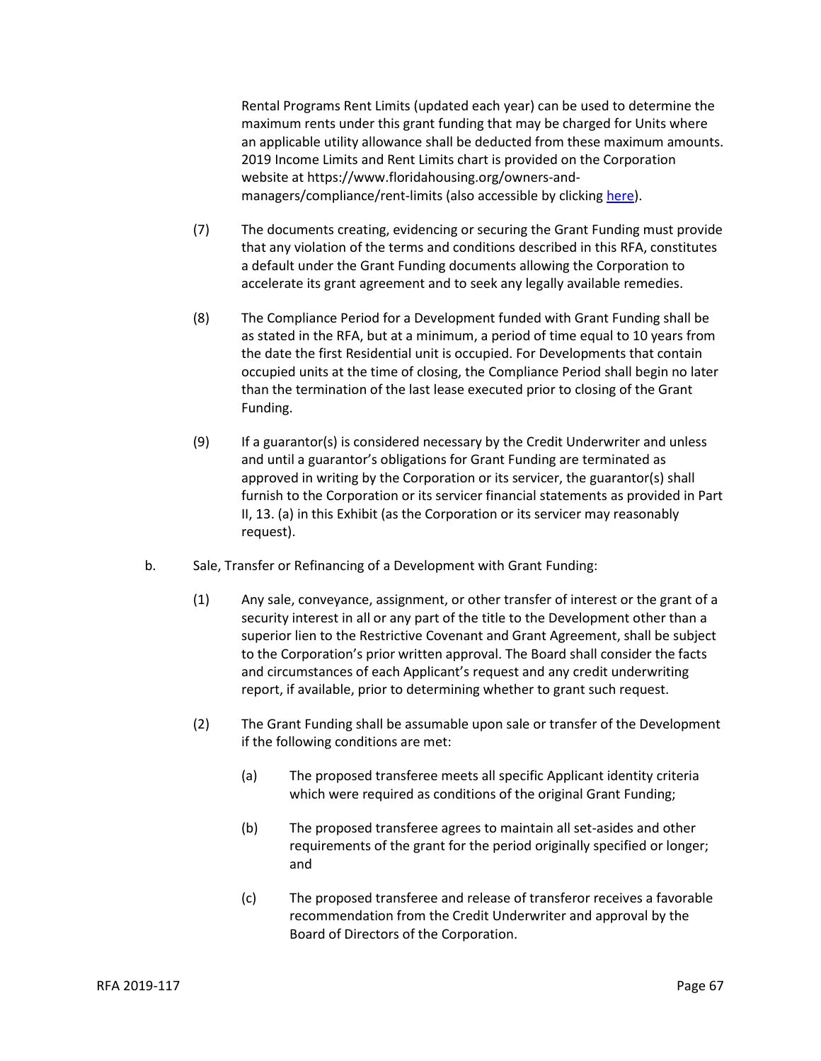Rental Programs Rent Limits (updated each year) can be used to determine the maximum rents under this grant funding that may be charged for Units where an applicable utility allowance shall be deducted from these maximum amounts. 2019 Income Limits and Rent Limits chart is provided on the Corporation website at https://www.floridahousing.org/owners-and-managers/compliance/rent-limits (also accessible by clicking [here](https://www.floridahousing.org/owners-and-managers/compliance/rent-limits)).

(7) The documents creating, evidencing or securing the Grant Funding must provide that any violation of the terms and conditions described in this RFA, constitutes a default under the Grant Funding documents allowing the Corporation to accelerate its grant agreement and to seek any legally available remedies.

(8) The Compliance Period for a Development funded with Grant Funding shall be as stated in the RFA, but at a minimum, a period of time equal to 10 years from the date the first Residential unit is occupied. For Developments that contain occupied units at the time of closing, the Compliance Period shall begin no later than the termination of the last lease executed prior to closing of the Grant Funding.

(9) If a guarantor(s) is considered necessary by the Credit Underwriter and unless and until a guarantor's obligations for Grant Funding are terminated as approved in writing by the Corporation or its servicer, the guarantor(s) shall furnish to the Corporation or its servicer financial statements as provided in Part II, 13. (a) in this Exhibit (as the Corporation or its servicer may reasonably request).

b. Sale, Transfer or Refinancing of a Development with Grant Funding:

(1) Any sale, conveyance, assignment, or other transfer of interest or the grant of a security interest in all or any part of the title to the Development other than a superior lien to the Restrictive Covenant and Grant Agreement, shall be subject to the Corporation's prior written approval. The Board shall consider the facts and circumstances of each Applicant's request and any credit underwriting report, if available, prior to determining whether to grant such request.

(2) The Grant Funding shall be assumable upon sale or transfer of the Development if the following conditions are met:

(a) The proposed transferee meets all specific Applicant identity criteria which were required as conditions of the original Grant Funding;

(b) The proposed transferee agrees to maintain all set-asides and other requirements of the grant for the period originally specified or longer; and

(c) The proposed transferee and release of transferor receives a favorable recommendation from the Credit Underwriter and approval by the Board of Directors of the Corporation.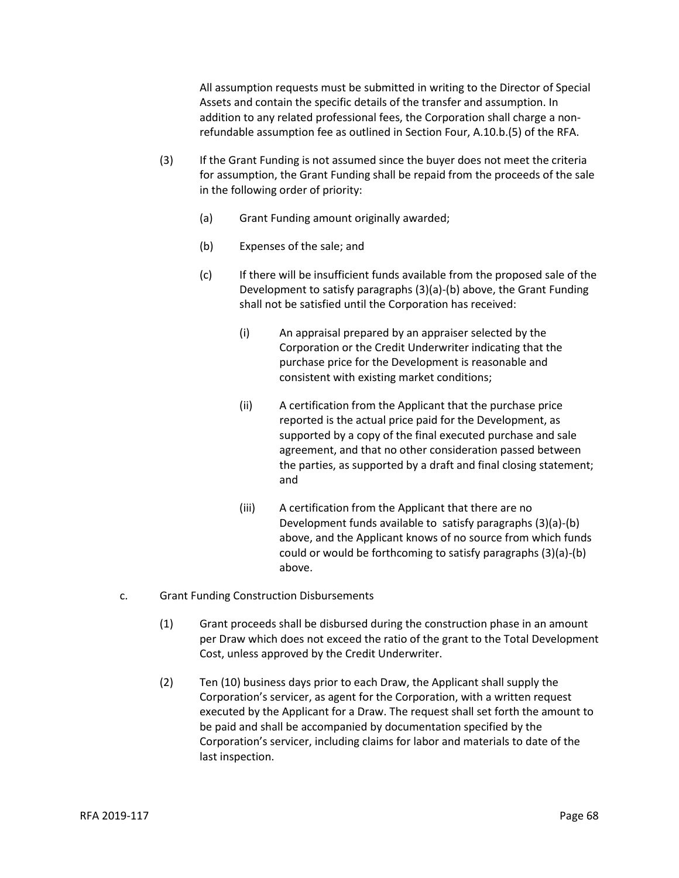All assumption requests must be submitted in writing to the Director of Special Assets and contain the specific details of the transfer and assumption. In addition to any related professional fees, the Corporation shall charge a non-refundable assumption fee as outlined in Section Four, A.10.b.(5) of the RFA.

(3) If the Grant Funding is not assumed since the buyer does not meet the criteria for assumption, the Grant Funding shall be repaid from the proceeds of the sale in the following order of priority:

(a) Grant Funding amount originally awarded;

(b) Expenses of the sale; and

(c) If there will be insufficient funds available from the proposed sale of the Development to satisfy paragraphs (3)(a)-(b) above, the Grant Funding shall not be satisfied until the Corporation has received:

(i) An appraisal prepared by an appraiser selected by the Corporation or the Credit Underwriter indicating that the purchase price for the Development is reasonable and consistent with existing market conditions;

(ii) A certification from the Applicant that the purchase price reported is the actual price paid for the Development, as supported by a copy of the final executed purchase and sale agreement, and that no other consideration passed between the parties, as supported by a draft and final closing statement; and

(iii) A certification from the Applicant that there are no Development funds available to satisfy paragraphs (3)(a)-(b) above, and the Applicant knows of no source from which funds could or would be forthcoming to satisfy paragraphs (3)(a)-(b) above.

c. Grant Funding Construction Disbursements

(1) Grant proceeds shall be disbursed during the construction phase in an amount per Draw which does not exceed the ratio of the grant to the Total Development Cost, unless approved by the Credit Underwriter.

(2) Ten (10) business days prior to each Draw, the Applicant shall supply the Corporation's servicer, as agent for the Corporation, with a written request executed by the Applicant for a Draw. The request shall set forth the amount to be paid and shall be accompanied by documentation specified by the Corporation's servicer, including claims for labor and materials to date of the last inspection.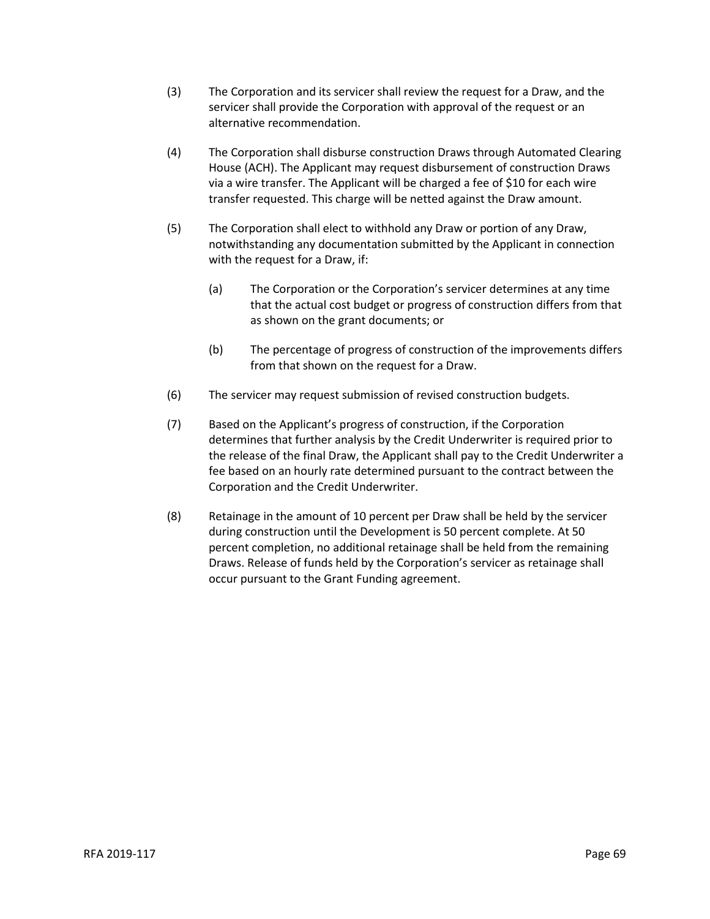(3) The Corporation and its servicer shall review the request for a Draw, and the servicer shall provide the Corporation with approval of the request or an alternative recommendation.

(4) The Corporation shall disburse construction Draws through Automated Clearing House (ACH). The Applicant may request disbursement of construction Draws via a wire transfer. The Applicant will be charged a fee of $10 for each wire transfer requested. This charge will be netted against the Draw amount.

(5) The Corporation shall elect to withhold any Draw or portion of any Draw, notwithstanding any documentation submitted by the Applicant in connection with the request for a Draw, if:

   (a) The Corporation or the Corporation's servicer determines at any time that the actual cost budget or progress of construction differs from that as shown on the grant documents; or

   (b) The percentage of progress of construction of the improvements differs from that shown on the request for a Draw.

(6) The servicer may request submission of revised construction budgets.

(7) Based on the Applicant's progress of construction, if the Corporation determines that further analysis by the Credit Underwriter is required prior to the release of the final Draw, the Applicant shall pay to the Credit Underwriter a fee based on an hourly rate determined pursuant to the contract between the Corporation and the Credit Underwriter.

(8) Retainage in the amount of 10 percent per Draw shall be held by the servicer during construction until the Development is 50 percent complete. At 50 percent completion, no additional retainage shall be held from the remaining Draws. Release of funds held by the Corporation's servicer as retainage shall occur pursuant to the Grant Funding agreement.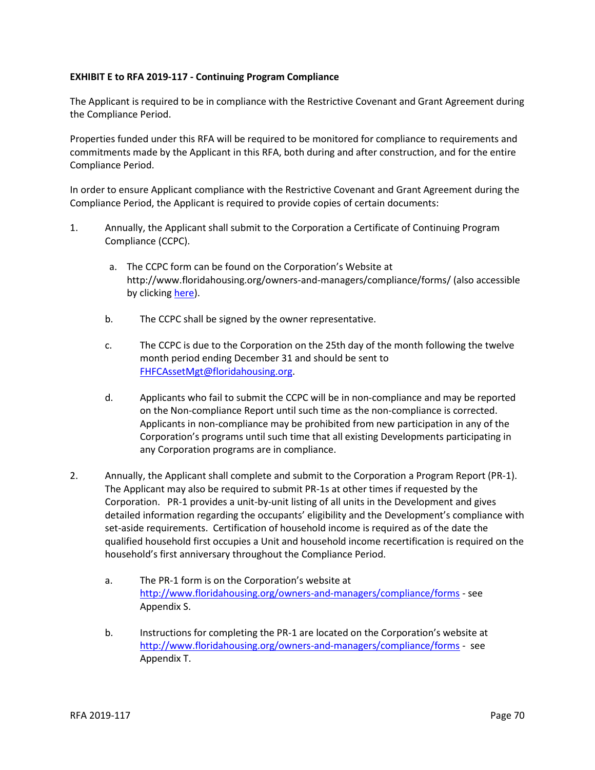**EXHIBIT E to RFA 2019-117 - Continuing Program Compliance**

The Applicant is required to be in compliance with the Restrictive Covenant and Grant Agreement during the Compliance Period.

Properties funded under this RFA will be required to be monitored for compliance to requirements and commitments made by the Applicant in this RFA, both during and after construction, and for the entire Compliance Period.

In order to ensure Applicant compliance with the Restrictive Covenant and Grant Agreement during the Compliance Period, the Applicant is required to provide copies of certain documents:

1. Annually, the Applicant shall submit to the Corporation a Certificate of Continuing Program Compliance (CCPC).

   a. The CCPC form can be found on the Corporation's Website at http://www.floridahousing.org/owners-and-managers/compliance/forms/ (also accessible by clicking here).

   b. The CCPC shall be signed by the owner representative.

   c. The CCPC is due to the Corporation on the 25th day of the month following the twelve month period ending December 31 and should be sent to FHFCAssetMgt@floridahousing.org.

   d. Applicants who fail to submit the CCPC will be in non-compliance and may be reported on the Non-compliance Report until such time as the non-compliance is corrected. Applicants in non-compliance may be prohibited from new participation in any of the Corporation's programs until such time that all existing Developments participating in any Corporation programs are in compliance.

2. Annually, the Applicant shall complete and submit to the Corporation a Program Report (PR-1). The Applicant may also be required to submit PR-1s at other times if requested by the Corporation. PR-1 provides a unit-by-unit listing of all units in the Development and gives detailed information regarding the occupants' eligibility and the Development's compliance with set-aside requirements. Certification of household income is required as of the date the qualified household first occupies a Unit and household income recertification is required on the household's first anniversary throughout the Compliance Period.

   a. The PR-1 form is on the Corporation's website at http://www.floridahousing.org/owners-and-managers/compliance/forms - see Appendix S.

   b. Instructions for completing the PR-1 are located on the Corporation's website at http://www.floridahousing.org/owners-and-managers/compliance/forms - see Appendix T.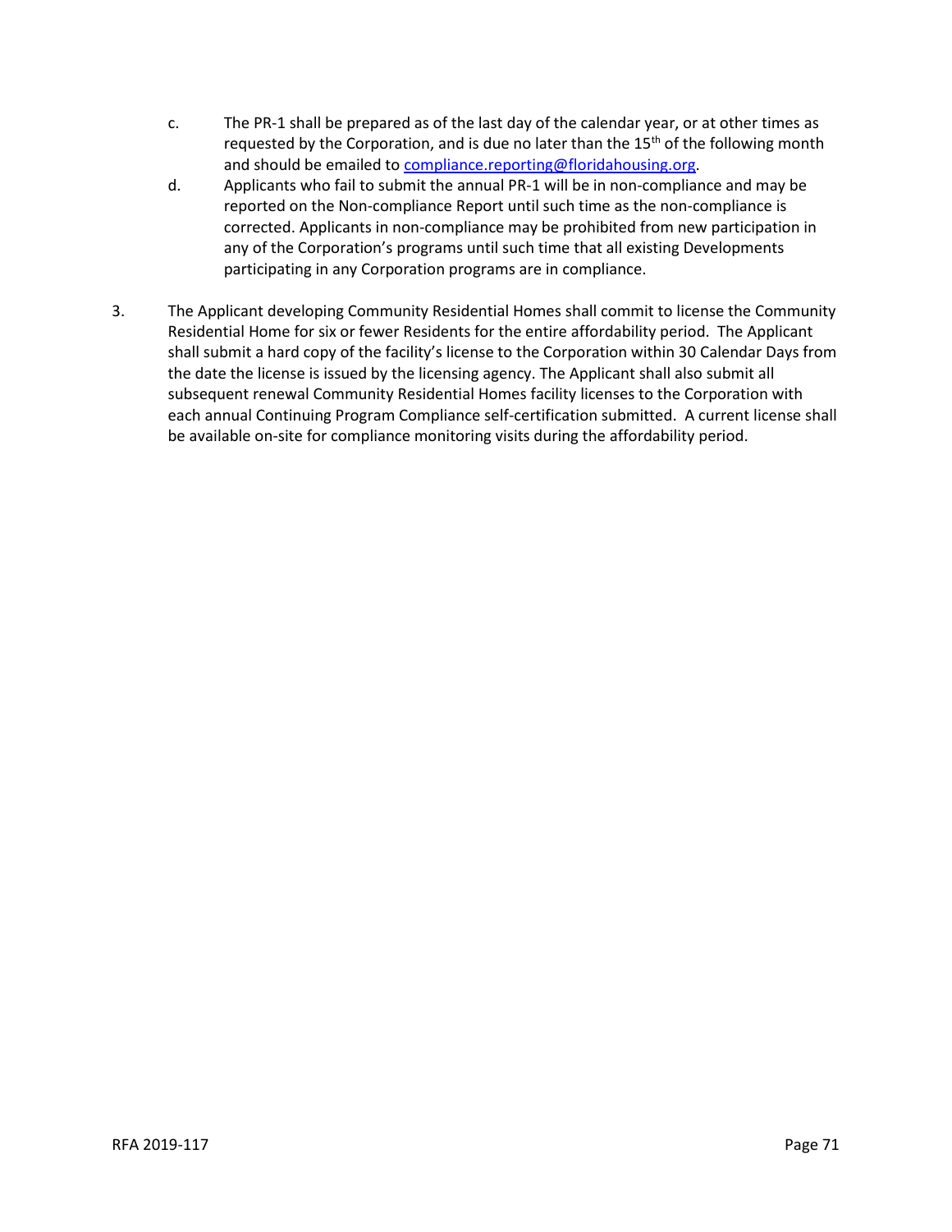c. The PR-1 shall be prepared as of the last day of the calendar year, or at other times as requested by the Corporation, and is due no later than the 15th of the following month and should be emailed to compliance.reporting@floridahousing.org.

d. Applicants who fail to submit the annual PR-1 will be in non-compliance and may be reported on the Non-compliance Report until such time as the non-compliance is corrected. Applicants in non-compliance may be prohibited from new participation in any of the Corporation's programs until such time that all existing Developments participating in any Corporation programs are in compliance.

3. The Applicant developing Community Residential Homes shall commit to license the Community Residential Home for six or fewer Residents for the entire affordability period. The Applicant shall submit a hard copy of the facility's license to the Corporation within 30 Calendar Days from the date the license is issued by the licensing agency. The Applicant shall also submit all subsequent renewal Community Residential Homes facility licenses to the Corporation with each annual Continuing Program Compliance self-certification submitted. A current license shall be available on-site for compliance monitoring visits during the affordability period.